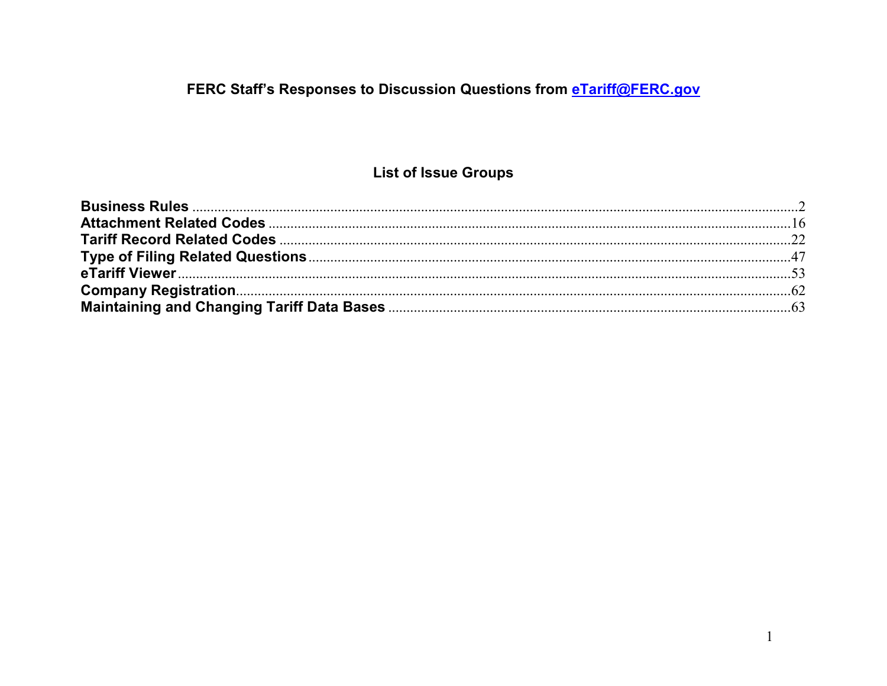# FERC Staff's Responses to Discussion Questions from [eTariff@FERC.gov](mailto:eTariff@FERC.gov)

## List of Issue Groups

**Business Rules** .................................................................................................................................2
**Attachment Related Codes** .................................................................................................................16
**Tariff Record Related Codes** .................................................................................................................22
**Type of Filing Related Questions** .................................................................................................................47
**eTariff Viewer** .................................................................................................................53
**Company Registration** .................................................................................................................62
**Maintaining and Changing Tariff Data Bases** .................................................................................................................63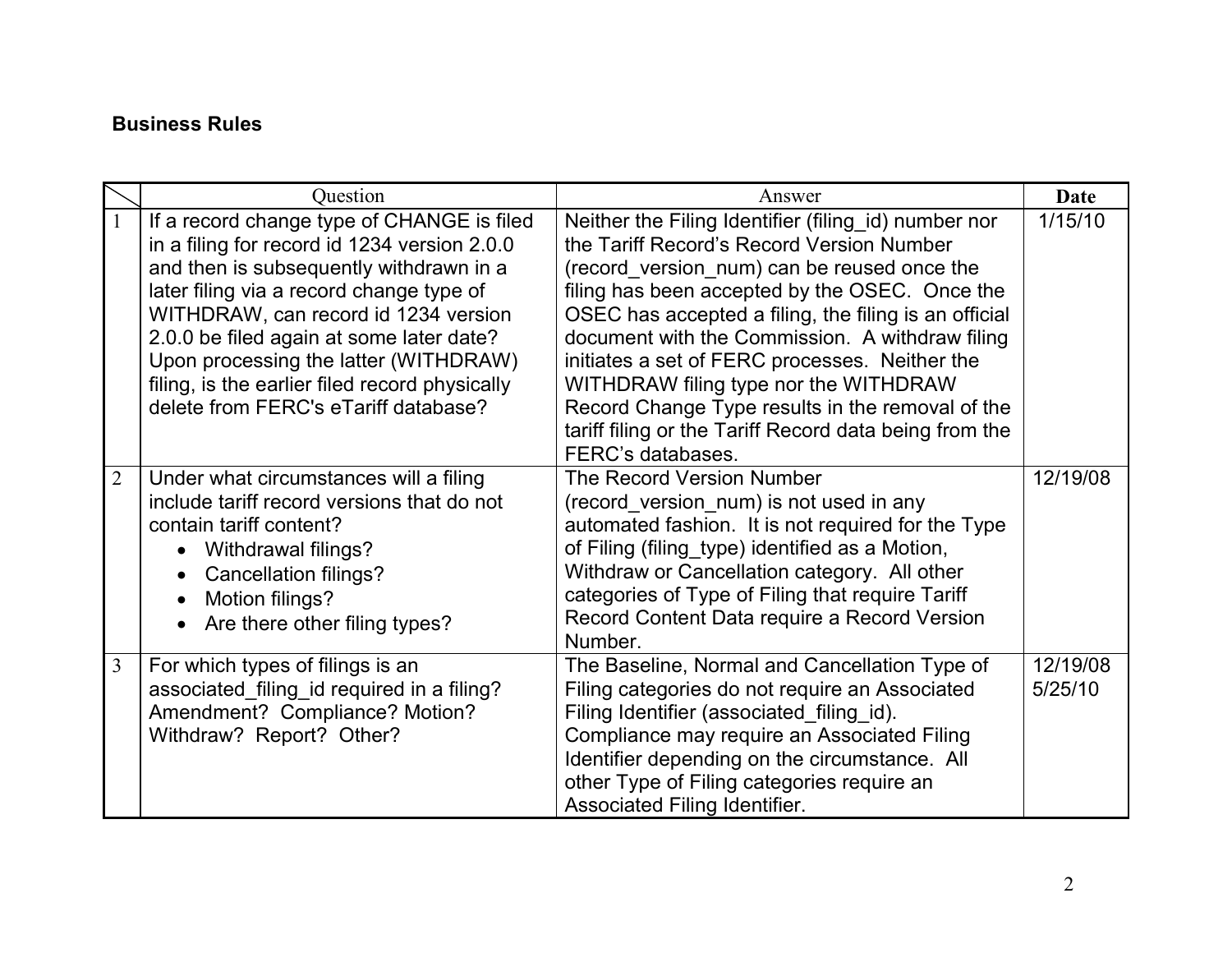**Business Rules**

| | Question | Answer | Date |
|---|---|---|---|
| 1 | If a record change type of CHANGE is filed in a filing for record id 1234 version 2.0.0 and then is subsequently withdrawn in a later filing via a record change type of WITHDRAW, can record id 1234 version 2.0.0 be filed again at some later date? Upon processing the latter (WITHDRAW) filing, is the earlier filed record physically delete from FERC's eTariff database? | Neither the Filing Identifier (filing_id) number nor the Tariff Record's Record Version Number (record_version_num) can be reused once the filing has been accepted by the OSEC. Once the OSEC has accepted a filing, the filing is an official document with the Commission. A withdraw filing initiates a set of FERC processes. Neither the WITHDRAW filing type nor the WITHDRAW Record Change Type results in the removal of the tariff filing or the Tariff Record data being from the FERC's databases. | 1/15/10 |
| 2 | Under what circumstances will a filing include tariff record versions that do not contain tariff content?<br>• Withdrawal filings?<br>• Cancellation filings?<br>• Motion filings?<br>• Are there other filing types? | The Record Version Number (record_version_num) is not used in any automated fashion. It is not required for the Type of Filing (filing_type) identified as a Motion, Withdraw or Cancellation category. All other categories of Type of Filing that require Tariff Record Content Data require a Record Version Number. | 12/19/08 |
| 3 | For which types of filings is an associated_filing_id required in a filing? Amendment? Compliance? Motion? Withdraw? Report? Other? | The Baseline, Normal and Cancellation Type of Filing categories do not require an Associated Filing Identifier (associated_filing_id). Compliance may require an Associated Filing Identifier depending on the circumstance. All other Type of Filing categories require an Associated Filing Identifier. | 12/19/08<br>5/25/10 |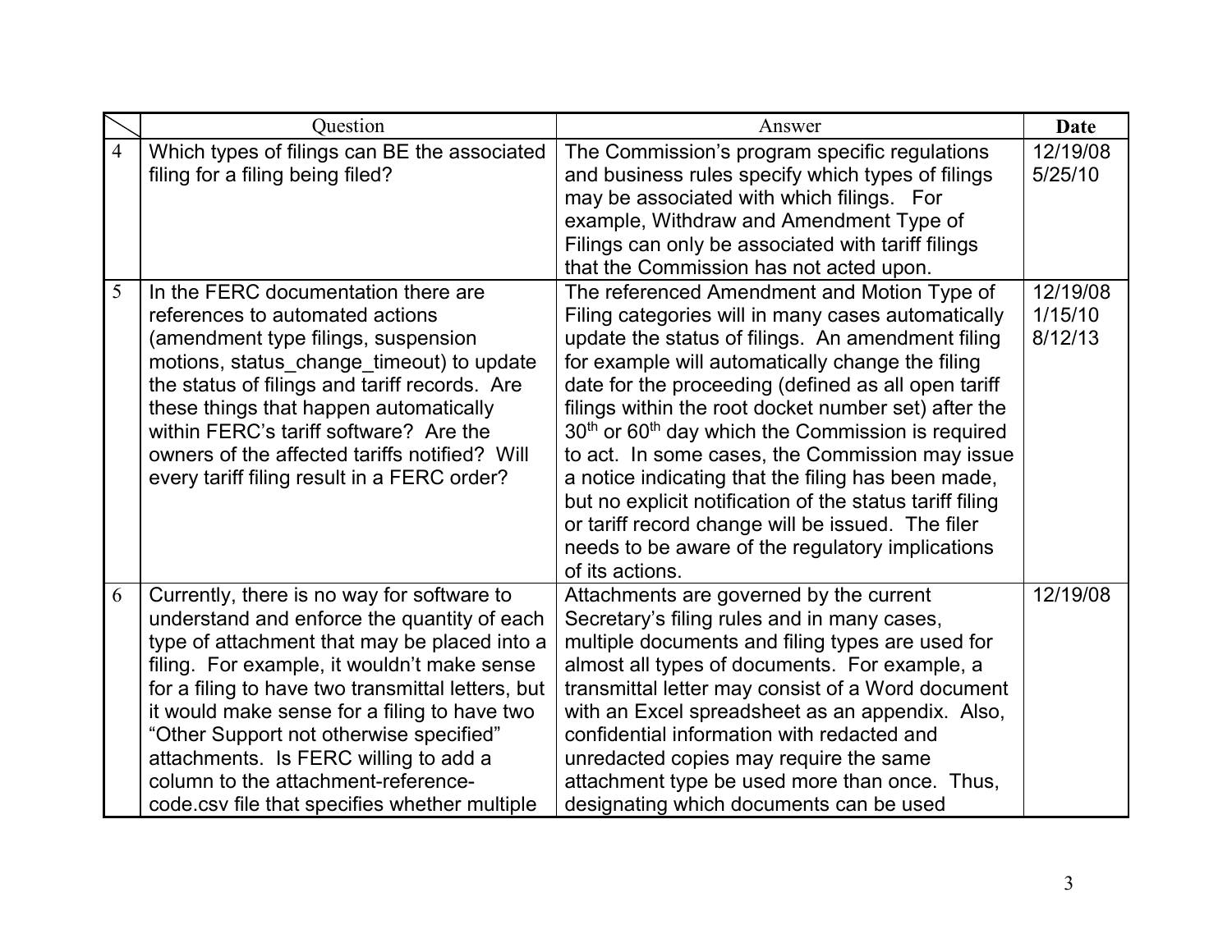| | Question | Answer | Date |
|---|---|---|---|
| 4 | Which types of filings can BE the associated filing for a filing being filed? | The Commission's program specific regulations and business rules specify which types of filings may be associated with which filings. For example, Withdraw and Amendment Type of Filings can only be associated with tariff filings that the Commission has not acted upon. | 12/19/08 5/25/10 |
| 5 | In the FERC documentation there are references to automated actions (amendment type filings, suspension motions, status_change_timeout) to update the status of filings and tariff records. Are these things that happen automatically within FERC's tariff software? Are the owners of the affected tariffs notified? Will every tariff filing result in a FERC order? | The referenced Amendment and Motion Type of Filing categories will in many cases automatically update the status of filings. An amendment filing for example will automatically change the filing date for the proceeding (defined as all open tariff filings within the root docket number set) after the 30th or 60th day which the Commission is required to act. In some cases, the Commission may issue a notice indicating that the filing has been made, but no explicit notification of the status tariff filing or tariff record change will be issued. The filer needs to be aware of the regulatory implications of its actions. | 12/19/08 1/15/10 8/12/13 |
| 6 | Currently, there is no way for software to understand and enforce the quantity of each type of attachment that may be placed into a filing. For example, it wouldn't make sense for a filing to have two transmittal letters, but it would make sense for a filing to have two "Other Support not otherwise specified" attachments. Is FERC willing to add a column to the attachment-reference-code.csv file that specifies whether multiple | Attachments are governed by the current Secretary's filing rules and in many cases, multiple documents and filing types are used for almost all types of documents. For example, a transmittal letter may consist of a Word document with an Excel spreadsheet as an appendix. Also, confidential information with redacted and unredacted copies may require the same attachment type be used more than once. Thus, designating which documents can be used | 12/19/08 |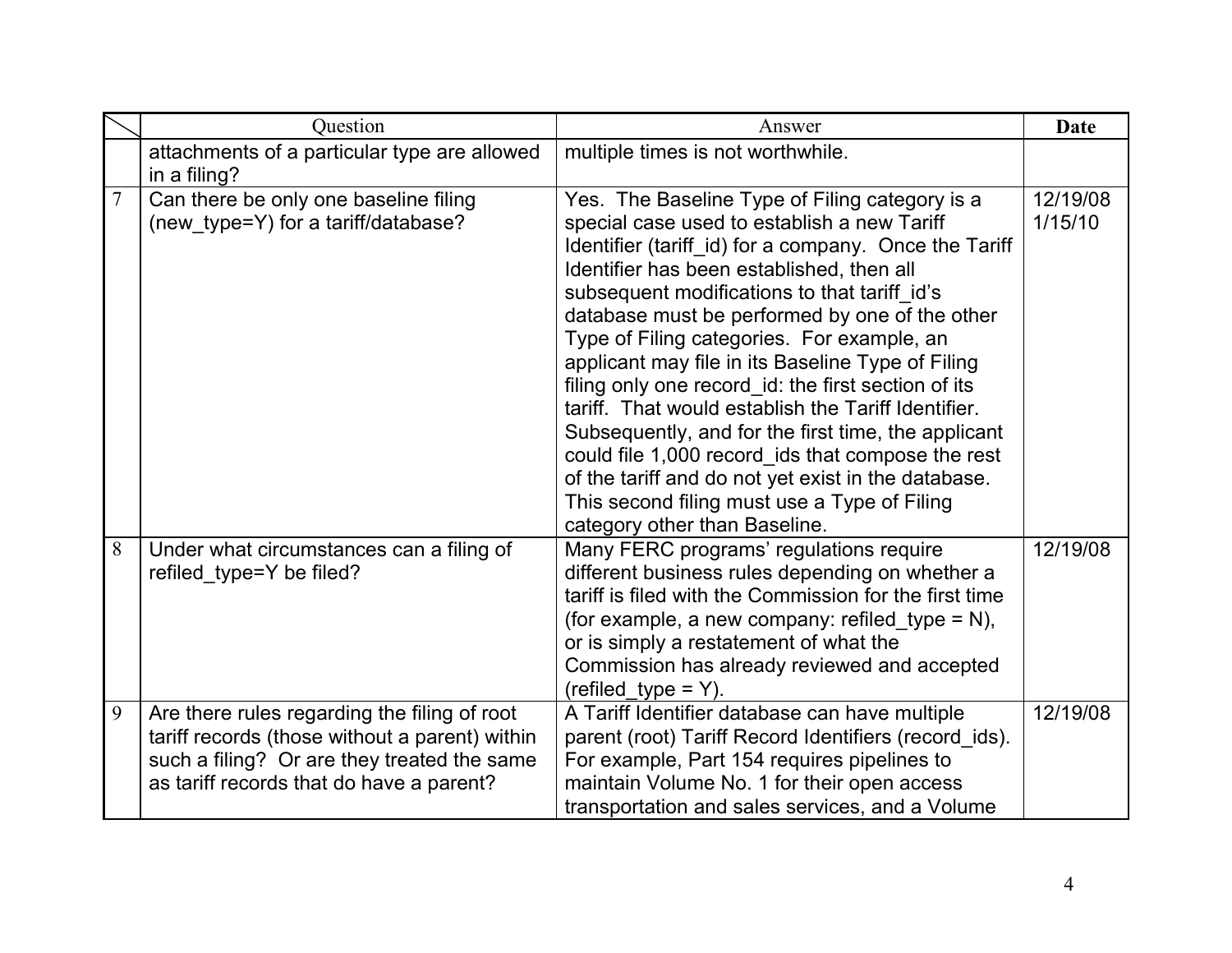|  | Question | Answer | Date |
|---|---|---|---|
|  | attachments of a particular type are allowed in a filing? | multiple times is not worthwhile. |  |
| 7 | Can there be only one baseline filing (new_type=Y) for a tariff/database? | Yes. The Baseline Type of Filing category is a special case used to establish a new Tariff Identifier (tariff_id) for a company. Once the Tariff Identifier has been established, then all subsequent modifications to that tariff_id's database must be performed by one of the other Type of Filing categories. For example, an applicant may file in its Baseline Type of Filing filing only one record_id: the first section of its tariff. That would establish the Tariff Identifier. Subsequently, and for the first time, the applicant could file 1,000 record_ids that compose the rest of the tariff and do not yet exist in the database. This second filing must use a Type of Filing category other than Baseline. | 12/19/08 1/15/10 |
| 8 | Under what circumstances can a filing of refiled_type=Y be filed? | Many FERC programs' regulations require different business rules depending on whether a tariff is filed with the Commission for the first time (for example, a new company: refiled_type = N), or is simply a restatement of what the Commission has already reviewed and accepted (refiled_type = Y). | 12/19/08 |
| 9 | Are there rules regarding the filing of root tariff records (those without a parent) within such a filing? Or are they treated the same as tariff records that do have a parent? | A Tariff Identifier database can have multiple parent (root) Tariff Record Identifiers (record_ids). For example, Part 154 requires pipelines to maintain Volume No. 1 for their open access transportation and sales services, and a Volume | 12/19/08 |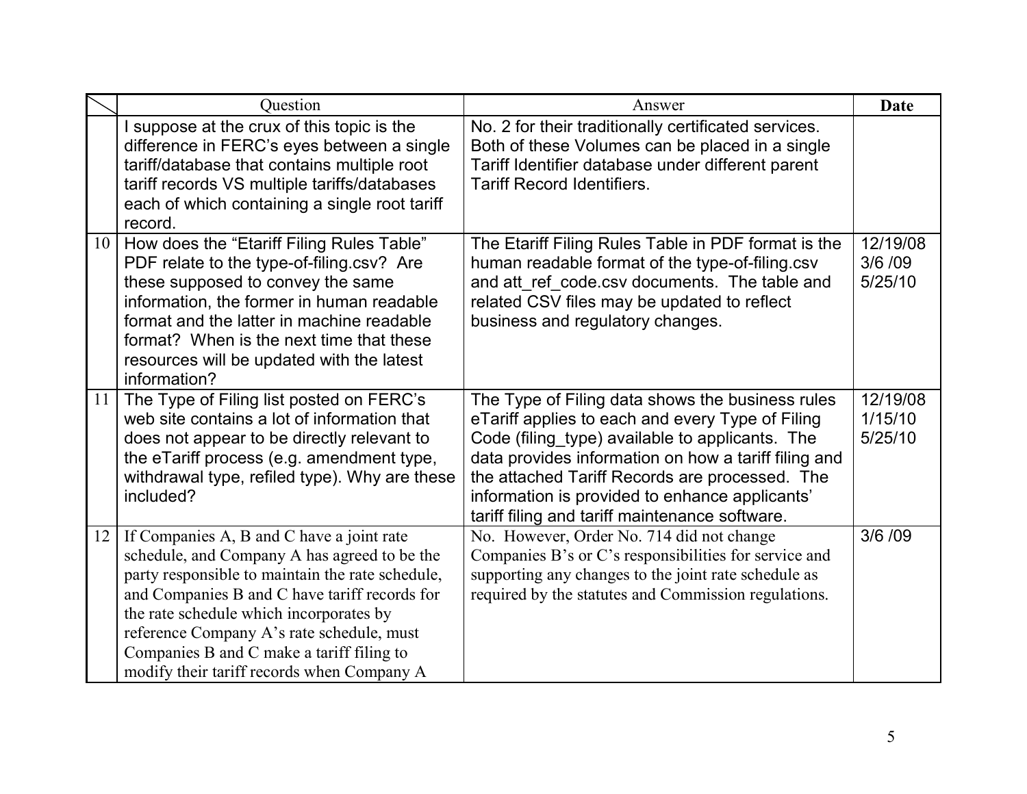| | Question | Answer | Date |
|---|---|---|---|
| | I suppose at the crux of this topic is the difference in FERC's eyes between a single tariff/database that contains multiple root tariff records VS multiple tariffs/databases each of which containing a single root tariff record. | No. 2 for their traditionally certificated services. Both of these Volumes can be placed in a single Tariff Identifier database under different parent Tariff Record Identifiers. | |
| 10 | How does the "Etariff Filing Rules Table" PDF relate to the type-of-filing.csv? Are these supposed to convey the same information, the former in human readable format and the latter in machine readable format? When is the next time that these resources will be updated with the latest information? | The Etariff Filing Rules Table in PDF format is the human readable format of the type-of-filing.csv and att_ref_code.csv documents. The table and related CSV files may be updated to reflect business and regulatory changes. | 12/19/08<br>3/6 /09<br>5/25/10 |
| 11 | The Type of Filing list posted on FERC's web site contains a lot of information that does not appear to be directly relevant to the eTariff process (e.g. amendment type, withdrawal type, refiled type). Why are these included? | The Type of Filing data shows the business rules eTariff applies to each and every Type of Filing Code (filing_type) available to applicants. The data provides information on how a tariff filing and the attached Tariff Records are processed. The information is provided to enhance applicants' tariff filing and tariff maintenance software. | 12/19/08<br>1/15/10<br>5/25/10 |
| 12 | If Companies A, B and C have a joint rate schedule, and Company A has agreed to be the party responsible to maintain the rate schedule, and Companies B and C have tariff records for the rate schedule which incorporates by reference Company A's rate schedule, must Companies B and C make a tariff filing to modify their tariff records when Company A | No. However, Order No. 714 did not change Companies B's or C's responsibilities for service and supporting any changes to the joint rate schedule as required by the statutes and Commission regulations. | 3/6 /09 |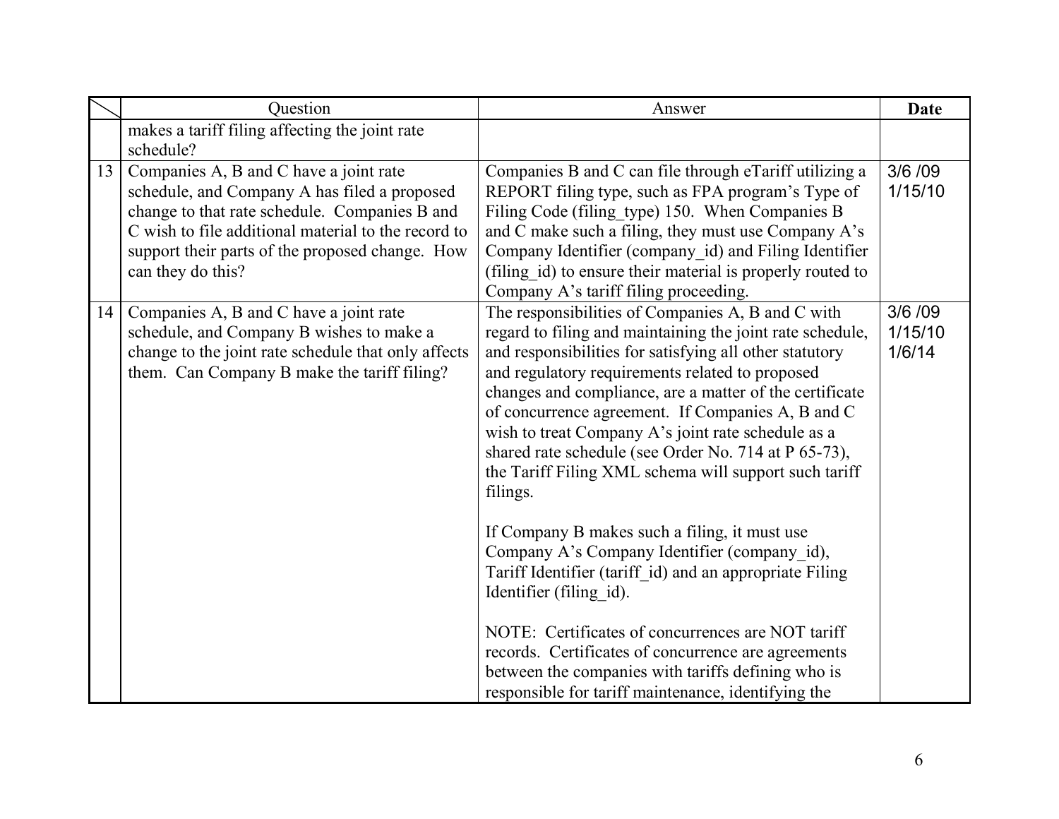| | Question | Answer | Date |
|---|---|---|---|
| | makes a tariff filing affecting the joint rate schedule? | | |
| 13 | Companies A, B and C have a joint rate schedule, and Company A has filed a proposed change to that rate schedule. Companies B and C wish to file additional material to the record to support their parts of the proposed change. How can they do this? | Companies B and C can file through eTariff utilizing a REPORT filing type, such as FPA program's Type of Filing Code (filing_type) 150. When Companies B and C make such a filing, they must use Company A's Company Identifier (company_id) and Filing Identifier (filing_id) to ensure their material is properly routed to Company A's tariff filing proceeding. | 3/6 /09<br>1/15/10 |
| 14 | Companies A, B and C have a joint rate schedule, and Company B wishes to make a change to the joint rate schedule that only affects them. Can Company B make the tariff filing? | The responsibilities of Companies A, B and C with regard to filing and maintaining the joint rate schedule, and responsibilities for satisfying all other statutory and regulatory requirements related to proposed changes and compliance, are a matter of the certificate of concurrence agreement. If Companies A, B and C wish to treat Company A's joint rate schedule as a shared rate schedule (see Order No. 714 at P 65-73), the Tariff Filing XML schema will support such tariff filings.<br><br>If Company B makes such a filing, it must use Company A's Company Identifier (company_id), Tariff Identifier (tariff_id) and an appropriate Filing Identifier (filing_id).<br><br>NOTE: Certificates of concurrences are NOT tariff records. Certificates of concurrence are agreements between the companies with tariffs defining who is responsible for tariff maintenance, identifying the | 3/6 /09<br>1/15/10<br>1/6/14 |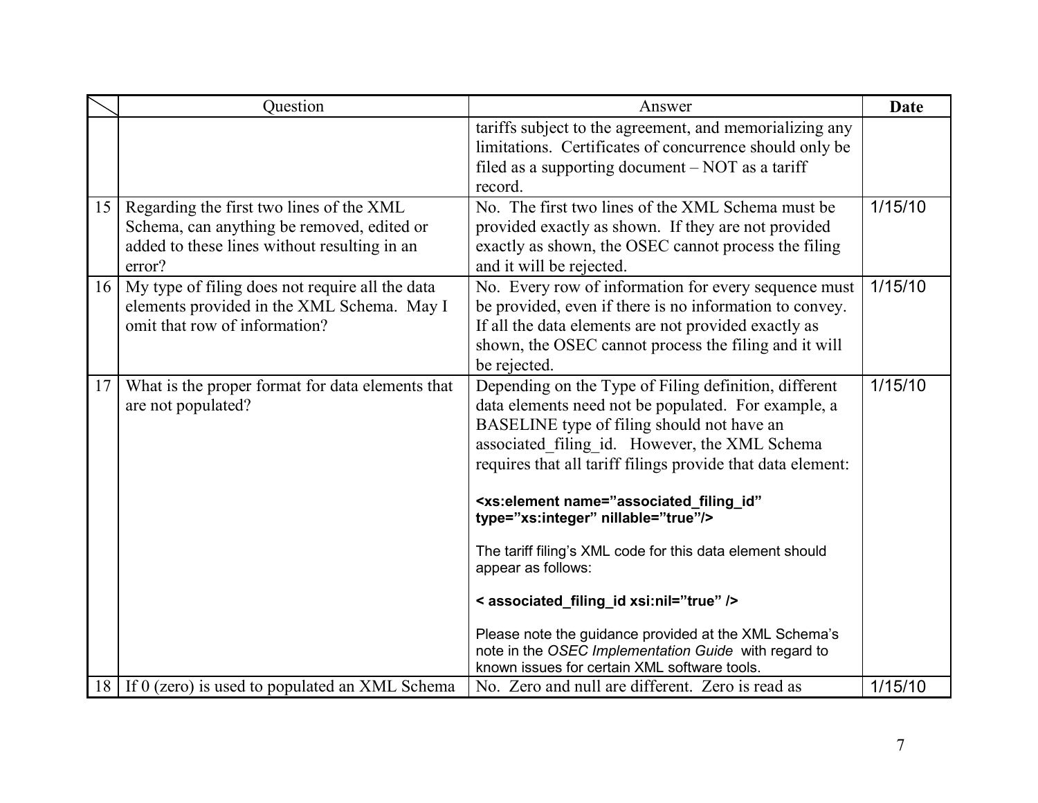| | Question | Answer | Date |
|---|---|---|---|
| | | tariffs subject to the agreement, and memorializing any limitations. Certificates of concurrence should only be filed as a supporting document – NOT as a tariff record. | |
| 15 | Regarding the first two lines of the XML Schema, can anything be removed, edited or added to these lines without resulting in an error? | No. The first two lines of the XML Schema must be provided exactly as shown. If they are not provided exactly as shown, the OSEC cannot process the filing and it will be rejected. | 1/15/10 |
| 16 | My type of filing does not require all the data elements provided in the XML Schema. May I omit that row of information? | No. Every row of information for every sequence must be provided, even if there is no information to convey. If all the data elements are not provided exactly as shown, the OSEC cannot process the filing and it will be rejected. | 1/15/10 |
| 17 | What is the proper format for data elements that are not populated? | Depending on the Type of Filing definition, different data elements need not be populated. For example, a BASELINE type of filing should not have an associated_filing_id. However, the XML Schema requires that all tariff filings provide that data element:<br><br>**<xs:element name="associated_filing_id" type="xs:integer" nillable="true"/>**<br><br>The tariff filing's XML code for this data element should appear as follows:<br><br>**< associated_filing_id xsi:nil="true" />**<br><br>Please note the guidance provided at the XML Schema's note in the *OSEC Implementation Guide* with regard to known issues for certain XML software tools. | 1/15/10 |
| 18 | If 0 (zero) is used to populated an XML Schema | No. Zero and null are different. Zero is read as | 1/15/10 |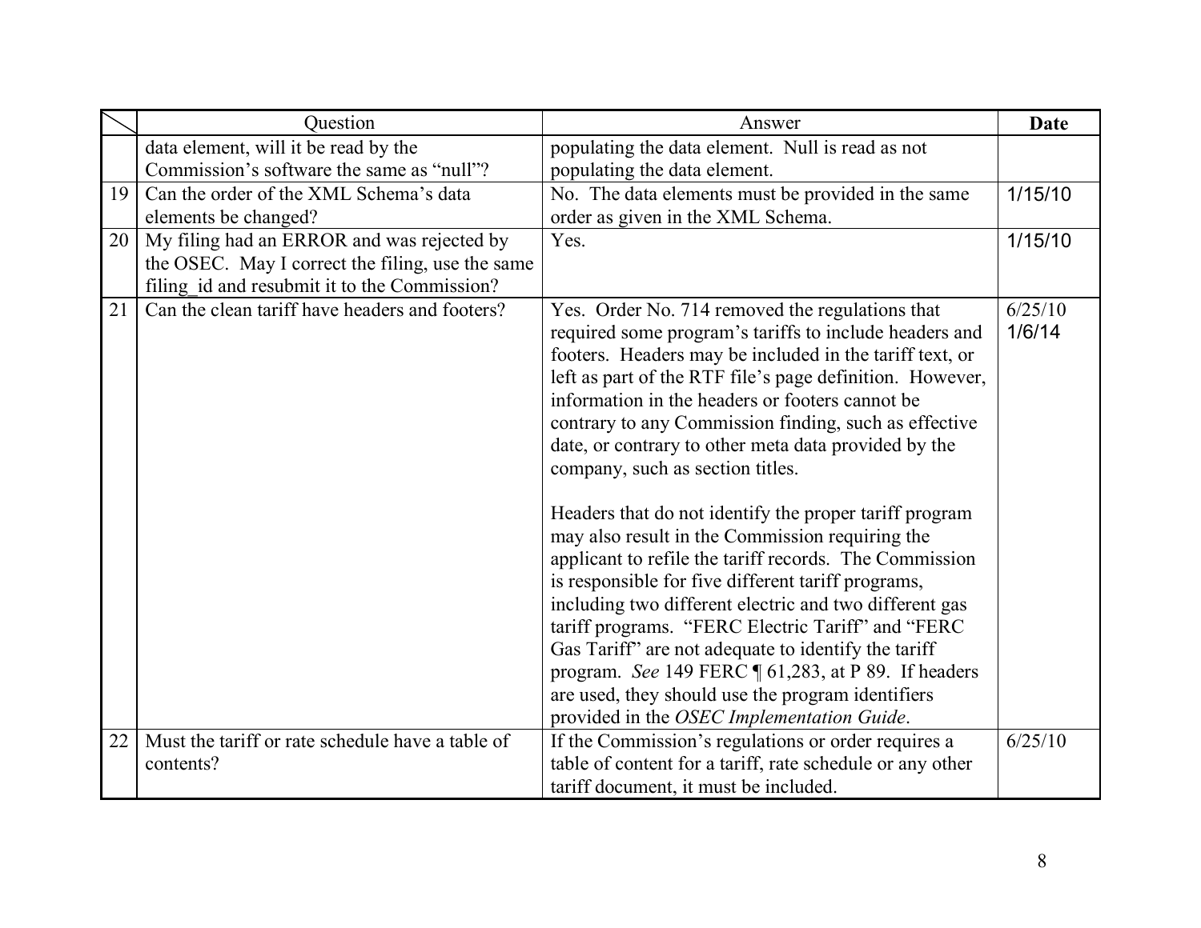| | Question | Answer | Date |
|---|---|---|---|
| | data element, will it be read by the Commission's software the same as "null"? | populating the data element. Null is read as not populating the data element. | |
| 19 | Can the order of the XML Schema's data elements be changed? | No. The data elements must be provided in the same order as given in the XML Schema. | 1/15/10 |
| 20 | My filing had an ERROR and was rejected by the OSEC. May I correct the filing, use the same filing_id and resubmit it to the Commission? | Yes. | 1/15/10 |
| 21 | Can the clean tariff have headers and footers? | Yes. Order No. 714 removed the regulations that required some program's tariffs to include headers and footers. Headers may be included in the tariff text, or left as part of the RTF file's page definition. However, information in the headers or footers cannot be contrary to any Commission finding, such as effective date, or contrary to other meta data provided by the company, such as section titles.<br><br>Headers that do not identify the proper tariff program may also result in the Commission requiring the applicant to refile the tariff records. The Commission is responsible for five different tariff programs, including two different electric and two different gas tariff programs. "FERC Electric Tariff" and "FERC Gas Tariff" are not adequate to identify the tariff program. *See* 149 FERC ¶ 61,283, at P 89. If headers are used, they should use the program identifiers provided in the *OSEC Implementation Guide*. | 6/25/10<br>1/6/14 |
| 22 | Must the tariff or rate schedule have a table of contents? | If the Commission's regulations or order requires a table of content for a tariff, rate schedule or any other tariff document, it must be included. | 6/25/10 |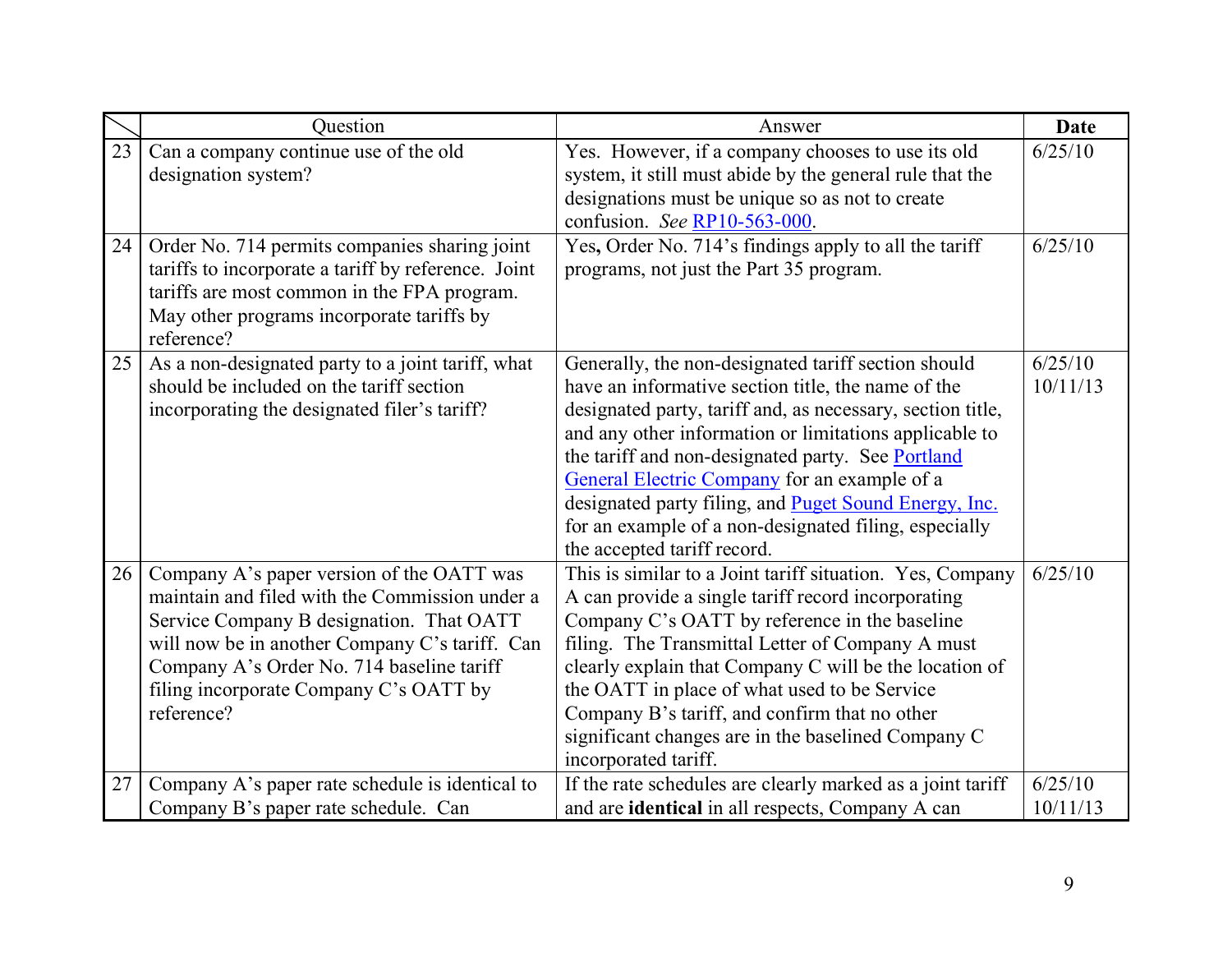| | Question | Answer | Date |
|---|---|---|---|
| 23 | Can a company continue use of the old designation system? | Yes. However, if a company chooses to use its old system, it still must abide by the general rule that the designations must be unique so as not to create confusion. *See* RP10-563-000. | 6/25/10 |
| 24 | Order No. 714 permits companies sharing joint tariffs to incorporate a tariff by reference. Joint tariffs are most common in the FPA program. May other programs incorporate tariffs by reference? | Yes**,** Order No. 714's findings apply to all the tariff programs, not just the Part 35 program. | 6/25/10 |
| 25 | As a non-designated party to a joint tariff, what should be included on the tariff section incorporating the designated filer's tariff? | Generally, the non-designated tariff section should have an informative section title, the name of the designated party, tariff and, as necessary, section title, and any other information or limitations applicable to the tariff and non-designated party. See Portland General Electric Company for an example of a designated party filing, and Puget Sound Energy, Inc. for an example of a non-designated filing, especially the accepted tariff record. | 6/25/10<br>10/11/13 |
| 26 | Company A's paper version of the OATT was maintain and filed with the Commission under a Service Company B designation. That OATT will now be in another Company C's tariff. Can Company A's Order No. 714 baseline tariff filing incorporate Company C's OATT by reference? | This is similar to a Joint tariff situation. Yes, Company A can provide a single tariff record incorporating Company C's OATT by reference in the baseline filing. The Transmittal Letter of Company A must clearly explain that Company C will be the location of the OATT in place of what used to be Service Company B's tariff, and confirm that no other significant changes are in the baselined Company C incorporated tariff. | 6/25/10 |
| 27 | Company A's paper rate schedule is identical to Company B's paper rate schedule. Can | If the rate schedules are clearly marked as a joint tariff and are **identical** in all respects, Company A can | 6/25/10<br>10/11/13 |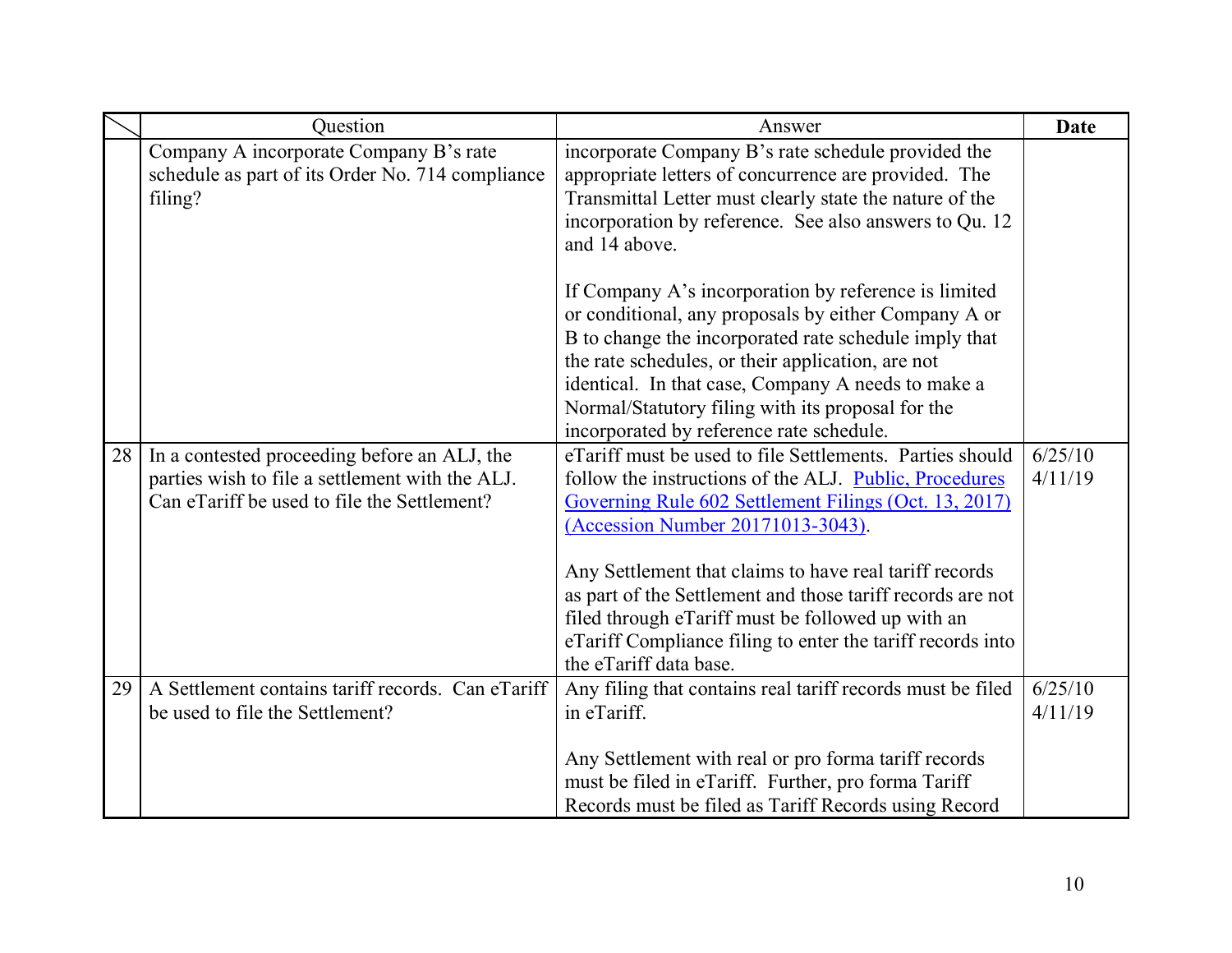| | Question | Answer | Date |
|---|---|---|---|
| | Company A incorporate Company B's rate schedule as part of its Order No. 714 compliance filing? | incorporate Company B's rate schedule provided the appropriate letters of concurrence are provided. The Transmittal Letter must clearly state the nature of the incorporation by reference. See also answers to Qu. 12 and 14 above.<br><br>If Company A's incorporation by reference is limited or conditional, any proposals by either Company A or B to change the incorporated rate schedule imply that the rate schedules, or their application, are not identical. In that case, Company A needs to make a Normal/Statutory filing with its proposal for the incorporated by reference rate schedule. | |
| 28 | In a contested proceeding before an ALJ, the parties wish to file a settlement with the ALJ. Can eTariff be used to file the Settlement? | eTariff must be used to file Settlements. Parties should follow the instructions of the ALJ. Public, Procedures Governing Rule 602 Settlement Filings (Oct. 13, 2017) (Accession Number 20171013-3043).<br><br>Any Settlement that claims to have real tariff records as part of the Settlement and those tariff records are not filed through eTariff must be followed up with an eTariff Compliance filing to enter the tariff records into the eTariff data base. | 6/25/10<br>4/11/19 |
| 29 | A Settlement contains tariff records. Can eTariff be used to file the Settlement? | Any filing that contains real tariff records must be filed in eTariff.<br><br>Any Settlement with real or pro forma tariff records must be filed in eTariff. Further, pro forma Tariff Records must be filed as Tariff Records using Record | 6/25/10<br>4/11/19 |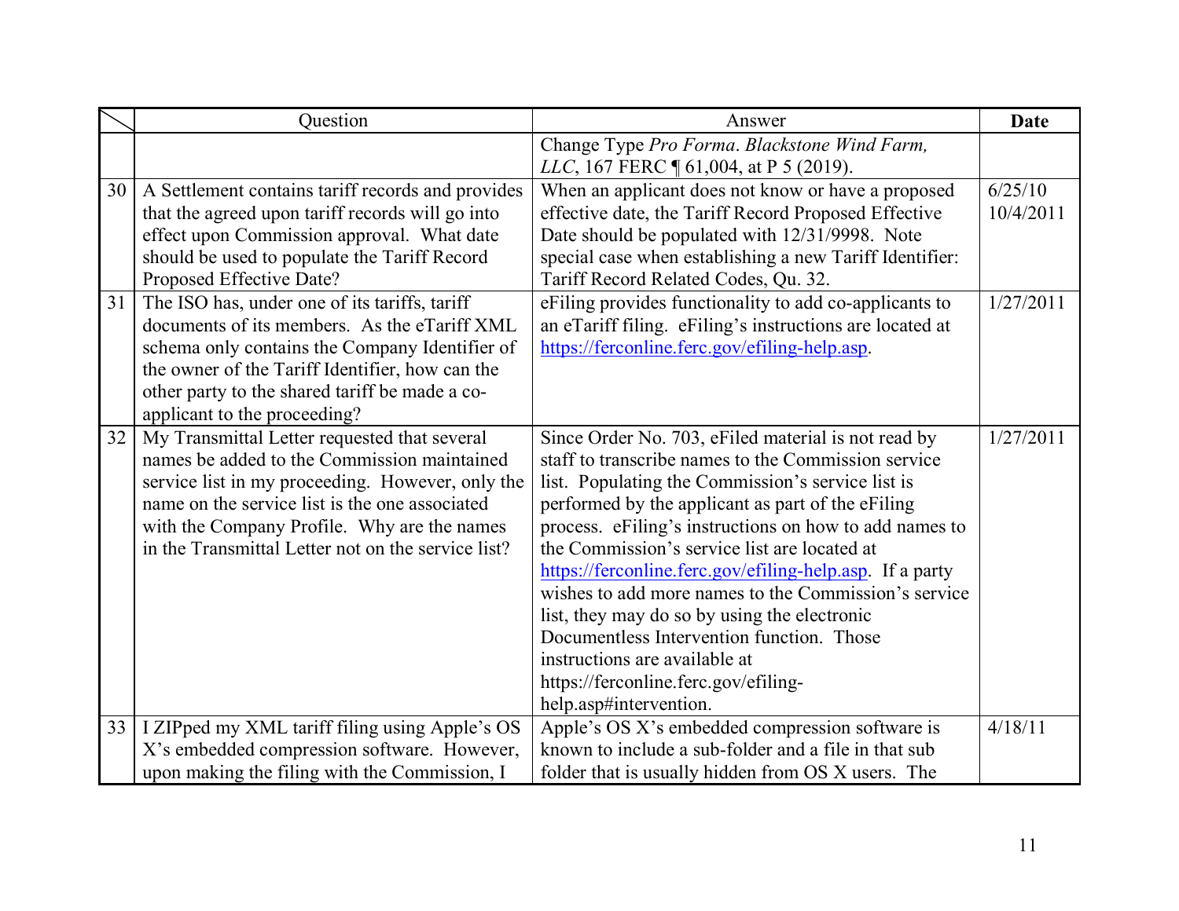| | Question | Answer | Date |
|---|---|---|---|
| | | Change Type *Pro Forma*. *Blackstone Wind Farm, LLC*, 167 FERC ¶ 61,004, at P 5 (2019). | |
| 30 | A Settlement contains tariff records and provides that the agreed upon tariff records will go into effect upon Commission approval. What date should be used to populate the Tariff Record Proposed Effective Date? | When an applicant does not know or have a proposed effective date, the Tariff Record Proposed Effective Date should be populated with 12/31/9998. Note special case when establishing a new Tariff Identifier: Tariff Record Related Codes, Qu. 32. | 6/25/10 10/4/2011 |
| 31 | The ISO has, under one of its tariffs, tariff documents of its members. As the eTariff XML schema only contains the Company Identifier of the owner of the Tariff Identifier, how can the other party to the shared tariff be made a co-applicant to the proceeding? | eFiling provides functionality to add co-applicants to an eTariff filing. eFiling's instructions are located at https://ferconline.ferc.gov/efiling-help.asp. | 1/27/2011 |
| 32 | My Transmittal Letter requested that several names be added to the Commission maintained service list in my proceeding. However, only the name on the service list is the one associated with the Company Profile. Why are the names in the Transmittal Letter not on the service list? | Since Order No. 703, eFiled material is not read by staff to transcribe names to the Commission service list. Populating the Commission's service list is performed by the applicant as part of the eFiling process. eFiling's instructions on how to add names to the Commission's service list are located at https://ferconline.ferc.gov/efiling-help.asp. If a party wishes to add more names to the Commission's service list, they may do so by using the electronic Documentless Intervention function. Those instructions are available at https://ferconline.ferc.gov/efiling-help.asp#intervention. | 1/27/2011 |
| 33 | I ZIPped my XML tariff filing using Apple's OS X's embedded compression software. However, upon making the filing with the Commission, I | Apple's OS X's embedded compression software is known to include a sub-folder and a file in that sub folder that is usually hidden from OS X users. The | 4/18/11 |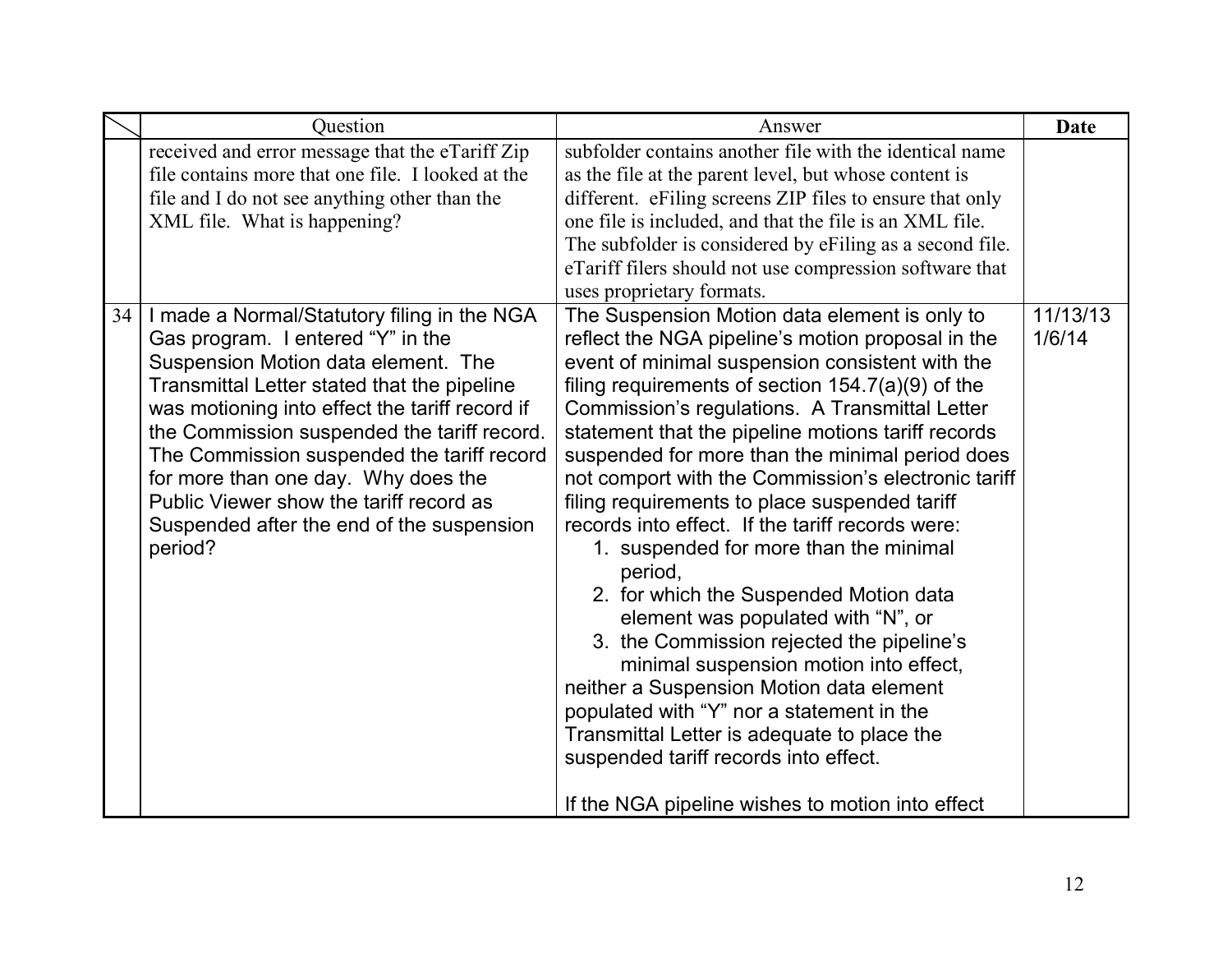| | Question | Answer | Date |
|---|---|---|---|
| | received and error message that the eTariff Zip file contains more that one file. I looked at the file and I do not see anything other than the XML file. What is happening? | subfolder contains another file with the identical name as the file at the parent level, but whose content is different. eFiling screens ZIP files to ensure that only one file is included, and that the file is an XML file. The subfolder is considered by eFiling as a second file. eTariff filers should not use compression software that uses proprietary formats. | |
| 34 | I made a Normal/Statutory filing in the NGA Gas program. I entered “Y” in the Suspension Motion data element. The Transmittal Letter stated that the pipeline was motioning into effect the tariff record if the Commission suspended the tariff record. The Commission suspended the tariff record for more than one day. Why does the Public Viewer show the tariff record as Suspended after the end of the suspension period? | The Suspension Motion data element is only to reflect the NGA pipeline’s motion proposal in the event of minimal suspension consistent with the filing requirements of section 154.7(a)(9) of the Commission’s regulations. A Transmittal Letter statement that the pipeline motions tariff records suspended for more than the minimal period does not comport with the Commission’s electronic tariff filing requirements to place suspended tariff records into effect. If the tariff records were:<br>1. suspended for more than the minimal period,<br>2. for which the Suspended Motion data element was populated with “N”, or<br>3. the Commission rejected the pipeline’s minimal suspension motion into effect,<br>neither a Suspension Motion data element populated with “Y” nor a statement in the Transmittal Letter is adequate to place the suspended tariff records into effect.<br><br>If the NGA pipeline wishes to motion into effect | 11/13/13<br>1/6/14 |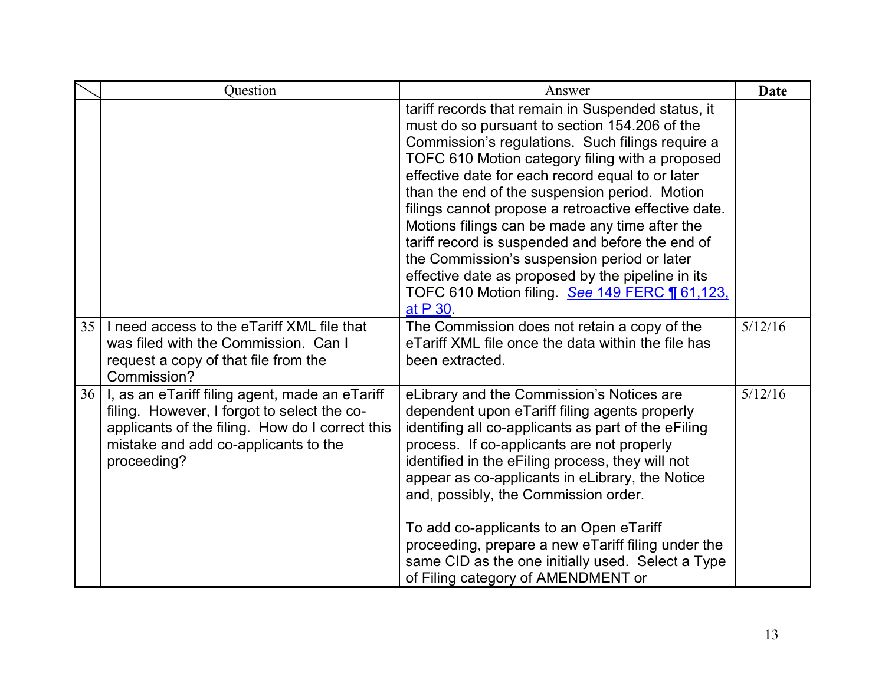| | Question | Answer | Date |
|---|---|---|---|
| | | tariff records that remain in Suspended status, it must do so pursuant to section 154.206 of the Commission's regulations. Such filings require a TOFC 610 Motion category filing with a proposed effective date for each record equal to or later than the end of the suspension period. Motion filings cannot propose a retroactive effective date. Motions filings can be made any time after the tariff record is suspended and before the end of the Commission's suspension period or later effective date as proposed by the pipeline in its TOFC 610 Motion filing. *See* 149 FERC ¶ 61,123, at P 30. | |
| 35 | I need access to the eTariff XML file that was filed with the Commission. Can I request a copy of that file from the Commission? | The Commission does not retain a copy of the eTariff XML file once the data within the file has been extracted. | 5/12/16 |
| 36 | I, as an eTariff filing agent, made an eTariff filing. However, I forgot to select the co-applicants of the filing. How do I correct this mistake and add co-applicants to the proceeding? | eLibrary and the Commission's Notices are dependent upon eTariff filing agents properly identifing all co-applicants as part of the eFiling process. If co-applicants are not properly identified in the eFiling process, they will not appear as co-applicants in eLibrary, the Notice and, possibly, the Commission order.<br><br>To add co-applicants to an Open eTariff proceeding, prepare a new eTariff filing under the same CID as the one initially used. Select a Type of Filing category of AMENDMENT or | 5/12/16 |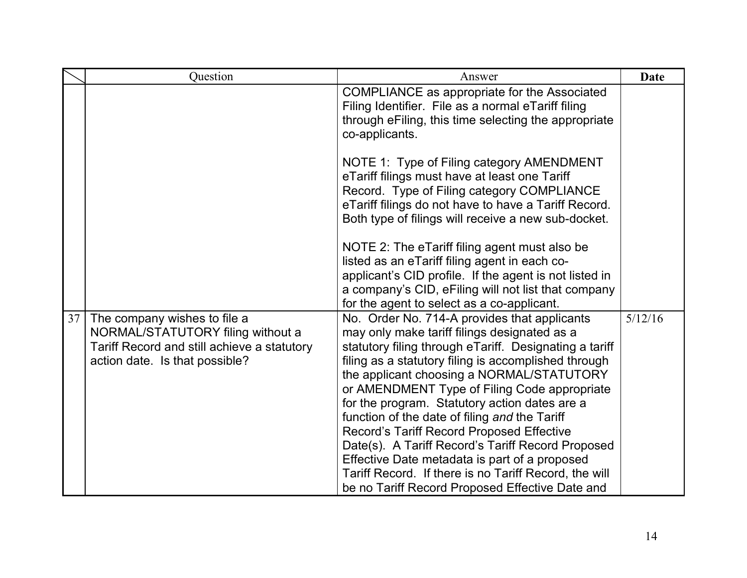|  | Question | Answer | Date |
|---|---|---|---|
|  |  | COMPLIANCE as appropriate for the Associated Filing Identifier. File as a normal eTariff filing through eFiling, this time selecting the appropriate co-applicants.<br><br>NOTE 1: Type of Filing category AMENDMENT eTariff filings must have at least one Tariff Record. Type of Filing category COMPLIANCE eTariff filings do not have to have a Tariff Record. Both type of filings will receive a new sub-docket.<br><br>NOTE 2: The eTariff filing agent must also be listed as an eTariff filing agent in each co-applicant's CID profile. If the agent is not listed in a company's CID, eFiling will not list that company for the agent to select as a co-applicant. |  |
| 37 | The company wishes to file a NORMAL/STATUTORY filing without a Tariff Record and still achieve a statutory action date. Is that possible? | No. Order No. 714-A provides that applicants may only make tariff filings designated as a statutory filing through eTariff. Designating a tariff filing as a statutory filing is accomplished through the applicant choosing a NORMAL/STATUTORY or AMENDMENT Type of Filing Code appropriate for the program. Statutory action dates are a function of the date of filing *and* the Tariff Record's Tariff Record Proposed Effective Date(s). A Tariff Record's Tariff Record Proposed Effective Date metadata is part of a proposed Tariff Record. If there is no Tariff Record, the will be no Tariff Record Proposed Effective Date and | 5/12/16 |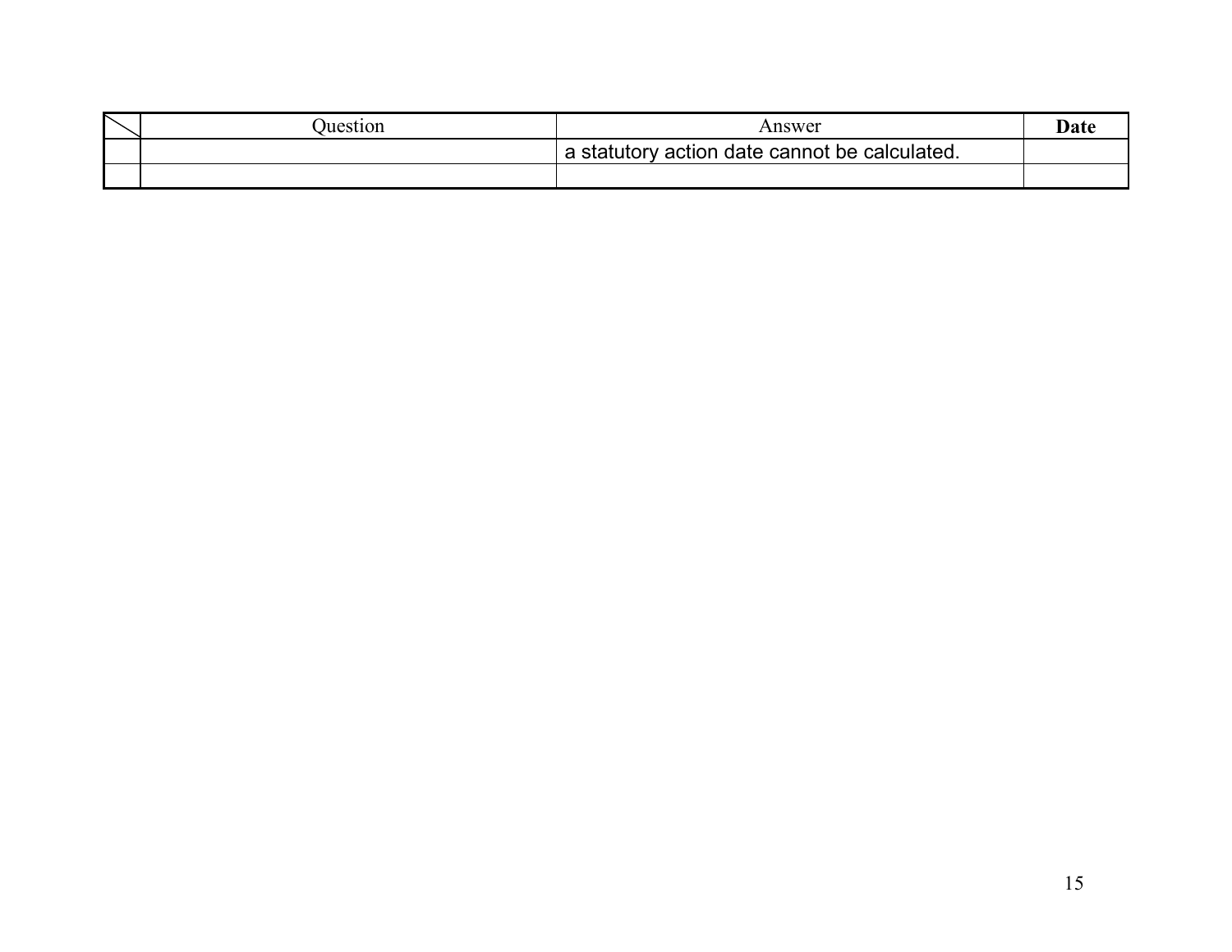| | Question | Answer | **Date** |
|---|---|---|---|
| | | a statutory action date cannot be calculated. | |
| | | | |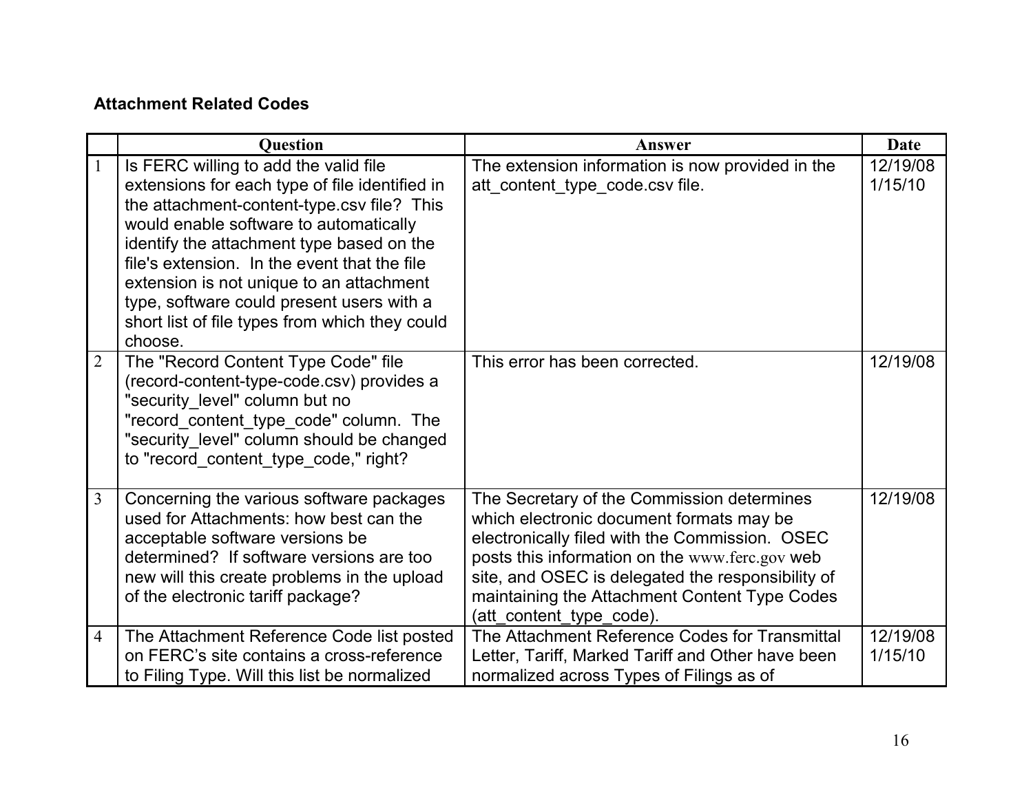**Attachment Related Codes**

| | Question | Answer | Date |
|---|---|---|---|
| 1 | Is FERC willing to add the valid file extensions for each type of file identified in the attachment-content-type.csv file? This would enable software to automatically identify the attachment type based on the file's extension. In the event that the file extension is not unique to an attachment type, software could present users with a short list of file types from which they could choose. | The extension information is now provided in the att_content_type_code.csv file. | 12/19/08 1/15/10 |
| 2 | The "Record Content Type Code" file (record-content-type-code.csv) provides a "security_level" column but no "record_content_type_code" column. The "security_level" column should be changed to "record_content_type_code," right? | This error has been corrected. | 12/19/08 |
| 3 | Concerning the various software packages used for Attachments: how best can the acceptable software versions be determined? If software versions are too new will this create problems in the upload of the electronic tariff package? | The Secretary of the Commission determines which electronic document formats may be electronically filed with the Commission. OSEC posts this information on the www.ferc.gov web site, and OSEC is delegated the responsibility of maintaining the Attachment Content Type Codes (att_content_type_code). | 12/19/08 |
| 4 | The Attachment Reference Code list posted on FERC's site contains a cross-reference to Filing Type. Will this list be normalized | The Attachment Reference Codes for Transmittal Letter, Tariff, Marked Tariff and Other have been normalized across Types of Filings as of | 12/19/08 1/15/10 |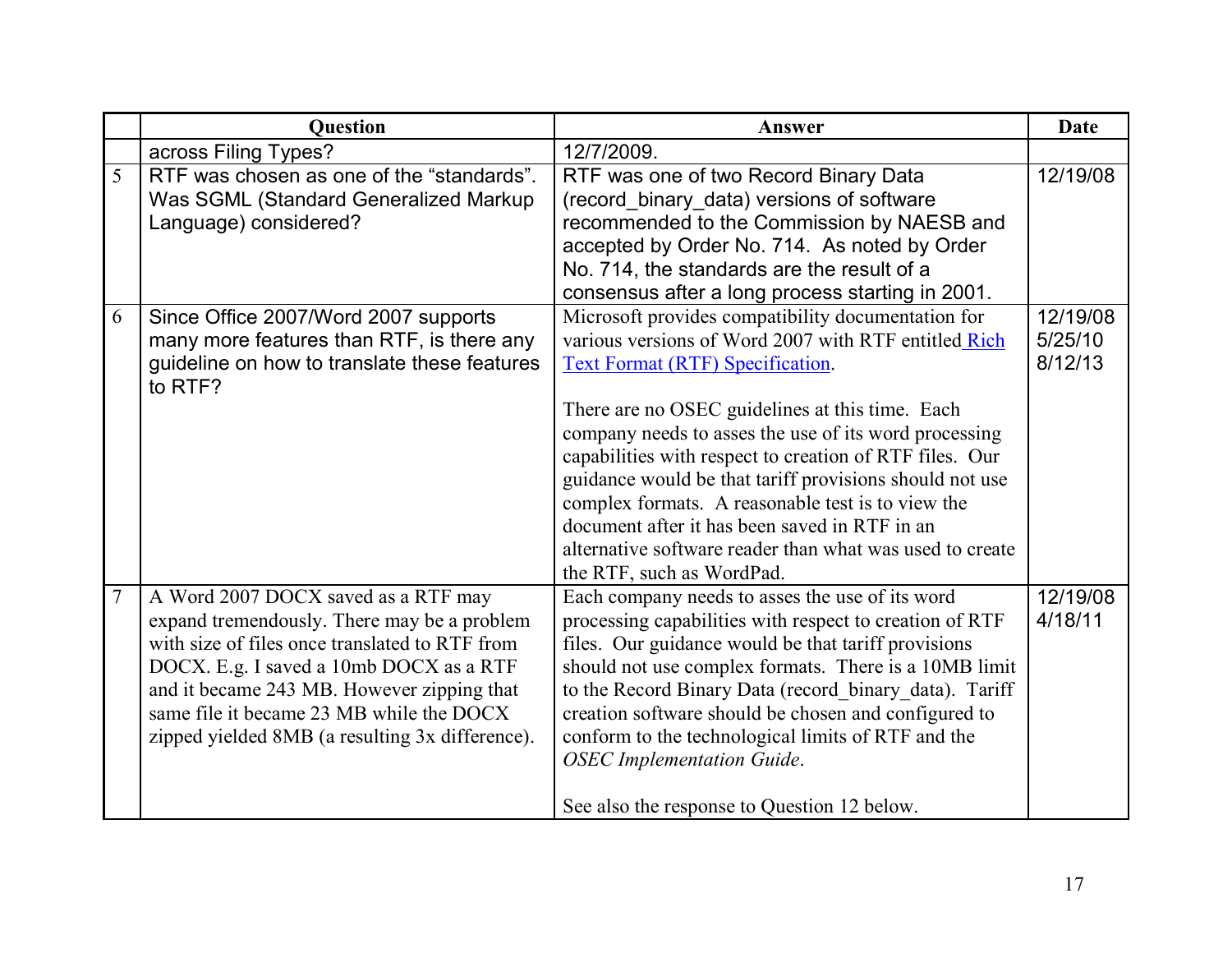| | Question | Answer | Date |
|---|---|---|---|
| | across Filing Types? | 12/7/2009. | |
| 5 | RTF was chosen as one of the "standards". Was SGML (Standard Generalized Markup Language) considered? | RTF was one of two Record Binary Data (record_binary_data) versions of software recommended to the Commission by NAESB and accepted by Order No. 714. As noted by Order No. 714, the standards are the result of a consensus after a long process starting in 2001. | 12/19/08 |
| 6 | Since Office 2007/Word 2007 supports many more features than RTF, is there any guideline on how to translate these features to RTF? | Microsoft provides compatibility documentation for various versions of Word 2007 with RTF entitled Rich Text Format (RTF) Specification.<br><br>There are no OSEC guidelines at this time. Each company needs to asses the use of its word processing capabilities with respect to creation of RTF files. Our guidance would be that tariff provisions should not use complex formats. A reasonable test is to view the document after it has been saved in RTF in an alternative software reader than what was used to create the RTF, such as WordPad. | 12/19/08<br>5/25/10<br>8/12/13 |
| 7 | A Word 2007 DOCX saved as a RTF may expand tremendously. There may be a problem with size of files once translated to RTF from DOCX. E.g. I saved a 10mb DOCX as a RTF and it became 243 MB. However zipping that same file it became 23 MB while the DOCX zipped yielded 8MB (a resulting 3x difference). | Each company needs to asses the use of its word processing capabilities with respect to creation of RTF files. Our guidance would be that tariff provisions should not use complex formats. There is a 10MB limit to the Record Binary Data (record_binary_data). Tariff creation software should be chosen and configured to conform to the technological limits of RTF and the *OSEC Implementation Guide*.<br><br>See also the response to Question 12 below. | 12/19/08<br>4/18/11 |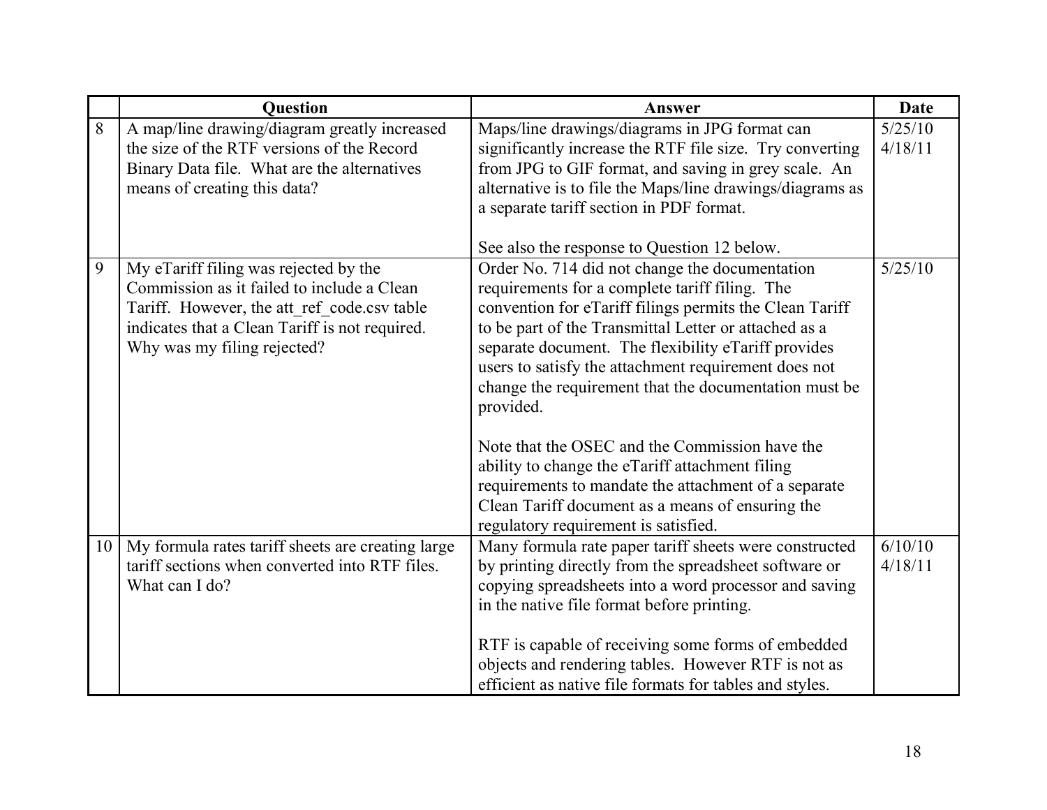| | Question | Answer | Date |
|---|---|---|---|
| 8 | A map/line drawing/diagram greatly increased the size of the RTF versions of the Record Binary Data file. What are the alternatives means of creating this data? | Maps/line drawings/diagrams in JPG format can significantly increase the RTF file size. Try converting from JPG to GIF format, and saving in grey scale. An alternative is to file the Maps/line drawings/diagrams as a separate tariff section in PDF format.<br><br>See also the response to Question 12 below. | 5/25/10<br>4/18/11 |
| 9 | My eTariff filing was rejected by the Commission as it failed to include a Clean Tariff. However, the att_ref_code.csv table indicates that a Clean Tariff is not required. Why was my filing rejected? | Order No. 714 did not change the documentation requirements for a complete tariff filing. The convention for eTariff filings permits the Clean Tariff to be part of the Transmittal Letter or attached as a separate document. The flexibility eTariff provides users to satisfy the attachment requirement does not change the requirement that the documentation must be provided.<br><br>Note that the OSEC and the Commission have the ability to change the eTariff attachment filing requirements to mandate the attachment of a separate Clean Tariff document as a means of ensuring the regulatory requirement is satisfied. | 5/25/10 |
| 10 | My formula rates tariff sheets are creating large tariff sections when converted into RTF files. What can I do? | Many formula rate paper tariff sheets were constructed by printing directly from the spreadsheet software or copying spreadsheets into a word processor and saving in the native file format before printing.<br><br>RTF is capable of receiving some forms of embedded objects and rendering tables. However RTF is not as efficient as native file formats for tables and styles. | 6/10/10<br>4/18/11 |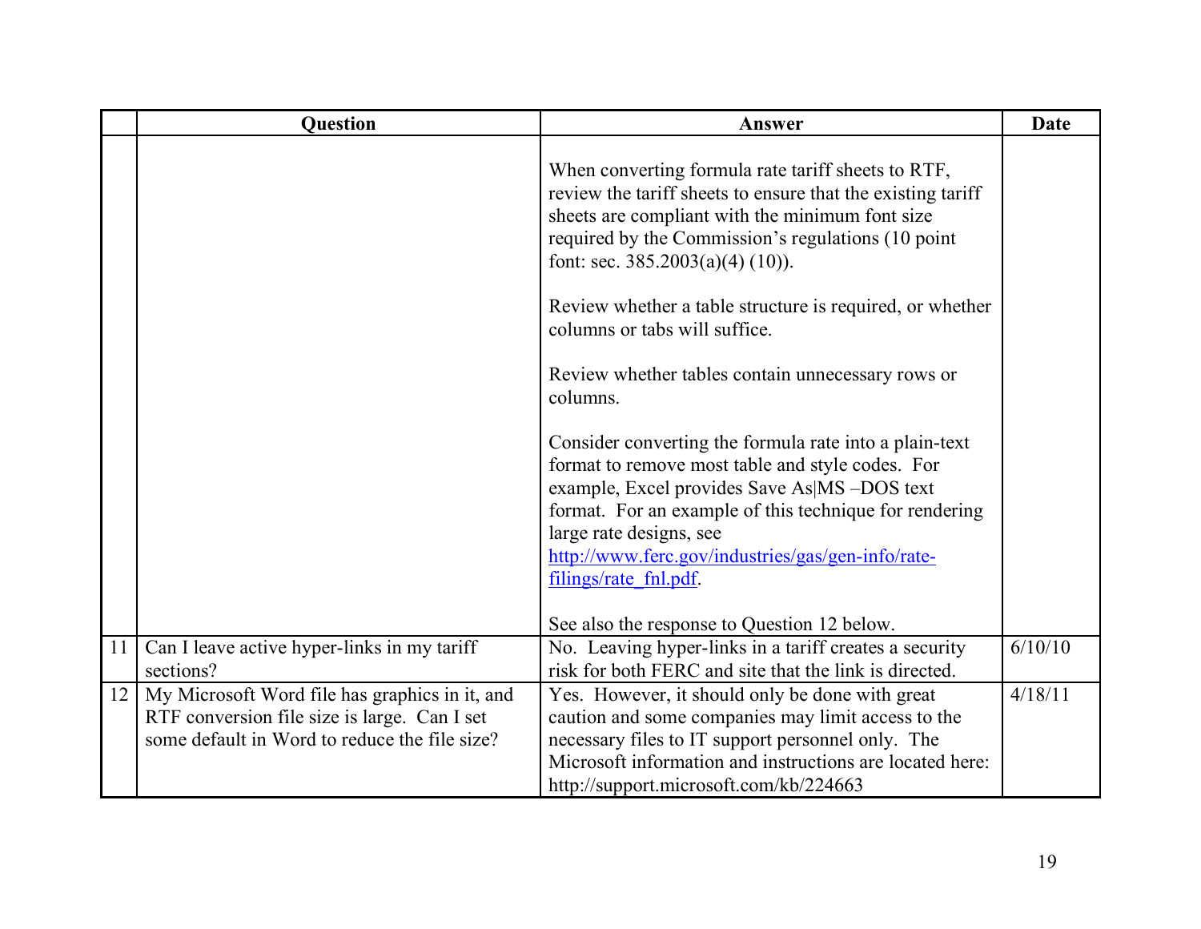| | Question | Answer | Date |
|---|---|---|---|
| | | When converting formula rate tariff sheets to RTF, review the tariff sheets to ensure that the existing tariff sheets are compliant with the minimum font size required by the Commission's regulations (10 point font: sec. 385.2003(a)(4) (10)).<br><br>Review whether a table structure is required, or whether columns or tabs will suffice.<br><br>Review whether tables contain unnecessary rows or columns.<br><br>Consider converting the formula rate into a plain-text format to remove most table and style codes. For example, Excel provides Save As\|MS –DOS text format. For an example of this technique for rendering large rate designs, see http://www.ferc.gov/industries/gas/gen-info/rate-filings/rate_fnl.pdf.<br><br>See also the response to Question 12 below. | |
| 11 | Can I leave active hyper-links in my tariff sections? | No. Leaving hyper-links in a tariff creates a security risk for both FERC and site that the link is directed. | 6/10/10 |
| 12 | My Microsoft Word file has graphics in it, and RTF conversion file size is large. Can I set some default in Word to reduce the file size? | Yes. However, it should only be done with great caution and some companies may limit access to the necessary files to IT support personnel only. The Microsoft information and instructions are located here: http://support.microsoft.com/kb/224663 | 4/18/11 |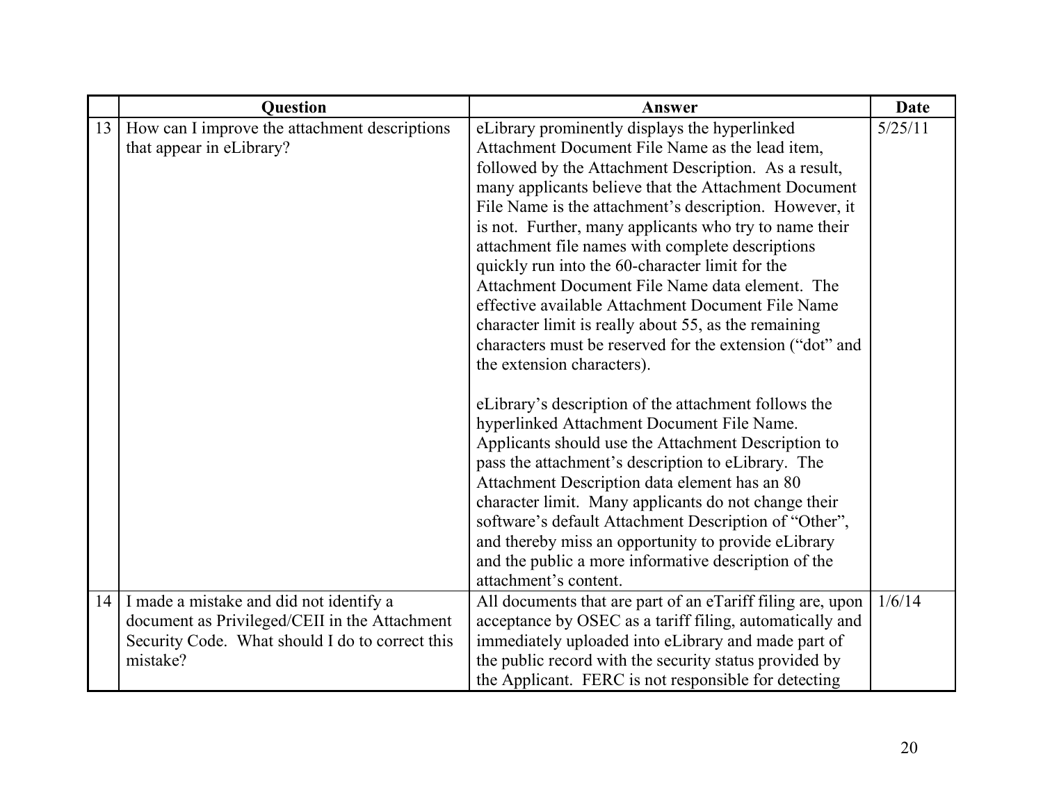|  | Question | Answer | Date |
| --- | --- | --- | --- |
| 13 | How can I improve the attachment descriptions that appear in eLibrary? | eLibrary prominently displays the hyperlinked Attachment Document File Name as the lead item, followed by the Attachment Description. As a result, many applicants believe that the Attachment Document File Name is the attachment's description. However, it is not. Further, many applicants who try to name their attachment file names with complete descriptions quickly run into the 60-character limit for the Attachment Document File Name data element. The effective available Attachment Document File Name character limit is really about 55, as the remaining characters must be reserved for the extension ("dot" and the extension characters).<br><br>eLibrary's description of the attachment follows the hyperlinked Attachment Document File Name. Applicants should use the Attachment Description to pass the attachment's description to eLibrary. The Attachment Description data element has an 80 character limit. Many applicants do not change their software's default Attachment Description of "Other", and thereby miss an opportunity to provide eLibrary and the public a more informative description of the attachment's content. | 5/25/11 |
| 14 | I made a mistake and did not identify a document as Privileged/CEII in the Attachment Security Code. What should I do to correct this mistake? | All documents that are part of an eTariff filing are, upon acceptance by OSEC as a tariff filing, automatically and immediately uploaded into eLibrary and made part of the public record with the security status provided by the Applicant. FERC is not responsible for detecting | 1/6/14 |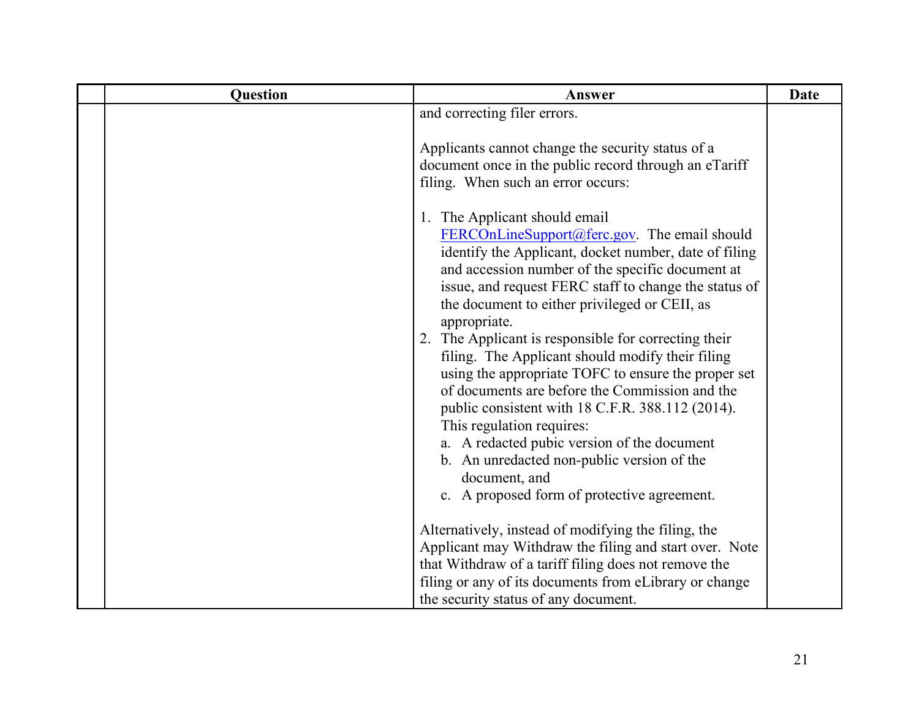| | Question | Answer | Date |
|---|---|---|---|
| | | and correcting filer errors.<br><br>Applicants cannot change the security status of a document once in the public record through an eTariff filing. When such an error occurs:<br><br>1. The Applicant should email FERCOnLineSupport@ferc.gov. The email should identify the Applicant, docket number, date of filing and accession number of the specific document at issue, and request FERC staff to change the status of the document to either privileged or CEII, as appropriate.<br>2. The Applicant is responsible for correcting their filing. The Applicant should modify their filing using the appropriate TOFC to ensure the proper set of documents are before the Commission and the public consistent with 18 C.F.R. 388.112 (2014). This regulation requires:<br>&nbsp;&nbsp;&nbsp;a. A redacted pubic version of the document<br>&nbsp;&nbsp;&nbsp;b. An unredacted non-public version of the document, and<br>&nbsp;&nbsp;&nbsp;c. A proposed form of protective agreement.<br><br>Alternatively, instead of modifying the filing, the Applicant may Withdraw the filing and start over. Note that Withdraw of a tariff filing does not remove the filing or any of its documents from eLibrary or change the security status of any document. | |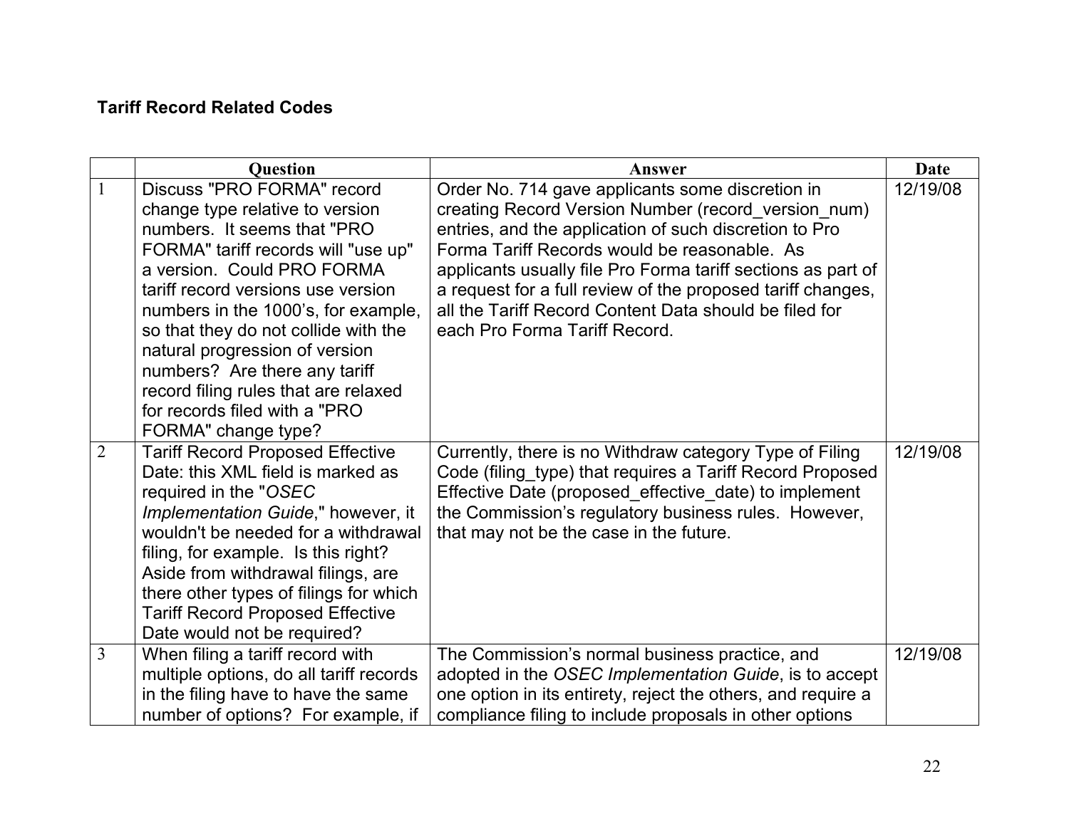**Tariff Record Related Codes**

| | Question | Answer | Date |
|---|---|---|---|
| 1 | Discuss "PRO FORMA" record change type relative to version numbers. It seems that "PRO FORMA" tariff records will "use up" a version. Could PRO FORMA tariff record versions use version numbers in the 1000's, for example, so that they do not collide with the natural progression of version numbers? Are there any tariff record filing rules that are relaxed for records filed with a "PRO FORMA" change type? | Order No. 714 gave applicants some discretion in creating Record Version Number (record_version_num) entries, and the application of such discretion to Pro Forma Tariff Records would be reasonable. As applicants usually file Pro Forma tariff sections as part of a request for a full review of the proposed tariff changes, all the Tariff Record Content Data should be filed for each Pro Forma Tariff Record. | 12/19/08 |
| 2 | Tariff Record Proposed Effective Date: this XML field is marked as required in the "*OSEC Implementation Guide*," however, it wouldn't be needed for a withdrawal filing, for example. Is this right? Aside from withdrawal filings, are there other types of filings for which Tariff Record Proposed Effective Date would not be required? | Currently, there is no Withdraw category Type of Filing Code (filing_type) that requires a Tariff Record Proposed Effective Date (proposed_effective_date) to implement the Commission's regulatory business rules. However, that may not be the case in the future. | 12/19/08 |
| 3 | When filing a tariff record with multiple options, do all tariff records in the filing have to have the same number of options? For example, if | The Commission's normal business practice, and adopted in the *OSEC Implementation Guide*, is to accept one option in its entirety, reject the others, and require a compliance filing to include proposals in other options | 12/19/08 |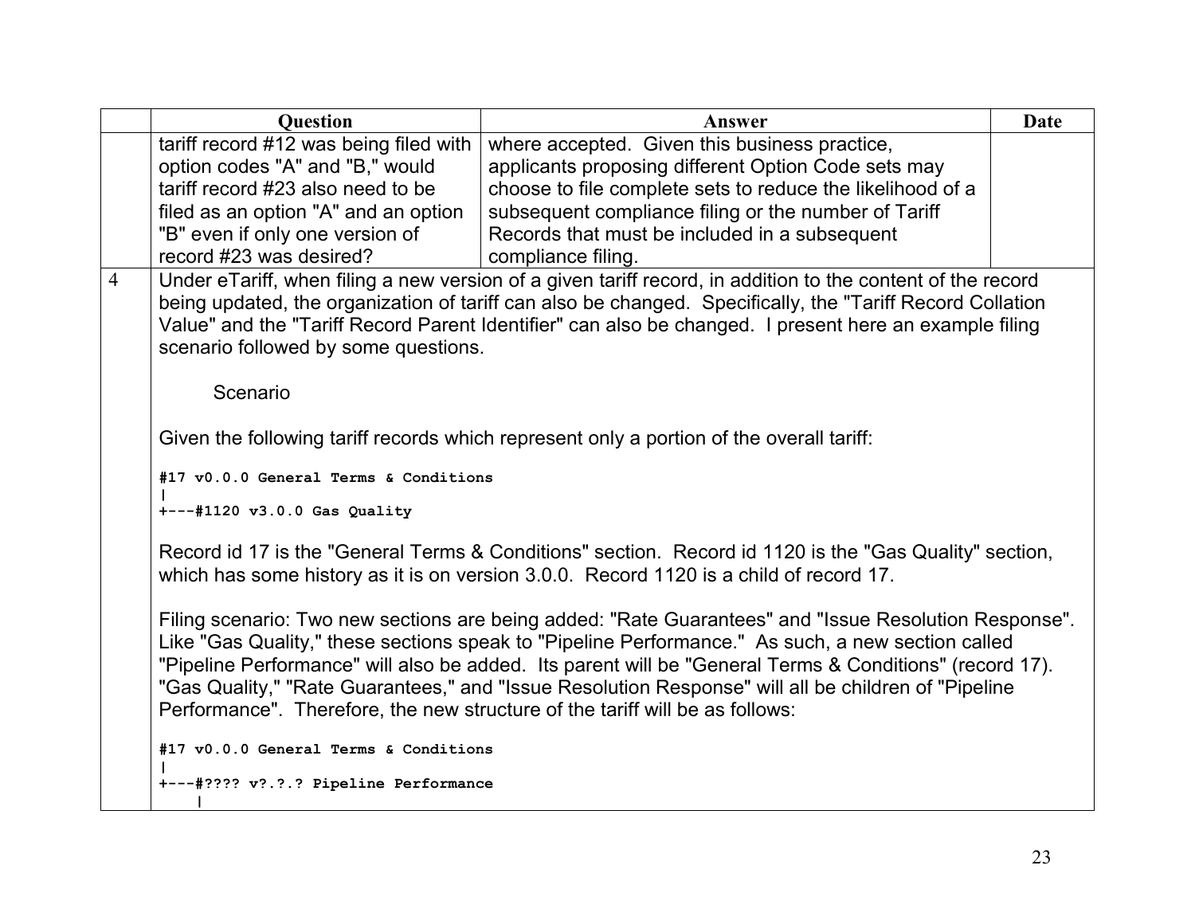| | Question | Answer | Date |
|---|---|---|---|
| | tariff record #12 was being filed with option codes "A" and "B," would tariff record #23 also need to be filed as an option "A" and an option "B" even if only one version of record #23 was desired? | where accepted. Given this business practice, applicants proposing different Option Code sets may choose to file complete sets to reduce the likelihood of a subsequent compliance filing or the number of Tariff Records that must be included in a subsequent compliance filing. | |
| 4 | Under eTariff, when filing a new version of a given tariff record, in addition to the content of the record being updated, the organization of tariff can also be changed. Specifically, the "Tariff Record Collation Value" and the "Tariff Record Parent Identifier" can also be changed. I present here an example filing scenario followed by some questions.<br><br>Scenario<br><br>Given the following tariff records which represent only a portion of the overall tariff:<br><br>`#17 v0.0.0 General Terms & Conditions`<br>`|`<br>`+---#1120 v3.0.0 Gas Quality`<br><br>Record id 17 is the "General Terms & Conditions" section. Record id 1120 is the "Gas Quality" section, which has some history as it is on version 3.0.0. Record 1120 is a child of record 17.<br><br>Filing scenario: Two new sections are being added: "Rate Guarantees" and "Issue Resolution Response". Like "Gas Quality," these sections speak to "Pipeline Performance." As such, a new section called "Pipeline Performance" will also be added. Its parent will be "General Terms & Conditions" (record 17). "Gas Quality," "Rate Guarantees," and "Issue Resolution Response" will all be children of "Pipeline Performance". Therefore, the new structure of the tariff will be as follows:<br><br>`#17 v0.0.0 General Terms & Conditions`<br>`|`<br>`+---#???? v?.?.? Pipeline Performance`<br>`    |` | | |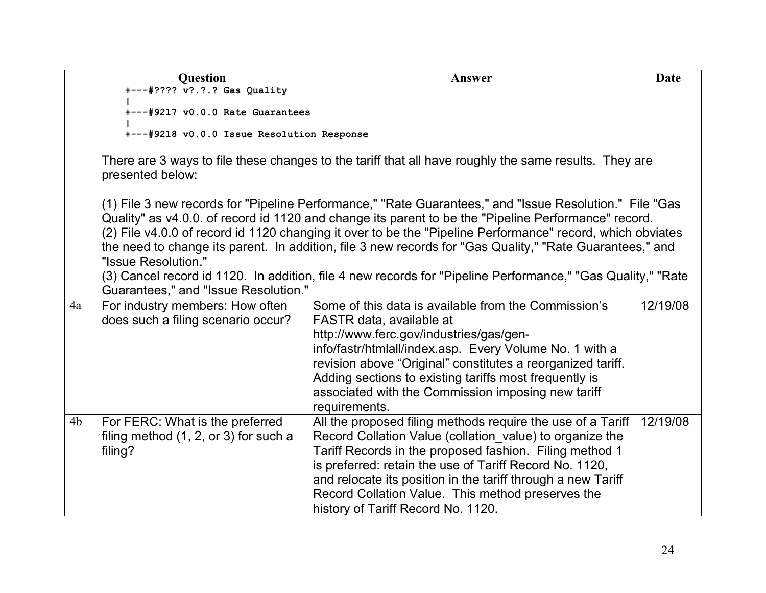| | Question | Answer | Date |
|---|---|---|---|
| | `+---#???? v?.?.? Gas Quality`<br>`\|`<br>`+---#9217 v0.0.0 Rate Guarantees`<br>`\|`<br>`+---#9218 v0.0.0 Issue Resolution Response`<br><br>There are 3 ways to file these changes to the tariff that all have roughly the same results. They are presented below:<br><br>(1) File 3 new records for "Pipeline Performance," "Rate Guarantees," and "Issue Resolution." File "Gas Quality" as v4.0.0. of record id 1120 and change its parent to be the "Pipeline Performance" record.<br>(2) File v4.0.0 of record id 1120 changing it over to be the "Pipeline Performance" record, which obviates the need to change its parent. In addition, file 3 new records for "Gas Quality," "Rate Guarantees," and "Issue Resolution."<br>(3) Cancel record id 1120. In addition, file 4 new records for "Pipeline Performance," "Gas Quality," "Rate Guarantees," and "Issue Resolution." | | |
| 4a | For industry members: How often does such a filing scenario occur? | Some of this data is available from the Commission's FASTR data, available at http://www.ferc.gov/industries/gas/gen-info/fastr/htmlall/index.asp. Every Volume No. 1 with a revision above "Original" constitutes a reorganized tariff. Adding sections to existing tariffs most frequently is associated with the Commission imposing new tariff requirements. | 12/19/08 |
| 4b | For FERC: What is the preferred filing method (1, 2, or 3) for such a filing? | All the proposed filing methods require the use of a Tariff Record Collation Value (collation_value) to organize the Tariff Records in the proposed fashion. Filing method 1 is preferred: retain the use of Tariff Record No. 1120, and relocate its position in the tariff through a new Tariff Record Collation Value. This method preserves the history of Tariff Record No. 1120. | 12/19/08 |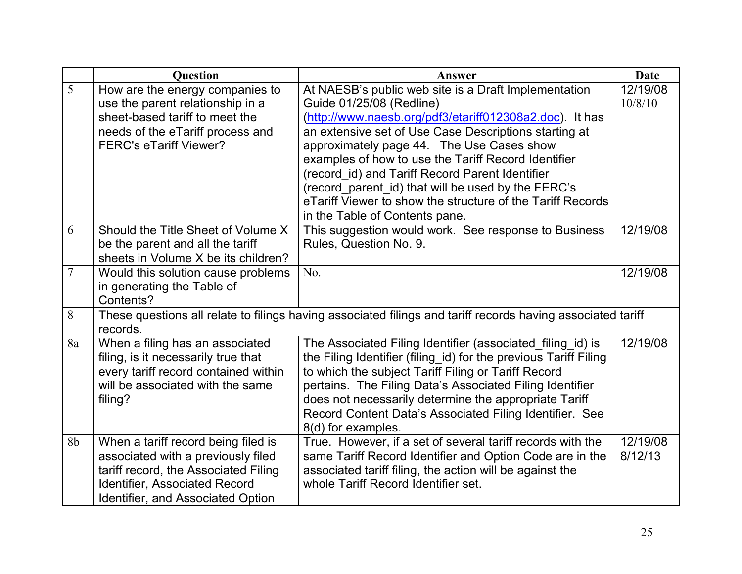| | Question | Answer | Date |
|---|---|---|---|
| 5 | How are the energy companies to use the parent relationship in a sheet-based tariff to meet the needs of the eTariff process and FERC's eTariff Viewer? | At NAESB's public web site is a Draft Implementation Guide 01/25/08 (Redline) ([http://www.naesb.org/pdf3/etariff012308a2.doc](http://www.naesb.org/pdf3/etariff012308a2.doc)). It has an extensive set of Use Case Descriptions starting at approximately page 44. The Use Cases show examples of how to use the Tariff Record Identifier (record_id) and Tariff Record Parent Identifier (record_parent_id) that will be used by the FERC's eTariff Viewer to show the structure of the Tariff Records in the Table of Contents pane. | 12/19/08 10/8/10 |
| 6 | Should the Title Sheet of Volume X be the parent and all the tariff sheets in Volume X be its children? | This suggestion would work. See response to Business Rules, Question No. 9. | 12/19/08 |
| 7 | Would this solution cause problems in generating the Table of Contents? | No. | 12/19/08 |
| 8 | These questions all relate to filings having associated filings and tariff records having associated tariff records. | | |
| 8a | When a filing has an associated filing, is it necessarily true that every tariff record contained within will be associated with the same filing? | The Associated Filing Identifier (associated_filing_id) is the Filing Identifier (filing_id) for the previous Tariff Filing to which the subject Tariff Filing or Tariff Record pertains. The Filing Data's Associated Filing Identifier does not necessarily determine the appropriate Tariff Record Content Data's Associated Filing Identifier. See 8(d) for examples. | 12/19/08 |
| 8b | When a tariff record being filed is associated with a previously filed tariff record, the Associated Filing Identifier, Associated Record Identifier, and Associated Option | True. However, if a set of several tariff records with the same Tariff Record Identifier and Option Code are in the associated tariff filing, the action will be against the whole Tariff Record Identifier set. | 12/19/08 8/12/13 |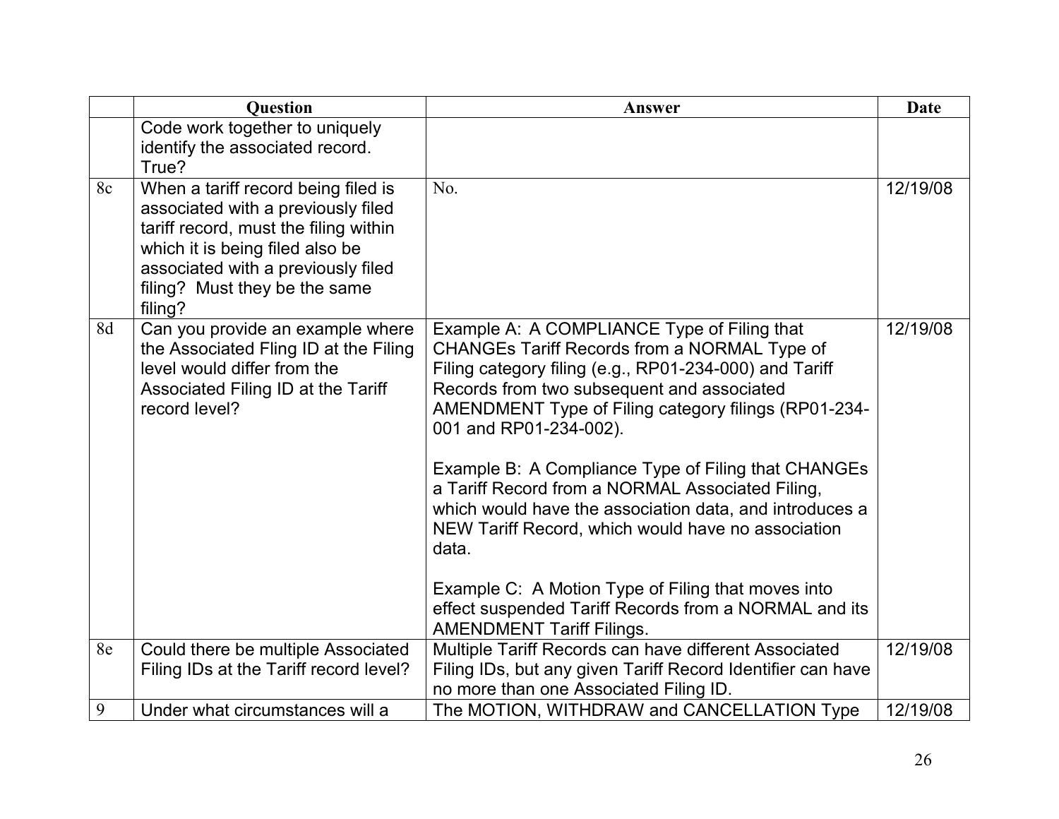| | Question | Answer | Date |
|---|---|---|---|
| | Code work together to uniquely identify the associated record. True? | | |
| 8c | When a tariff record being filed is associated with a previously filed tariff record, must the filing within which it is being filed also be associated with a previously filed filing? Must they be the same filing? | No. | 12/19/08 |
| 8d | Can you provide an example where the Associated Fling ID at the Filing level would differ from the Associated Filing ID at the Tariff record level? | Example A: A COMPLIANCE Type of Filing that CHANGEs Tariff Records from a NORMAL Type of Filing category filing (e.g., RP01-234-000) and Tariff Records from two subsequent and associated AMENDMENT Type of Filing category filings (RP01-234-001 and RP01-234-002).<br><br>Example B: A Compliance Type of Filing that CHANGEs a Tariff Record from a NORMAL Associated Filing, which would have the association data, and introduces a NEW Tariff Record, which would have no association data.<br><br>Example C: A Motion Type of Filing that moves into effect suspended Tariff Records from a NORMAL and its AMENDMENT Tariff Filings. | 12/19/08 |
| 8e | Could there be multiple Associated Filing IDs at the Tariff record level? | Multiple Tariff Records can have different Associated Filing IDs, but any given Tariff Record Identifier can have no more than one Associated Filing ID. | 12/19/08 |
| 9 | Under what circumstances will a | The MOTION, WITHDRAW and CANCELLATION Type | 12/19/08 |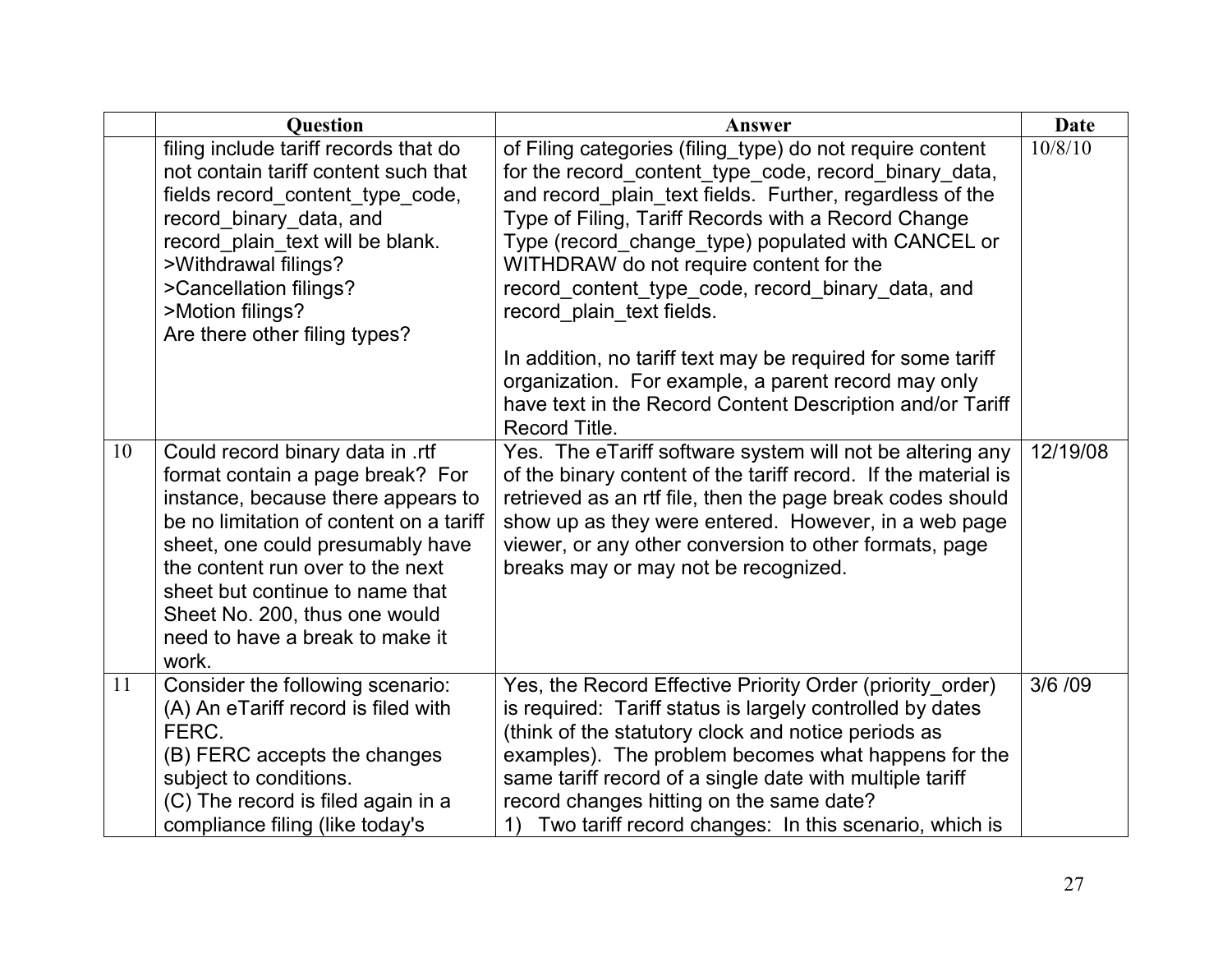| | Question | Answer | Date |
|---|---|---|---|
| | filing include tariff records that do not contain tariff content such that fields record_content_type_code, record_binary_data, and record_plain_text will be blank.<br>>Withdrawal filings?<br>>Cancellation filings?<br>>Motion filings?<br>Are there other filing types? | of Filing categories (filing_type) do not require content for the record_content_type_code, record_binary_data, and record_plain_text fields. Further, regardless of the Type of Filing, Tariff Records with a Record Change Type (record_change_type) populated with CANCEL or WITHDRAW do not require content for the record_content_type_code, record_binary_data, and record_plain_text fields.<br><br>In addition, no tariff text may be required for some tariff organization. For example, a parent record may only have text in the Record Content Description and/or Tariff Record Title. | 10/8/10 |
| 10 | Could record binary data in .rtf format contain a page break? For instance, because there appears to be no limitation of content on a tariff sheet, one could presumably have the content run over to the next sheet but continue to name that Sheet No. 200, thus one would need to have a break to make it work. | Yes. The eTariff software system will not be altering any of the binary content of the tariff record. If the material is retrieved as an rtf file, then the page break codes should show up as they were entered. However, in a web page viewer, or any other conversion to other formats, page breaks may or may not be recognized. | 12/19/08 |
| 11 | Consider the following scenario:<br>(A) An eTariff record is filed with FERC.<br>(B) FERC accepts the changes subject to conditions.<br>(C) The record is filed again in a compliance filing (like today's | Yes, the Record Effective Priority Order (priority_order) is required: Tariff status is largely controlled by dates (think of the statutory clock and notice periods as examples). The problem becomes what happens for the same tariff record of a single date with multiple tariff record changes hitting on the same date?<br>1) Two tariff record changes: In this scenario, which is | 3/6 /09 |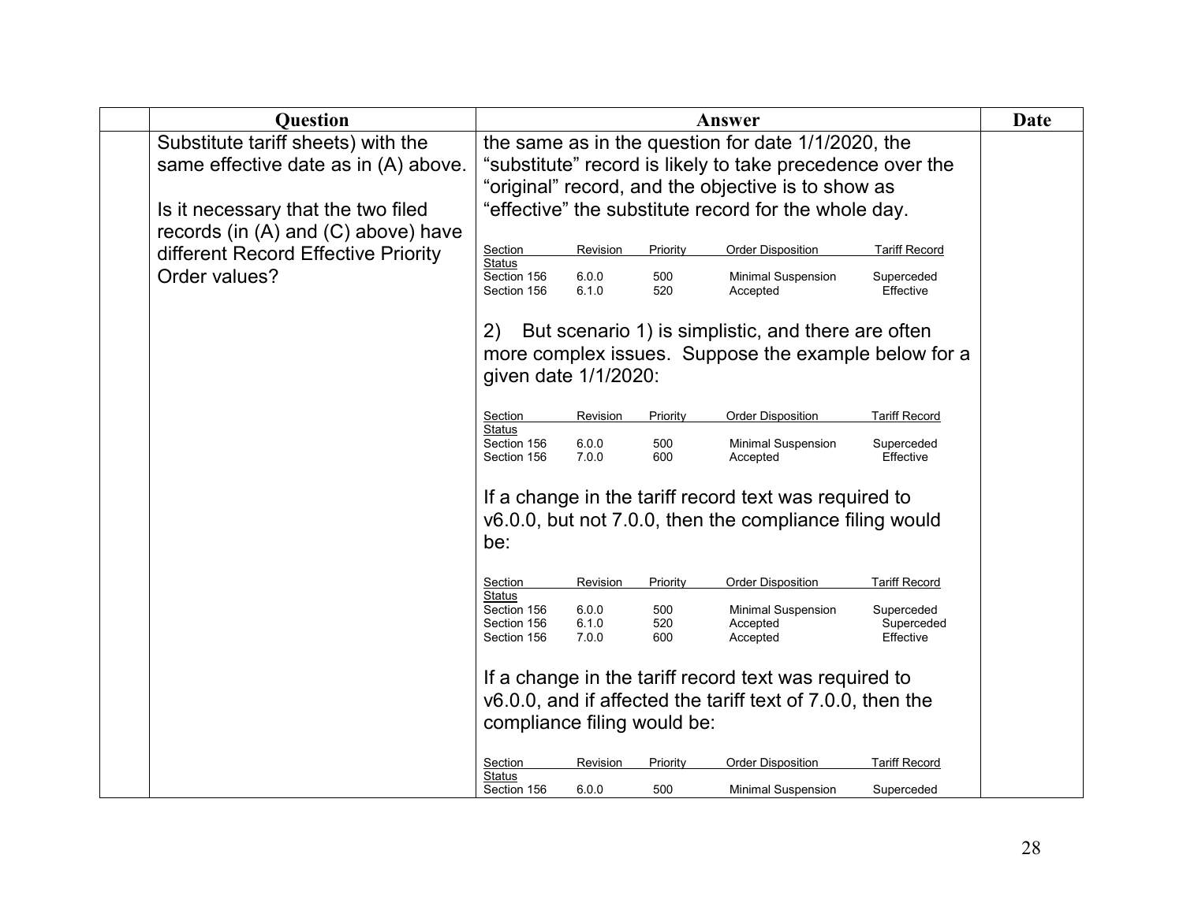| | Question | Answer | Date |
|---|---|---|---|
| | Substitute tariff sheets) with the same effective date as in (A) above.<br><br>Is it necessary that the two filed records (in (A) and (C) above) have different Record Effective Priority Order values? | the same as in the question for date 1/1/2020, the "substitute" record is likely to take precedence over the "original" record, and the objective is to show as "effective" the substitute record for the whole day.<br><br>Section / Revision / Priority / Order Disposition / Tariff Record Status<br>Section 156 / 6.0.0 / 500 / Minimal Suspension / Superceded<br>Section 156 / 6.1.0 / 520 / Accepted / Effective<br><br>2) But scenario 1) is simplistic, and there are often more complex issues. Suppose the example below for a given date 1/1/2020:<br><br>Section / Revision / Priority / Order Disposition / Tariff Record Status<br>Section 156 / 6.0.0 / 500 / Minimal Suspension / Superceded<br>Section 156 / 7.0.0 / 600 / Accepted / Effective<br><br>If a change in the tariff record text was required to v6.0.0, but not 7.0.0, then the compliance filing would be:<br><br>Section / Revision / Priority / Order Disposition / Tariff Record Status<br>Section 156 / 6.0.0 / 500 / Minimal Suspension / Superceded<br>Section 156 / 6.1.0 / 520 / Accepted / Superceded<br>Section 156 / 7.0.0 / 600 / Accepted / Effective<br><br>If a change in the tariff record text was required to v6.0.0, and if affected the tariff text of 7.0.0, then the compliance filing would be:<br><br>Section / Revision / Priority / Order Disposition / Tariff Record Status<br>Section 156 / 6.0.0 / 500 / Minimal Suspension / Superceded | |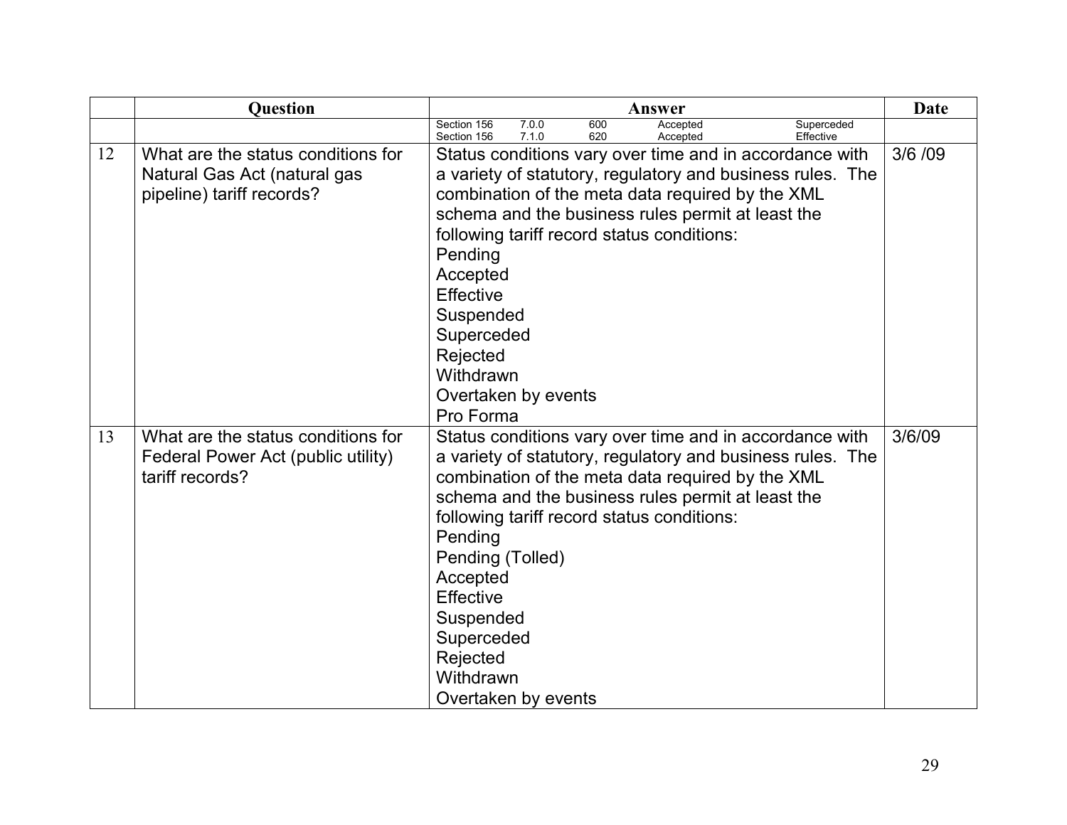| | Question | Answer | Date |
|---|---|---|---|
| | | Section 156 7.0.0 600 Accepted Superceded<br>Section 156 7.1.0 620 Accepted Effective | |
| 12 | What are the status conditions for Natural Gas Act (natural gas pipeline) tariff records? | Status conditions vary over time and in accordance with a variety of statutory, regulatory and business rules. The combination of the meta data required by the XML schema and the business rules permit at least the following tariff record status conditions:<br>Pending<br>Accepted<br>Effective<br>Suspended<br>Superceded<br>Rejected<br>Withdrawn<br>Overtaken by events<br>Pro Forma | 3/6 /09 |
| 13 | What are the status conditions for Federal Power Act (public utility) tariff records? | Status conditions vary over time and in accordance with a variety of statutory, regulatory and business rules. The combination of the meta data required by the XML schema and the business rules permit at least the following tariff record status conditions:<br>Pending<br>Pending (Tolled)<br>Accepted<br>Effective<br>Suspended<br>Superceded<br>Rejected<br>Withdrawn<br>Overtaken by events | 3/6/09 |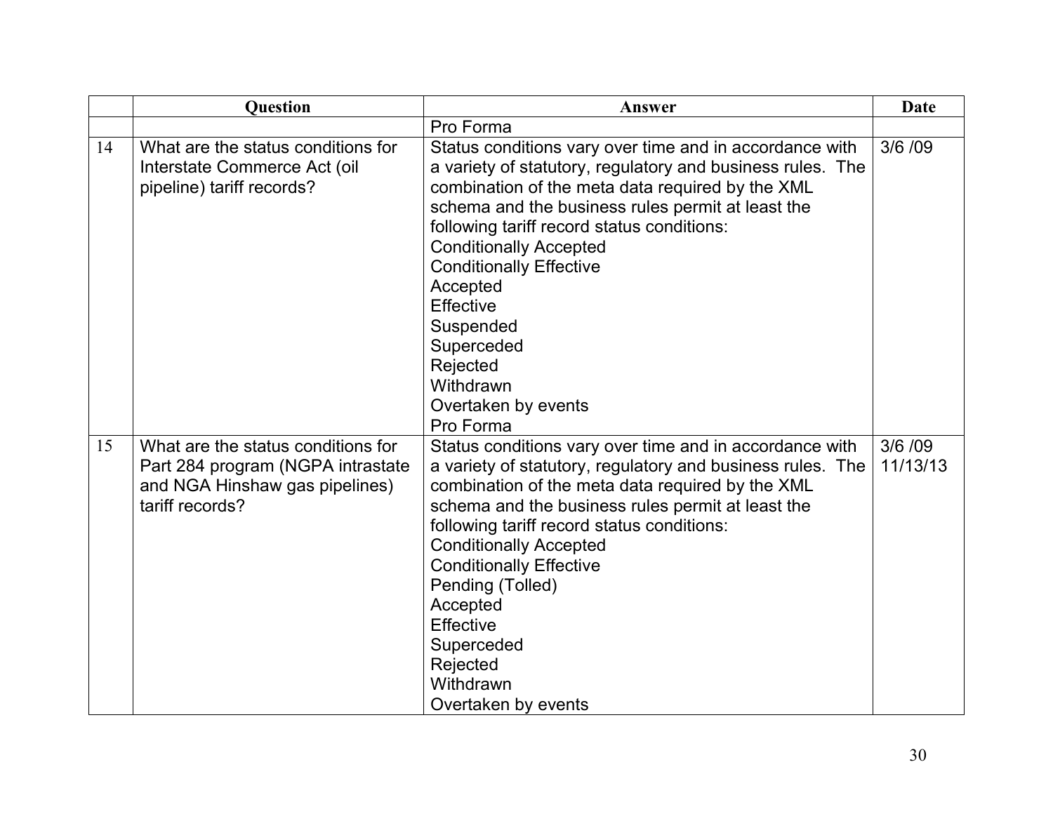|  | Question | Answer | Date |
| --- | --- | --- | --- |
|  |  | Pro Forma |  |
| 14 | What are the status conditions for Interstate Commerce Act (oil pipeline) tariff records? | Status conditions vary over time and in accordance with a variety of statutory, regulatory and business rules. The combination of the meta data required by the XML schema and the business rules permit at least the following tariff record status conditions:<br>Conditionally Accepted<br>Conditionally Effective<br>Accepted<br>Effective<br>Suspended<br>Superceded<br>Rejected<br>Withdrawn<br>Overtaken by events<br>Pro Forma | 3/6 /09 |
| 15 | What are the status conditions for Part 284 program (NGPA intrastate and NGA Hinshaw gas pipelines) tariff records? | Status conditions vary over time and in accordance with a variety of statutory, regulatory and business rules. The combination of the meta data required by the XML schema and the business rules permit at least the following tariff record status conditions:<br>Conditionally Accepted<br>Conditionally Effective<br>Pending (Tolled)<br>Accepted<br>Effective<br>Superceded<br>Rejected<br>Withdrawn<br>Overtaken by events | 3/6 /09<br>11/13/13 |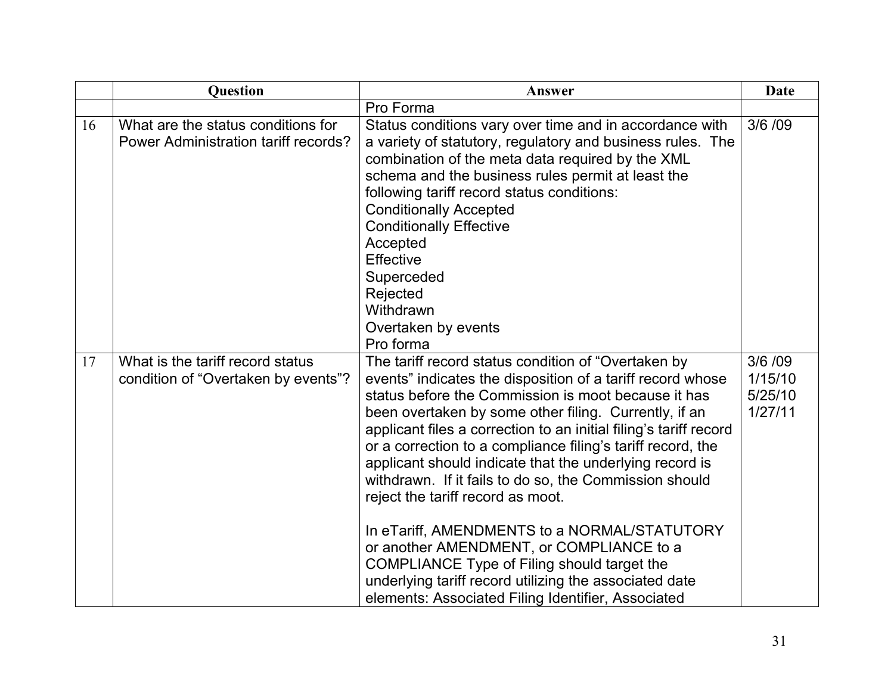| | Question | Answer | Date |
|---|---|---|---|
| | | Pro Forma | |
| 16 | What are the status conditions for Power Administration tariff records? | Status conditions vary over time and in accordance with a variety of statutory, regulatory and business rules. The combination of the meta data required by the XML schema and the business rules permit at least the following tariff record status conditions:<br>Conditionally Accepted<br>Conditionally Effective<br>Accepted<br>Effective<br>Superceded<br>Rejected<br>Withdrawn<br>Overtaken by events<br>Pro forma | 3/6 /09 |
| 17 | What is the tariff record status condition of "Overtaken by events"? | The tariff record status condition of "Overtaken by events" indicates the disposition of a tariff record whose status before the Commission is moot because it has been overtaken by some other filing. Currently, if an applicant files a correction to an initial filing's tariff record or a correction to a compliance filing's tariff record, the applicant should indicate that the underlying record is withdrawn. If it fails to do so, the Commission should reject the tariff record as moot.<br><br>In eTariff, AMENDMENTS to a NORMAL/STATUTORY or another AMENDMENT, or COMPLIANCE to a COMPLIANCE Type of Filing should target the underlying tariff record utilizing the associated date elements: Associated Filing Identifier, Associated | 3/6 /09<br>1/15/10<br>5/25/10<br>1/27/11 |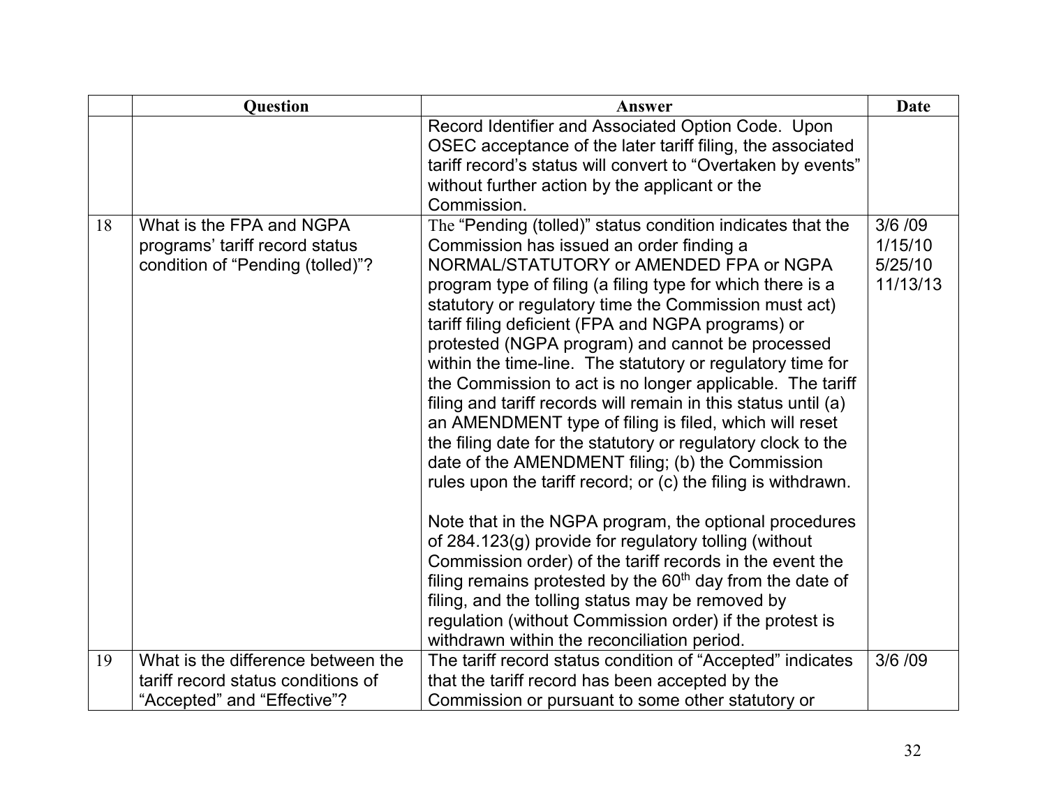|  | Question | Answer | Date |
|---|---|---|---|
|  |  | Record Identifier and Associated Option Code. Upon OSEC acceptance of the later tariff filing, the associated tariff record's status will convert to "Overtaken by events" without further action by the applicant or the Commission. |  |
| 18 | What is the FPA and NGPA programs' tariff record status condition of "Pending (tolled)"? | The "Pending (tolled)" status condition indicates that the Commission has issued an order finding a NORMAL/STATUTORY or AMENDED FPA or NGPA program type of filing (a filing type for which there is a statutory or regulatory time the Commission must act) tariff filing deficient (FPA and NGPA programs) or protested (NGPA program) and cannot be processed within the time-line. The statutory or regulatory time for the Commission to act is no longer applicable. The tariff filing and tariff records will remain in this status until (a) an AMENDMENT type of filing is filed, which will reset the filing date for the statutory or regulatory clock to the date of the AMENDMENT filing; (b) the Commission rules upon the tariff record; or (c) the filing is withdrawn.<br><br>Note that in the NGPA program, the optional procedures of 284.123(g) provide for regulatory tolling (without Commission order) of the tariff records in the event the filing remains protested by the 60th day from the date of filing, and the tolling status may be removed by regulation (without Commission order) if the protest is withdrawn within the reconciliation period. | 3/6 /09<br>1/15/10<br>5/25/10<br>11/13/13 |
| 19 | What is the difference between the tariff record status conditions of "Accepted" and "Effective"? | The tariff record status condition of "Accepted" indicates that the tariff record has been accepted by the Commission or pursuant to some other statutory or | 3/6 /09 |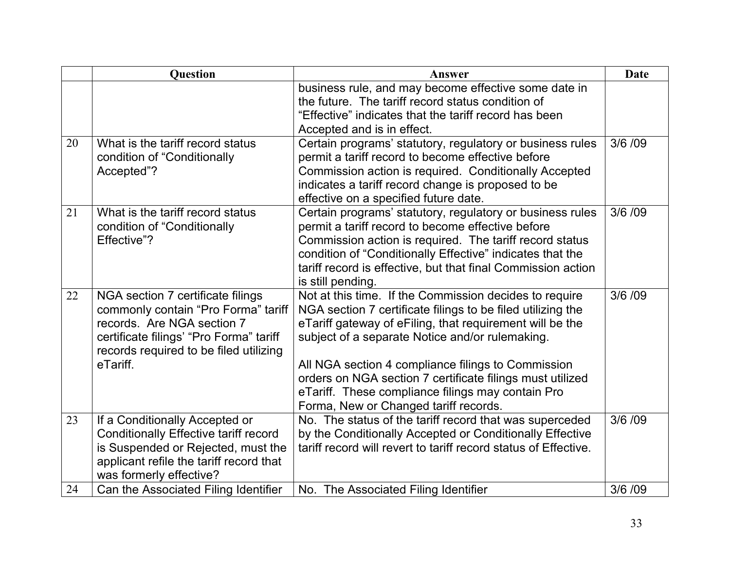| | Question | Answer | Date |
|---|---|---|---|
| | | business rule, and may become effective some date in the future. The tariff record status condition of "Effective" indicates that the tariff record has been Accepted and is in effect. | |
| 20 | What is the tariff record status condition of "Conditionally Accepted"? | Certain programs' statutory, regulatory or business rules permit a tariff record to become effective before Commission action is required. Conditionally Accepted indicates a tariff record change is proposed to be effective on a specified future date. | 3/6 /09 |
| 21 | What is the tariff record status condition of "Conditionally Effective"? | Certain programs' statutory, regulatory or business rules permit a tariff record to become effective before Commission action is required. The tariff record status condition of "Conditionally Effective" indicates that the tariff record is effective, but that final Commission action is still pending. | 3/6 /09 |
| 22 | NGA section 7 certificate filings commonly contain "Pro Forma" tariff records. Are NGA section 7 certificate filings' "Pro Forma" tariff records required to be filed utilizing eTariff. | Not at this time. If the Commission decides to require NGA section 7 certificate filings to be filed utilizing the eTariff gateway of eFiling, that requirement will be the subject of a separate Notice and/or rulemaking.<br><br>All NGA section 4 compliance filings to Commission orders on NGA section 7 certificate filings must utilized eTariff. These compliance filings may contain Pro Forma, New or Changed tariff records. | 3/6 /09 |
| 23 | If a Conditionally Accepted or Conditionally Effective tariff record is Suspended or Rejected, must the applicant refile the tariff record that was formerly effective? | No. The status of the tariff record that was superceded by the Conditionally Accepted or Conditionally Effective tariff record will revert to tariff record status of Effective. | 3/6 /09 |
| 24 | Can the Associated Filing Identifier | No. The Associated Filing Identifier | 3/6 /09 |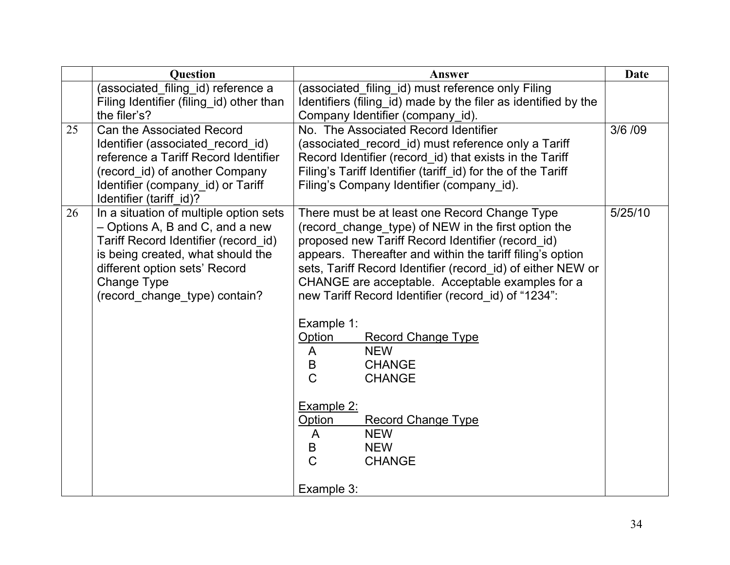|  | Question | Answer | Date |
|---|---|---|---|
|  | (associated_filing_id) reference a Filing Identifier (filing_id) other than the filer's? | (associated_filing_id) must reference only Filing Identifiers (filing_id) made by the filer as identified by the Company Identifier (company_id). |  |
| 25 | Can the Associated Record Identifier (associated_record_id) reference a Tariff Record Identifier (record_id) of another Company Identifier (company_id) or Tariff Identifier (tariff_id)? | No. The Associated Record Identifier (associated_record_id) must reference only a Tariff Record Identifier (record_id) that exists in the Tariff Filing's Tariff Identifier (tariff_id) for the of the Tariff Filing's Company Identifier (company_id). | 3/6 /09 |
| 26 | In a situation of multiple option sets – Options A, B and C, and a new Tariff Record Identifier (record_id) is being created, what should the different option sets' Record Change Type (record_change_type) contain? | There must be at least one Record Change Type (record_change_type) of NEW in the first option the proposed new Tariff Record Identifier (record_id) appears. Thereafter and within the tariff filing's option sets, Tariff Record Identifier (record_id) of either NEW or CHANGE are acceptable. Acceptable examples for a new Tariff Record Identifier (record_id) of "1234":<br><br>Example 1:<br><u>Option</u> <u>Record Change Type</u><br>A NEW<br>B CHANGE<br>C CHANGE<br><br><u>Example 2:</u><br><u>Option</u> <u>Record Change Type</u><br>A NEW<br>B NEW<br>C CHANGE<br><br>Example 3: | 5/25/10 |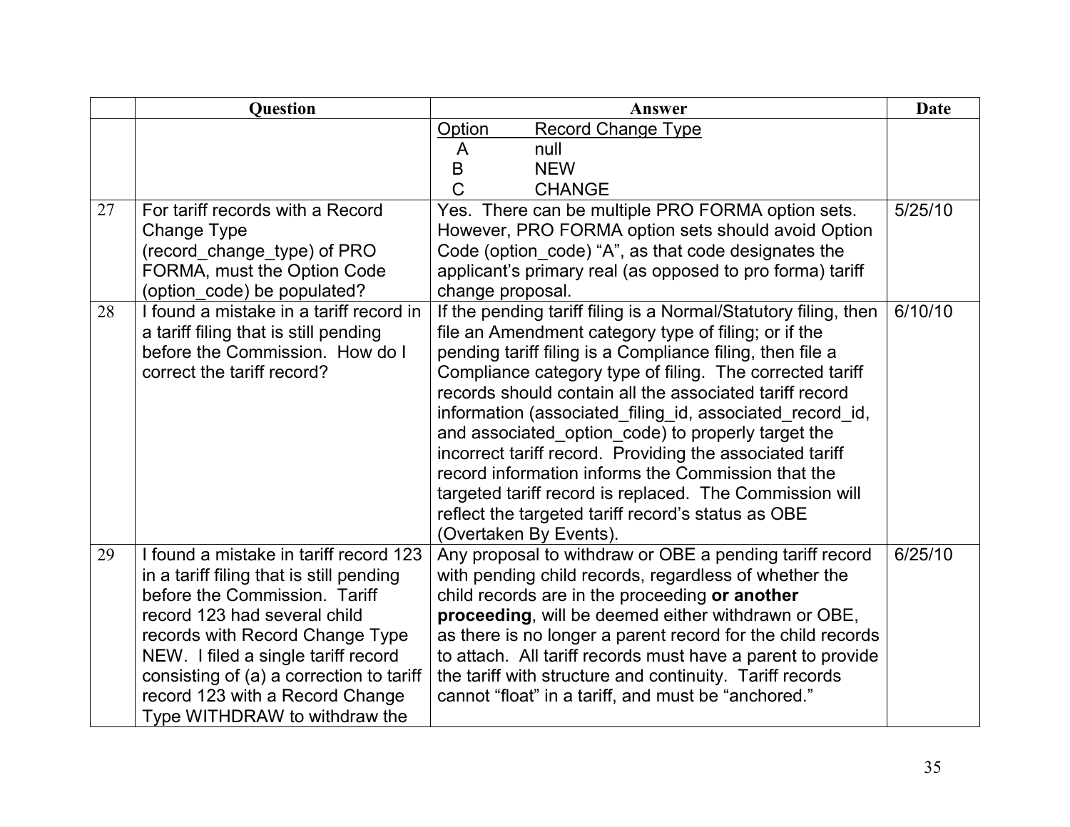| | Question | Answer | Date |
|---|---|---|---|
| | | <u>Option</u> <u>Record Change Type</u><br>A null<br>B NEW<br>C CHANGE | |
| 27 | For tariff records with a Record Change Type (record_change_type) of PRO FORMA, must the Option Code (option_code) be populated? | Yes. There can be multiple PRO FORMA option sets. However, PRO FORMA option sets should avoid Option Code (option_code) "A", as that code designates the applicant's primary real (as opposed to pro forma) tariff change proposal. | 5/25/10 |
| 28 | I found a mistake in a tariff record in a tariff filing that is still pending before the Commission. How do I correct the tariff record? | If the pending tariff filing is a Normal/Statutory filing, then file an Amendment category type of filing; or if the pending tariff filing is a Compliance filing, then file a Compliance category type of filing. The corrected tariff records should contain all the associated tariff record information (associated_filing_id, associated_record_id, and associated_option_code) to properly target the incorrect tariff record. Providing the associated tariff record information informs the Commission that the targeted tariff record is replaced. The Commission will reflect the targeted tariff record's status as OBE (Overtaken By Events). | 6/10/10 |
| 29 | I found a mistake in tariff record 123 in a tariff filing that is still pending before the Commission. Tariff record 123 had several child records with Record Change Type NEW. I filed a single tariff record consisting of (a) a correction to tariff record 123 with a Record Change Type WITHDRAW to withdraw the | Any proposal to withdraw or OBE a pending tariff record with pending child records, regardless of whether the child records are in the proceeding **or another proceeding**, will be deemed either withdrawn or OBE, as there is no longer a parent record for the child records to attach. All tariff records must have a parent to provide the tariff with structure and continuity. Tariff records cannot "float" in a tariff, and must be "anchored." | 6/25/10 |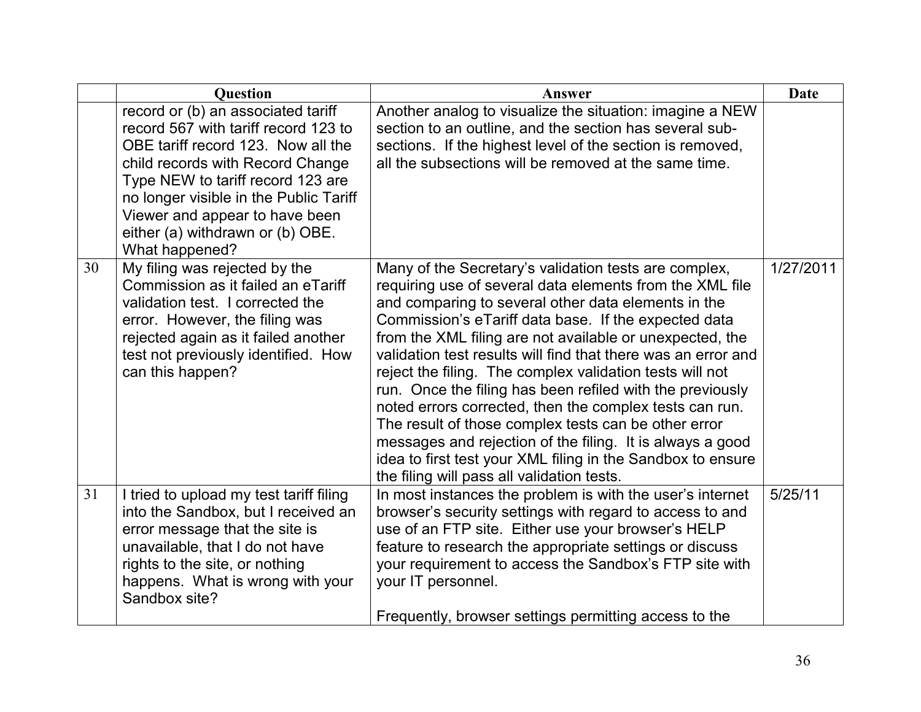| | Question | Answer | Date |
|---|---|---|---|
| | record or (b) an associated tariff record 567 with tariff record 123 to OBE tariff record 123. Now all the child records with Record Change Type NEW to tariff record 123 are no longer visible in the Public Tariff Viewer and appear to have been either (a) withdrawn or (b) OBE. What happened? | Another analog to visualize the situation: imagine a NEW section to an outline, and the section has several sub-sections. If the highest level of the section is removed, all the subsections will be removed at the same time. | |
| 30 | My filing was rejected by the Commission as it failed an eTariff validation test. I corrected the error. However, the filing was rejected again as it failed another test not previously identified. How can this happen? | Many of the Secretary's validation tests are complex, requiring use of several data elements from the XML file and comparing to several other data elements in the Commission's eTariff data base. If the expected data from the XML filing are not available or unexpected, the validation test results will find that there was an error and reject the filing. The complex validation tests will not run. Once the filing has been refiled with the previously noted errors corrected, then the complex tests can run. The result of those complex tests can be other error messages and rejection of the filing. It is always a good idea to first test your XML filing in the Sandbox to ensure the filing will pass all validation tests. | 1/27/2011 |
| 31 | I tried to upload my test tariff filing into the Sandbox, but I received an error message that the site is unavailable, that I do not have rights to the site, or nothing happens. What is wrong with your Sandbox site? | In most instances the problem is with the user's internet browser's security settings with regard to access to and use of an FTP site. Either use your browser's HELP feature to research the appropriate settings or discuss your requirement to access the Sandbox's FTP site with your IT personnel.<br><br>Frequently, browser settings permitting access to the | 5/25/11 |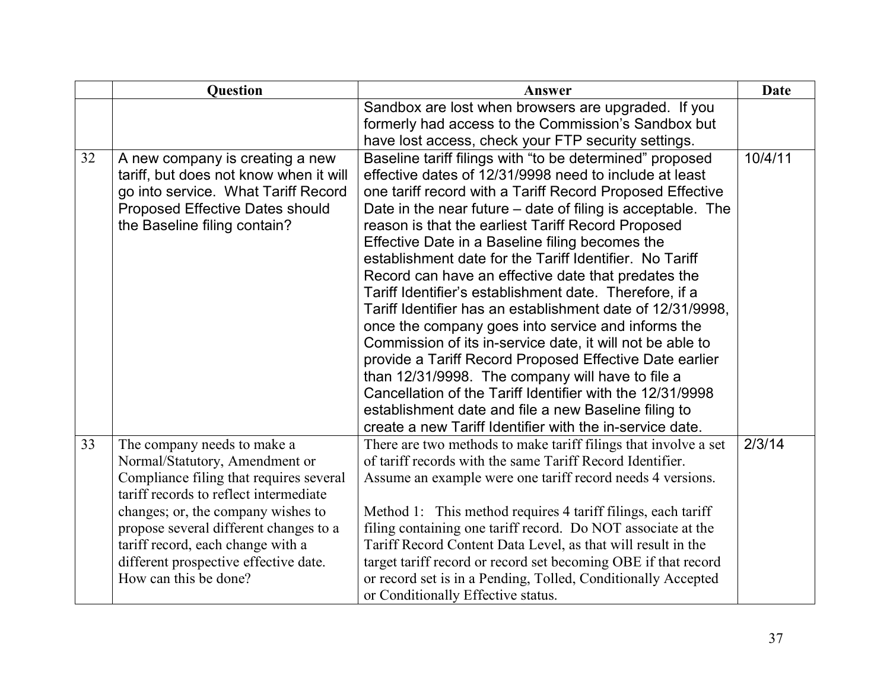| | Question | Answer | Date |
|---|---|---|---|
| | | Sandbox are lost when browsers are upgraded. If you formerly had access to the Commission's Sandbox but have lost access, check your FTP security settings. | |
| 32 | A new company is creating a new tariff, but does not know when it will go into service. What Tariff Record Proposed Effective Dates should the Baseline filing contain? | Baseline tariff filings with "to be determined" proposed effective dates of 12/31/9998 need to include at least one tariff record with a Tariff Record Proposed Effective Date in the near future – date of filing is acceptable. The reason is that the earliest Tariff Record Proposed Effective Date in a Baseline filing becomes the establishment date for the Tariff Identifier. No Tariff Record can have an effective date that predates the Tariff Identifier's establishment date. Therefore, if a Tariff Identifier has an establishment date of 12/31/9998, once the company goes into service and informs the Commission of its in-service date, it will not be able to provide a Tariff Record Proposed Effective Date earlier than 12/31/9998. The company will have to file a Cancellation of the Tariff Identifier with the 12/31/9998 establishment date and file a new Baseline filing to create a new Tariff Identifier with the in-service date. | 10/4/11 |
| 33 | The company needs to make a Normal/Statutory, Amendment or Compliance filing that requires several tariff records to reflect intermediate changes; or, the company wishes to propose several different changes to a tariff record, each change with a different prospective effective date. How can this be done? | There are two methods to make tariff filings that involve a set of tariff records with the same Tariff Record Identifier. Assume an example were one tariff record needs 4 versions.<br><br>Method 1: This method requires 4 tariff filings, each tariff filing containing one tariff record. Do NOT associate at the Tariff Record Content Data Level, as that will result in the target tariff record or record set becoming OBE if that record or record set is in a Pending, Tolled, Conditionally Accepted or Conditionally Effective status. | 2/3/14 |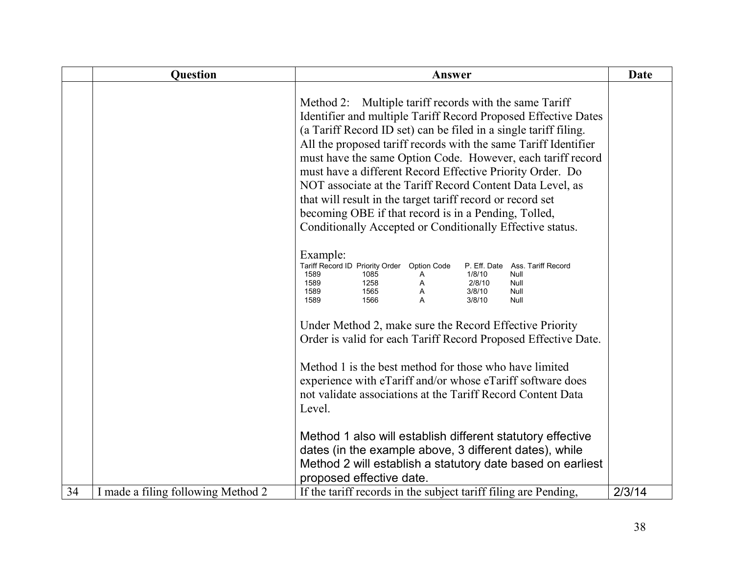| | Question | Answer | Date |
|---|---|---|---|
| | | Method 2: Multiple tariff records with the same Tariff Identifier and multiple Tariff Record Proposed Effective Dates (a Tariff Record ID set) can be filed in a single tariff filing. All the proposed tariff records with the same Tariff Identifier must have the same Option Code. However, each tariff record must have a different Record Effective Priority Order. Do NOT associate at the Tariff Record Content Data Level, as that will result in the target tariff record or record set becoming OBE if that record is in a Pending, Tolled, Conditionally Accepted or Conditionally Effective status.<br><br>Example:<br>Tariff Record ID Priority Order Option Code P. Eff. Date Ass. Tariff Record<br>1589 1085 A 1/8/10 Null<br>1589 1258 A 2/8/10 Null<br>1589 1565 A 3/8/10 Null<br>1589 1566 A 3/8/10 Null<br><br>Under Method 2, make sure the Record Effective Priority Order is valid for each Tariff Record Proposed Effective Date.<br><br>Method 1 is the best method for those who have limited experience with eTariff and/or whose eTariff software does not validate associations at the Tariff Record Content Data Level.<br><br>Method 1 also will establish different statutory effective dates (in the example above, 3 different dates), while Method 2 will establish a statutory date based on earliest proposed effective date. | |
| 34 | I made a filing following Method 2 | If the tariff records in the subject tariff filing are Pending, | 2/3/14 |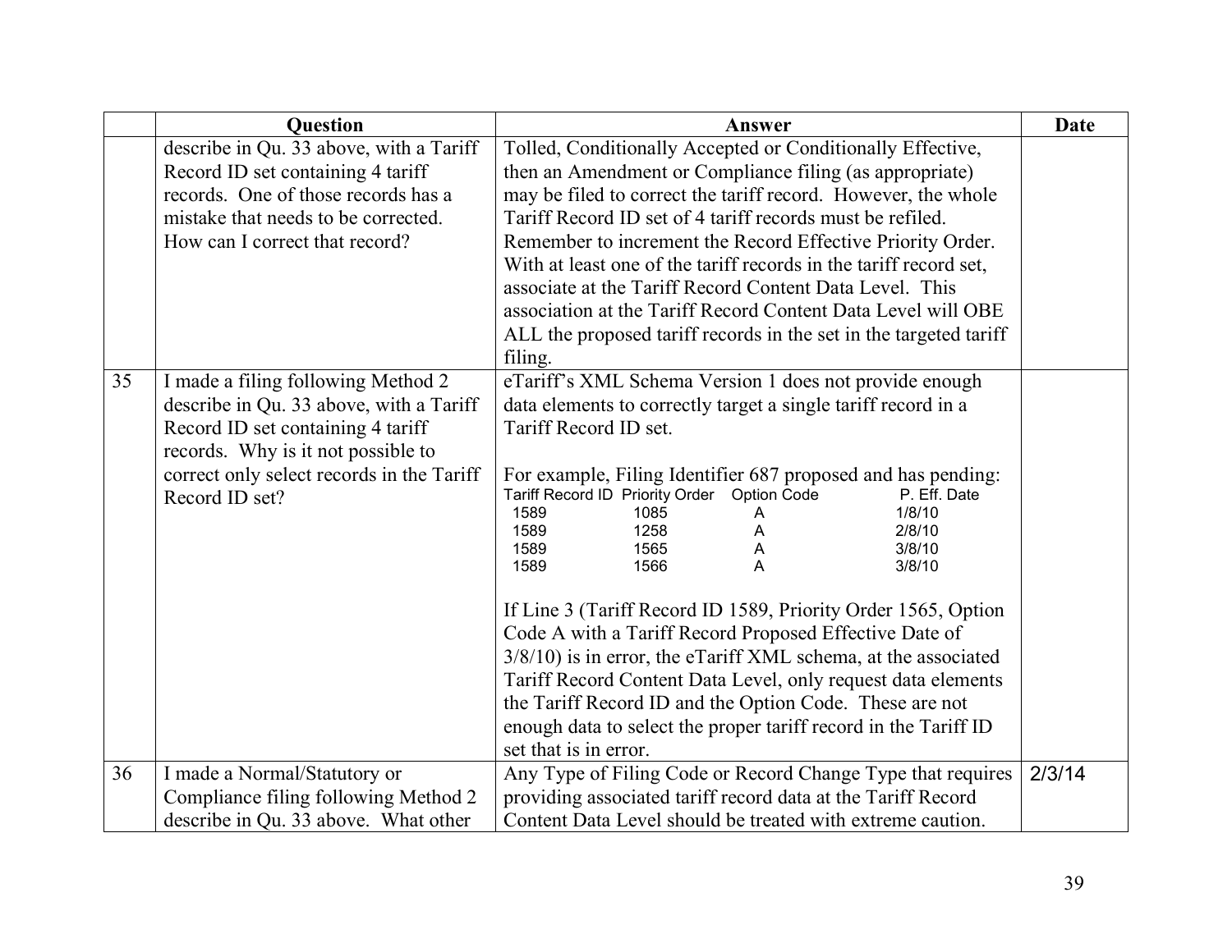|  | Question | Answer | Date |
|---|---|---|---|
|  | describe in Qu. 33 above, with a Tariff Record ID set containing 4 tariff records. One of those records has a mistake that needs to be corrected. How can I correct that record? | Tolled, Conditionally Accepted or Conditionally Effective, then an Amendment or Compliance filing (as appropriate) may be filed to correct the tariff record. However, the whole Tariff Record ID set of 4 tariff records must be refiled. Remember to increment the Record Effective Priority Order. With at least one of the tariff records in the tariff record set, associate at the Tariff Record Content Data Level. This association at the Tariff Record Content Data Level will OBE ALL the proposed tariff records in the set in the targeted tariff filing. |  |
| 35 | I made a filing following Method 2 describe in Qu. 33 above, with a Tariff Record ID set containing 4 tariff records. Why is it not possible to correct only select records in the Tariff Record ID set? | eTariff's XML Schema Version 1 does not provide enough data elements to correctly target a single tariff record in a Tariff Record ID set.<br><br>For example, Filing Identifier 687 proposed and has pending:<br>Tariff Record ID / Priority Order / Option Code / P. Eff. Date<br>1589 / 1085 / A / 1/8/10<br>1589 / 1258 / A / 2/8/10<br>1589 / 1565 / A / 3/8/10<br>1589 / 1566 / A / 3/8/10<br><br>If Line 3 (Tariff Record ID 1589, Priority Order 1565, Option Code A with a Tariff Record Proposed Effective Date of 3/8/10) is in error, the eTariff XML schema, at the associated Tariff Record Content Data Level, only request data elements the Tariff Record ID and the Option Code. These are not enough data to select the proper tariff record in the Tariff ID set that is in error. |  |
| 36 | I made a Normal/Statutory or Compliance filing following Method 2 describe in Qu. 33 above. What other | Any Type of Filing Code or Record Change Type that requires providing associated tariff record data at the Tariff Record Content Data Level should be treated with extreme caution. | 2/3/14 |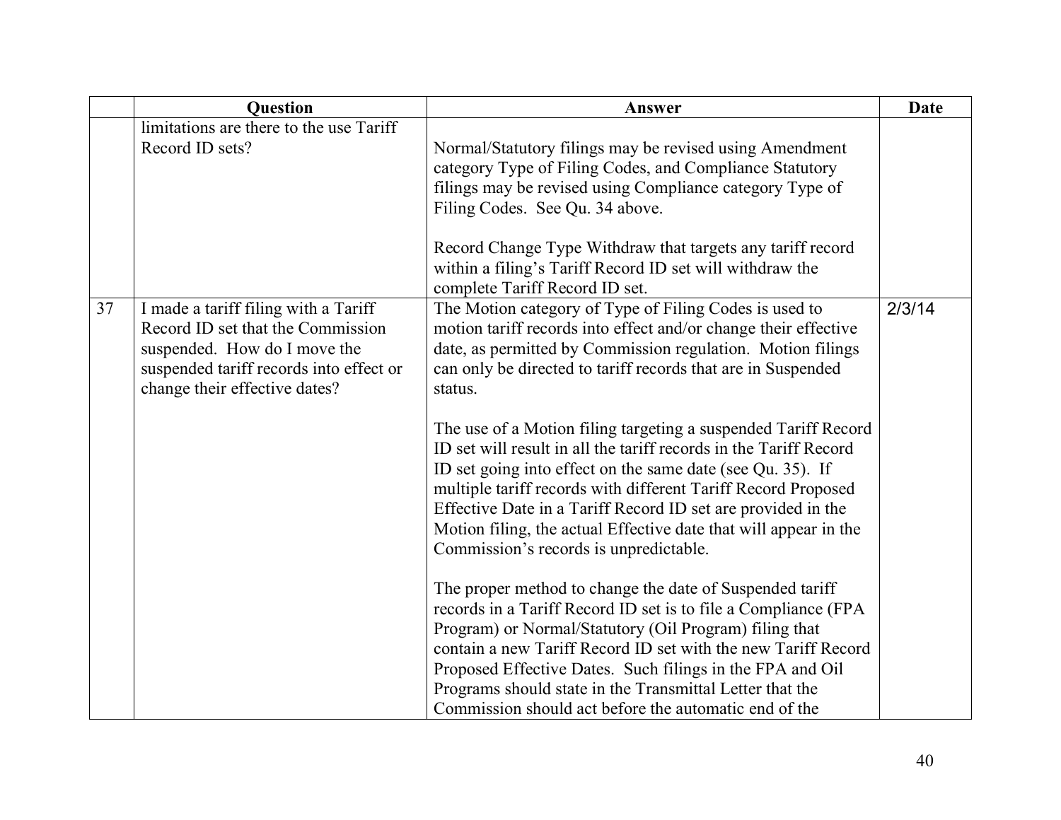|  | Question | Answer | Date |
|---|---|---|---|
|  | limitations are there to the use Tariff Record ID sets? | Normal/Statutory filings may be revised using Amendment category Type of Filing Codes, and Compliance Statutory filings may be revised using Compliance category Type of Filing Codes. See Qu. 34 above.<br><br>Record Change Type Withdraw that targets any tariff record within a filing's Tariff Record ID set will withdraw the complete Tariff Record ID set. |  |
| 37 | I made a tariff filing with a Tariff Record ID set that the Commission suspended. How do I move the suspended tariff records into effect or change their effective dates? | The Motion category of Type of Filing Codes is used to motion tariff records into effect and/or change their effective date, as permitted by Commission regulation. Motion filings can only be directed to tariff records that are in Suspended status.<br><br>The use of a Motion filing targeting a suspended Tariff Record ID set will result in all the tariff records in the Tariff Record ID set going into effect on the same date (see Qu. 35). If multiple tariff records with different Tariff Record Proposed Effective Date in a Tariff Record ID set are provided in the Motion filing, the actual Effective date that will appear in the Commission's records is unpredictable.<br><br>The proper method to change the date of Suspended tariff records in a Tariff Record ID set is to file a Compliance (FPA Program) or Normal/Statutory (Oil Program) filing that contain a new Tariff Record ID set with the new Tariff Record Proposed Effective Dates. Such filings in the FPA and Oil Programs should state in the Transmittal Letter that the Commission should act before the automatic end of the | 2/3/14 |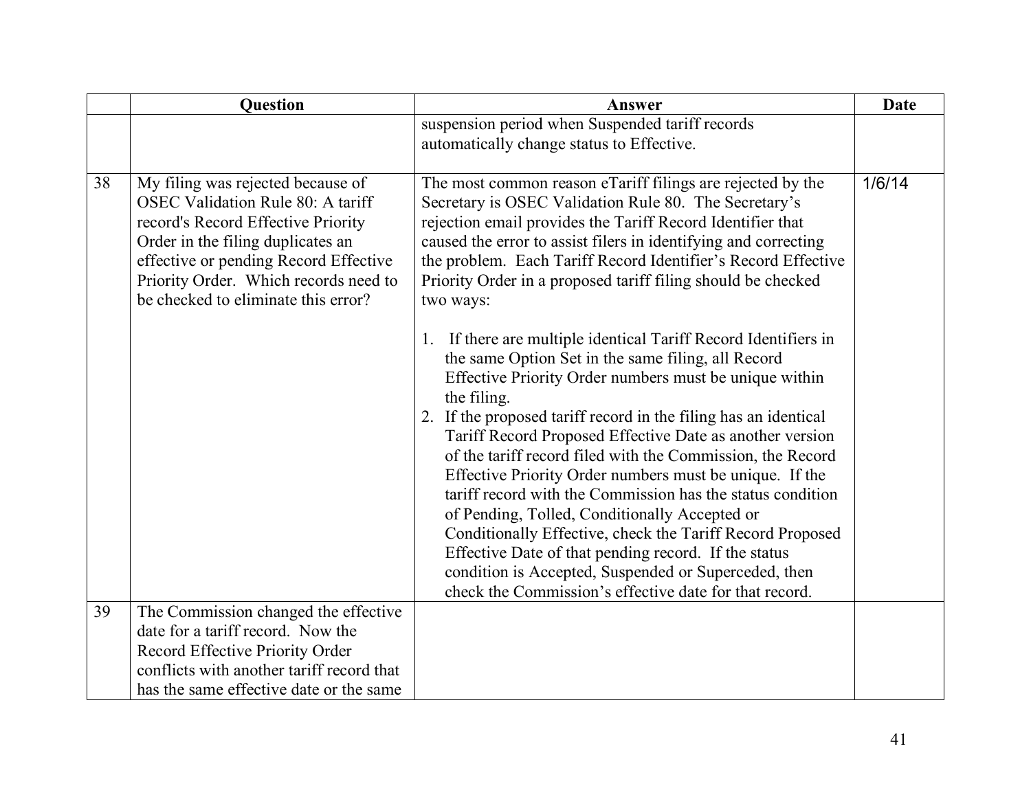| | Question | Answer | Date |
|---|---|---|---|
| | | suspension period when Suspended tariff records automatically change status to Effective. | |
| 38 | My filing was rejected because of OSEC Validation Rule 80: A tariff record's Record Effective Priority Order in the filing duplicates an effective or pending Record Effective Priority Order. Which records need to be checked to eliminate this error? | The most common reason eTariff filings are rejected by the Secretary is OSEC Validation Rule 80. The Secretary's rejection email provides the Tariff Record Identifier that caused the error to assist filers in identifying and correcting the problem. Each Tariff Record Identifier's Record Effective Priority Order in a proposed tariff filing should be checked two ways:<br><br>1. If there are multiple identical Tariff Record Identifiers in the same Option Set in the same filing, all Record Effective Priority Order numbers must be unique within the filing.<br>2. If the proposed tariff record in the filing has an identical Tariff Record Proposed Effective Date as another version of the tariff record filed with the Commission, the Record Effective Priority Order numbers must be unique. If the tariff record with the Commission has the status condition of Pending, Tolled, Conditionally Accepted or Conditionally Effective, check the Tariff Record Proposed Effective Date of that pending record. If the status condition is Accepted, Suspended or Superceded, then check the Commission's effective date for that record. | 1/6/14 |
| 39 | The Commission changed the effective date for a tariff record. Now the Record Effective Priority Order conflicts with another tariff record that has the same effective date or the same | | |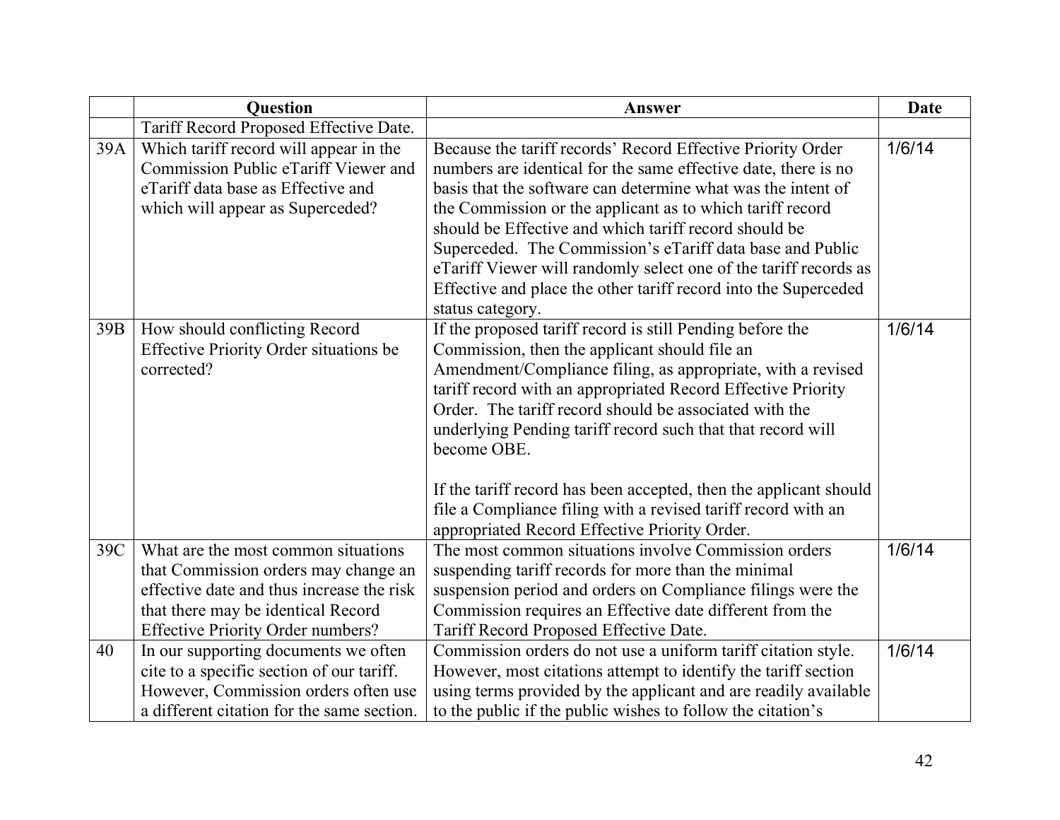| | Question | Answer | Date |
|---|---|---|---|
| | Tariff Record Proposed Effective Date. | | |
| 39A | Which tariff record will appear in the Commission Public eTariff Viewer and eTariff data base as Effective and which will appear as Superceded? | Because the tariff records' Record Effective Priority Order numbers are identical for the same effective date, there is no basis that the software can determine what was the intent of the Commission or the applicant as to which tariff record should be Effective and which tariff record should be Superceded. The Commission's eTariff data base and Public eTariff Viewer will randomly select one of the tariff records as Effective and place the other tariff record into the Superceded status category. | 1/6/14 |
| 39B | How should conflicting Record Effective Priority Order situations be corrected? | If the proposed tariff record is still Pending before the Commission, then the applicant should file an Amendment/Compliance filing, as appropriate, with a revised tariff record with an appropriated Record Effective Priority Order. The tariff record should be associated with the underlying Pending tariff record such that that record will become OBE.<br><br>If the tariff record has been accepted, then the applicant should file a Compliance filing with a revised tariff record with an appropriated Record Effective Priority Order. | 1/6/14 |
| 39C | What are the most common situations that Commission orders may change an effective date and thus increase the risk that there may be identical Record Effective Priority Order numbers? | The most common situations involve Commission orders suspending tariff records for more than the minimal suspension period and orders on Compliance filings were the Commission requires an Effective date different from the Tariff Record Proposed Effective Date. | 1/6/14 |
| 40 | In our supporting documents we often cite to a specific section of our tariff. However, Commission orders often use a different citation for the same section. | Commission orders do not use a uniform tariff citation style. However, most citations attempt to identify the tariff section using terms provided by the applicant and are readily available to the public if the public wishes to follow the citation's | 1/6/14 |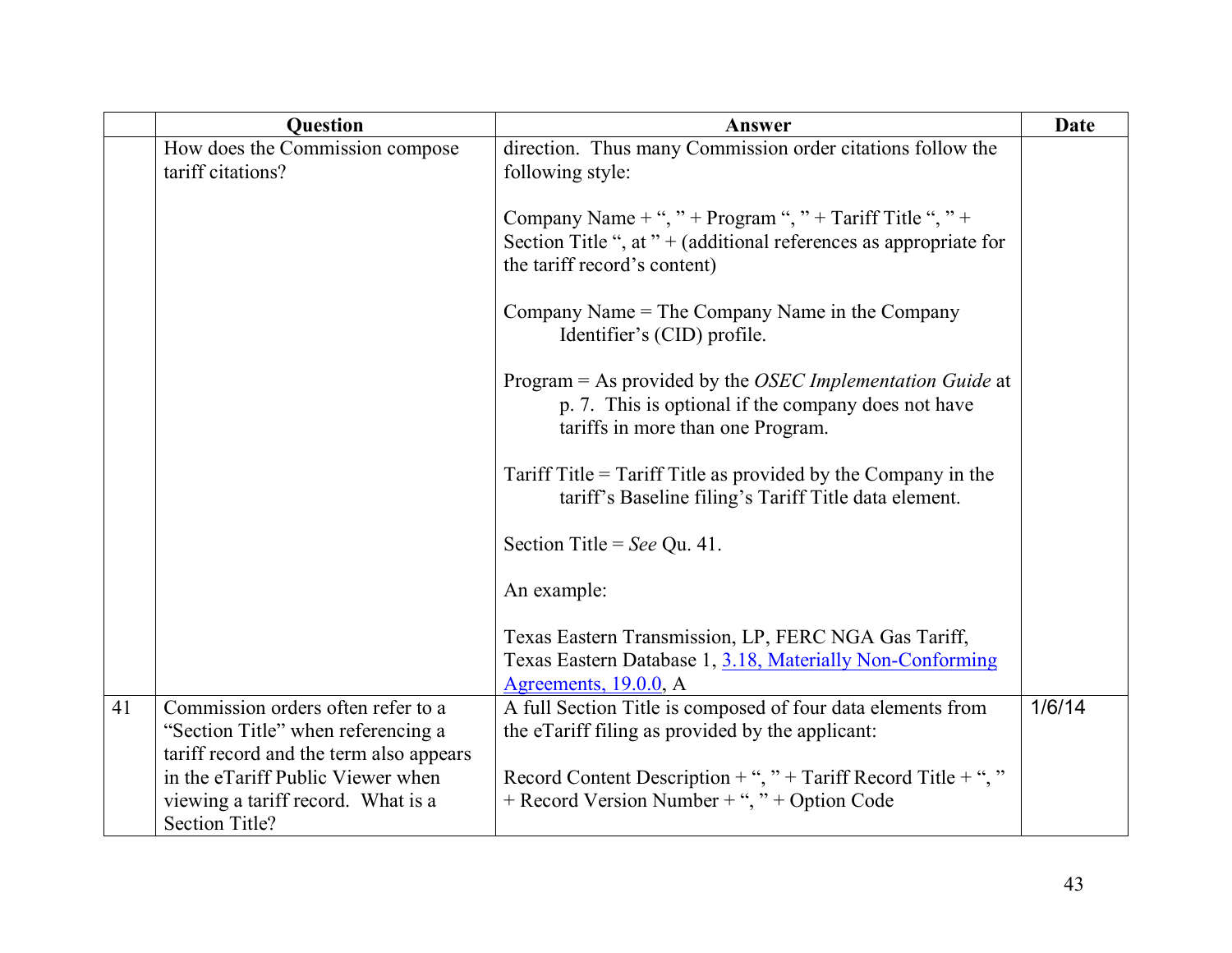|  | Question | Answer | Date |
| --- | --- | --- | --- |
|  | How does the Commission compose tariff citations? | direction. Thus many Commission order citations follow the following style:<br><br>Company Name + ", " + Program ", " + Tariff Title ", " + Section Title ", at " + (additional references as appropriate for the tariff record's content)<br><br>Company Name = The Company Name in the Company Identifier's (CID) profile.<br><br>Program = As provided by the *OSEC Implementation Guide* at p. 7. This is optional if the company does not have tariffs in more than one Program.<br><br>Tariff Title = Tariff Title as provided by the Company in the tariff's Baseline filing's Tariff Title data element.<br><br>Section Title = *See* Qu. 41.<br><br>An example:<br><br>Texas Eastern Transmission, LP, FERC NGA Gas Tariff, Texas Eastern Database 1, 3.18, Materially Non-Conforming Agreements, 19.0.0, A |  |
| 41 | Commission orders often refer to a "Section Title" when referencing a tariff record and the term also appears in the eTariff Public Viewer when viewing a tariff record. What is a Section Title? | A full Section Title is composed of four data elements from the eTariff filing as provided by the applicant:<br><br>Record Content Description + ", " + Tariff Record Title + ", " + Record Version Number + ", " + Option Code | 1/6/14 |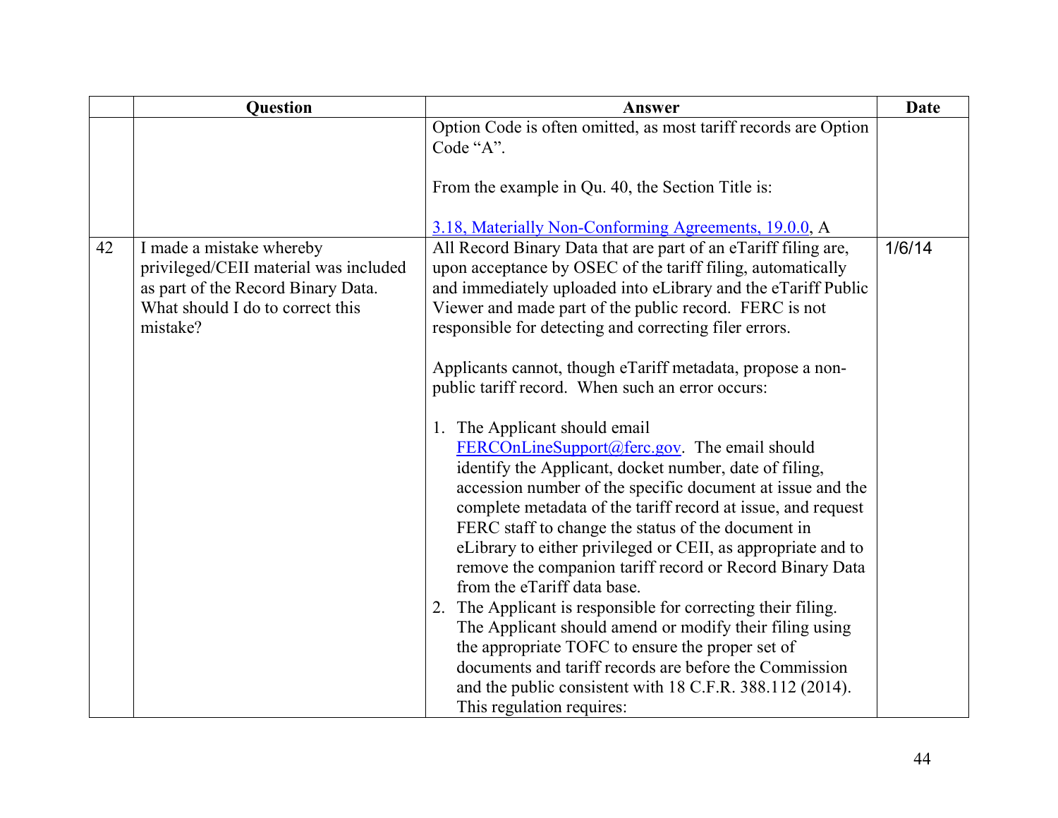| | Question | Answer | Date |
|---|---|---|---|
| | | Option Code is often omitted, as most tariff records are Option Code "A".<br><br>From the example in Qu. 40, the Section Title is:<br><br>3.18, Materially Non-Conforming Agreements, 19.0.0, A | |
| 42 | I made a mistake whereby privileged/CEII material was included as part of the Record Binary Data. What should I do to correct this mistake? | All Record Binary Data that are part of an eTariff filing are, upon acceptance by OSEC of the tariff filing, automatically and immediately uploaded into eLibrary and the eTariff Public Viewer and made part of the public record. FERC is not responsible for detecting and correcting filer errors.<br><br>Applicants cannot, though eTariff metadata, propose a non-public tariff record. When such an error occurs:<br><br>1. The Applicant should email FERCOnLineSupport@ferc.gov. The email should identify the Applicant, docket number, date of filing, accession number of the specific document at issue and the complete metadata of the tariff record at issue, and request FERC staff to change the status of the document in eLibrary to either privileged or CEII, as appropriate and to remove the companion tariff record or Record Binary Data from the eTariff data base.<br>2. The Applicant is responsible for correcting their filing. The Applicant should amend or modify their filing using the appropriate TOFC to ensure the proper set of documents and tariff records are before the Commission and the public consistent with 18 C.F.R. 388.112 (2014). This regulation requires: | 1/6/14 |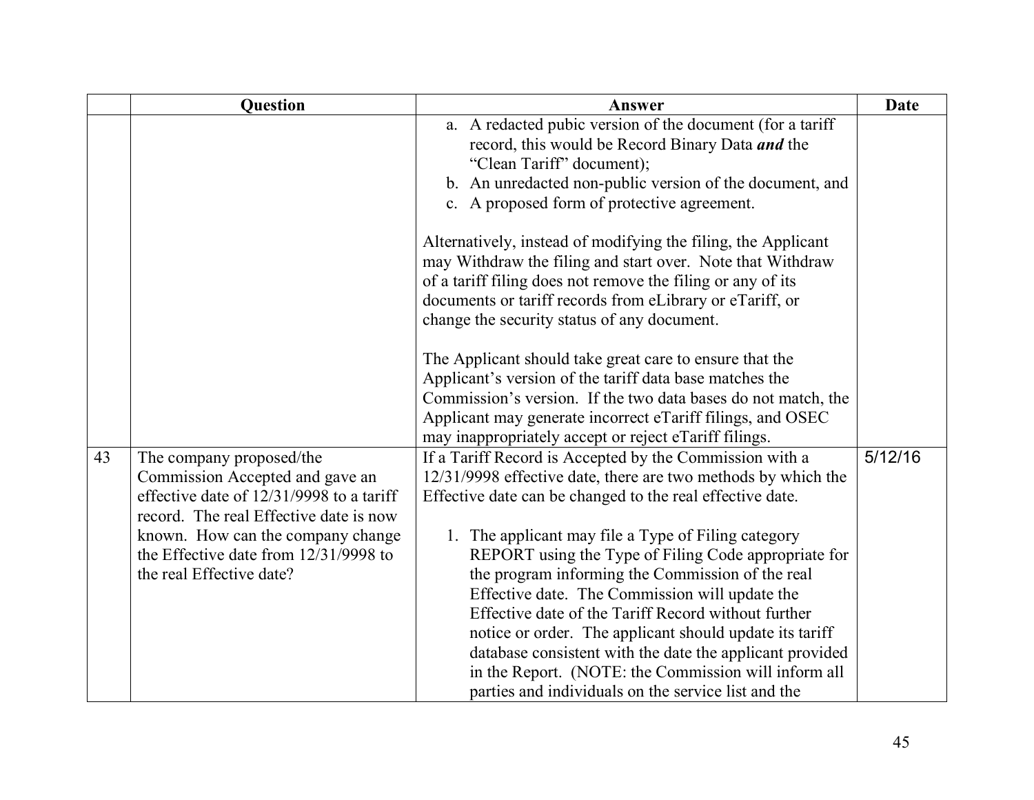|  | Question | Answer | Date |
|---|---|---|---|
|  |  | a. A redacted pubic version of the document (for a tariff record, this would be Record Binary Data ***and*** the "Clean Tariff" document);<br>b. An unredacted non-public version of the document, and<br>c. A proposed form of protective agreement.<br><br>Alternatively, instead of modifying the filing, the Applicant may Withdraw the filing and start over. Note that Withdraw of a tariff filing does not remove the filing or any of its documents or tariff records from eLibrary or eTariff, or change the security status of any document.<br><br>The Applicant should take great care to ensure that the Applicant's version of the tariff data base matches the Commission's version. If the two data bases do not match, the Applicant may generate incorrect eTariff filings, and OSEC may inappropriately accept or reject eTariff filings. |  |
| 43 | The company proposed/the Commission Accepted and gave an effective date of 12/31/9998 to a tariff record. The real Effective date is now known. How can the company change the Effective date from 12/31/9998 to the real Effective date? | If a Tariff Record is Accepted by the Commission with a 12/31/9998 effective date, there are two methods by which the Effective date can be changed to the real effective date.<br><br>1. The applicant may file a Type of Filing category REPORT using the Type of Filing Code appropriate for the program informing the Commission of the real Effective date. The Commission will update the Effective date of the Tariff Record without further notice or order. The applicant should update its tariff database consistent with the date the applicant provided in the Report. (NOTE: the Commission will inform all parties and individuals on the service list and the | 5/12/16 |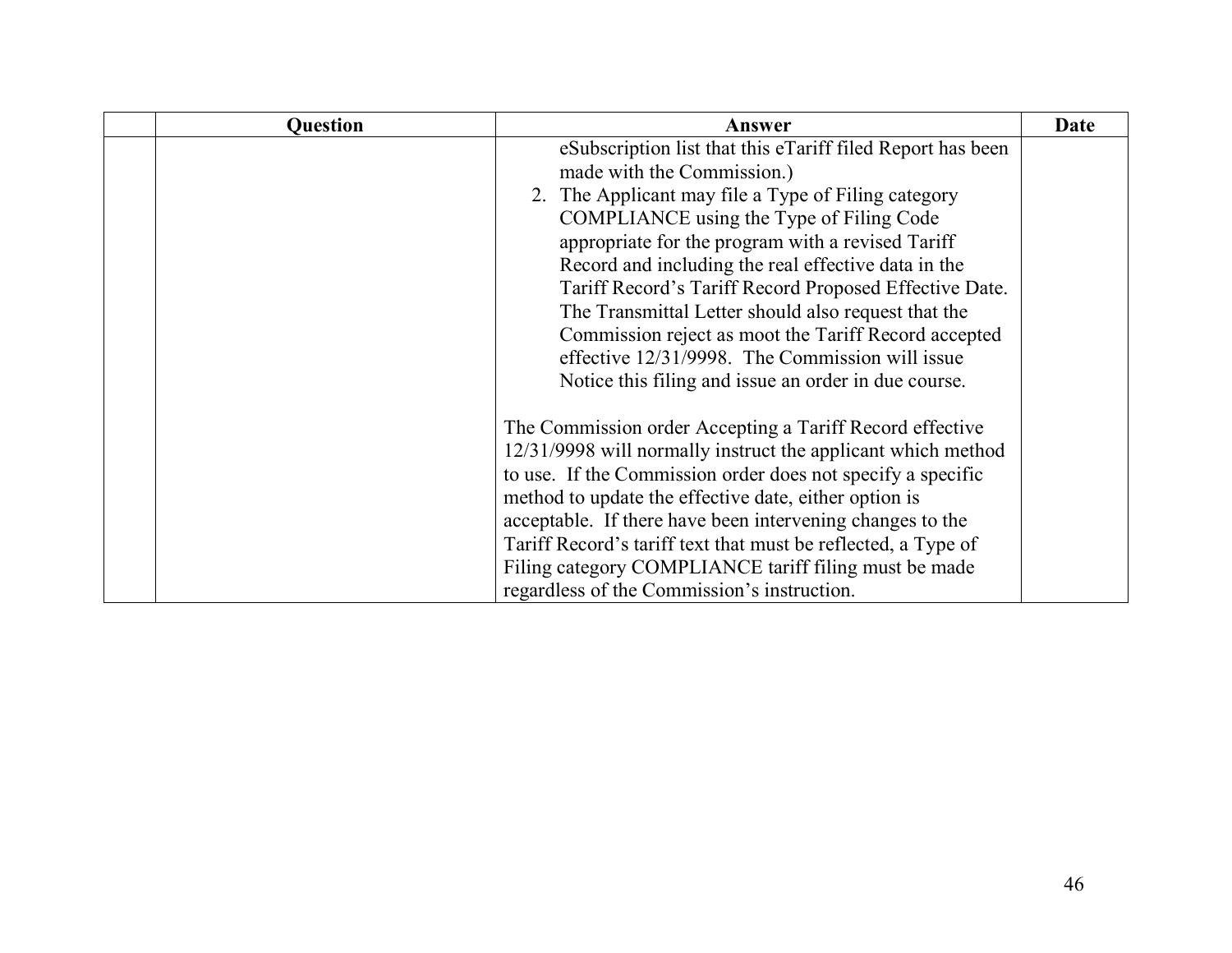|  | Question | Answer | Date |
| --- | --- | --- | --- |
|  |  | eSubscription list that this eTariff filed Report has been made with the Commission.)<br>2. The Applicant may file a Type of Filing category COMPLIANCE using the Type of Filing Code appropriate for the program with a revised Tariff Record and including the real effective data in the Tariff Record's Tariff Record Proposed Effective Date. The Transmittal Letter should also request that the Commission reject as moot the Tariff Record accepted effective 12/31/9998. The Commission will issue Notice this filing and issue an order in due course.<br><br>The Commission order Accepting a Tariff Record effective 12/31/9998 will normally instruct the applicant which method to use. If the Commission order does not specify a specific method to update the effective date, either option is acceptable. If there have been intervening changes to the Tariff Record's tariff text that must be reflected, a Type of Filing category COMPLIANCE tariff filing must be made regardless of the Commission's instruction. |  |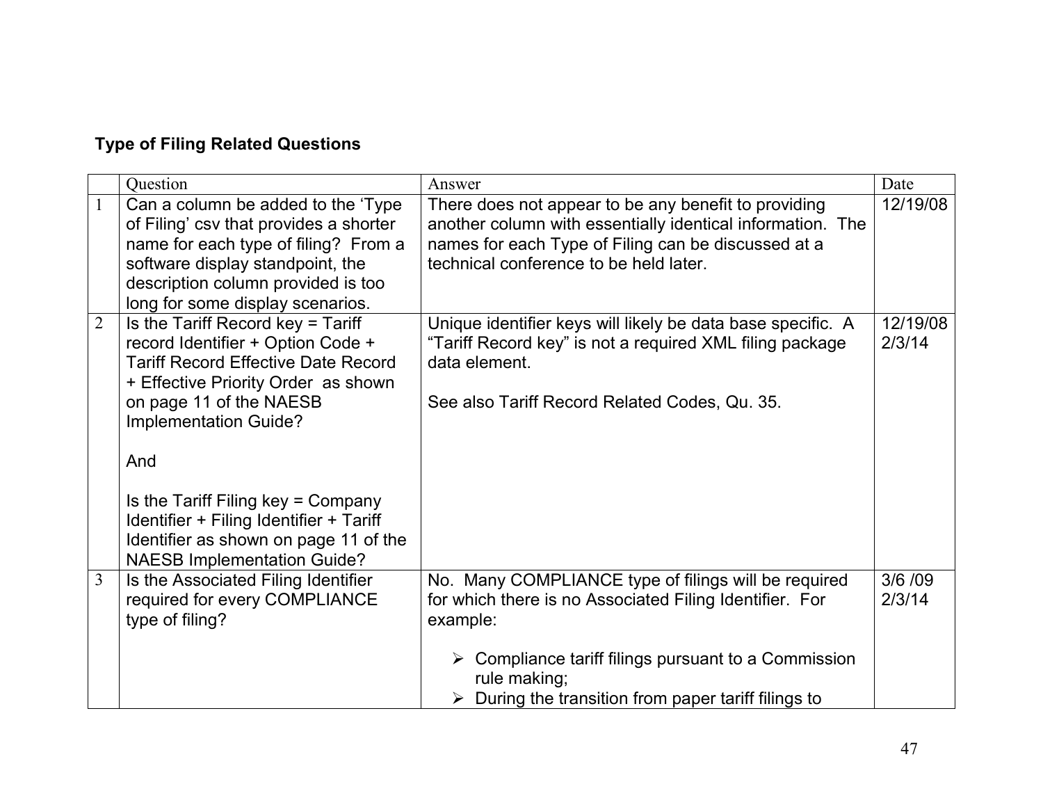**Type of Filing Related Questions**

| | Question | Answer | Date |
|---|---|---|---|
| 1 | Can a column be added to the 'Type of Filing' csv that provides a shorter name for each type of filing? From a software display standpoint, the description column provided is too long for some display scenarios. | There does not appear to be any benefit to providing another column with essentially identical information. The names for each Type of Filing can be discussed at a technical conference to be held later. | 12/19/08 |
| 2 | Is the Tariff Record key = Tariff record Identifier + Option Code + Tariff Record Effective Date Record + Effective Priority Order as shown on page 11 of the NAESB Implementation Guide?<br><br>And<br><br>Is the Tariff Filing key = Company Identifier + Filing Identifier + Tariff Identifier as shown on page 11 of the NAESB Implementation Guide? | Unique identifier keys will likely be data base specific. A "Tariff Record key" is not a required XML filing package data element.<br><br>See also Tariff Record Related Codes, Qu. 35. | 12/19/08<br>2/3/14 |
| 3 | Is the Associated Filing Identifier required for every COMPLIANCE type of filing? | No. Many COMPLIANCE type of filings will be required for which there is no Associated Filing Identifier. For example:<br><br>➢ Compliance tariff filings pursuant to a Commission rule making;<br>➢ During the transition from paper tariff filings to | 3/6 /09<br>2/3/14 |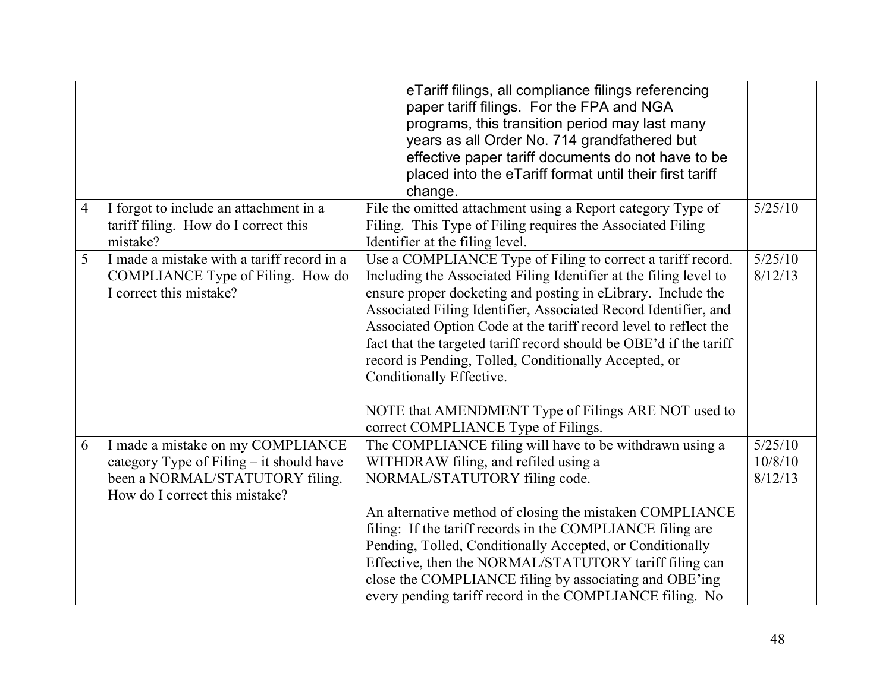| | | | |
|---|---|---|---|
| | | eTariff filings, all compliance filings referencing paper tariff filings. For the FPA and NGA programs, this transition period may last many years as all Order No. 714 grandfathered but effective paper tariff documents do not have to be placed into the eTariff format until their first tariff change. | |
| 4 | I forgot to include an attachment in a tariff filing. How do I correct this mistake? | File the omitted attachment using a Report category Type of Filing. This Type of Filing requires the Associated Filing Identifier at the filing level. | 5/25/10 |
| 5 | I made a mistake with a tariff record in a COMPLIANCE Type of Filing. How do I correct this mistake? | Use a COMPLIANCE Type of Filing to correct a tariff record. Including the Associated Filing Identifier at the filing level to ensure proper docketing and posting in eLibrary. Include the Associated Filing Identifier, Associated Record Identifier, and Associated Option Code at the tariff record level to reflect the fact that the targeted tariff record should be OBE'd if the tariff record is Pending, Tolled, Conditionally Accepted, or Conditionally Effective.<br><br>NOTE that AMENDMENT Type of Filings ARE NOT used to correct COMPLIANCE Type of Filings. | 5/25/10<br>8/12/13 |
| 6 | I made a mistake on my COMPLIANCE category Type of Filing – it should have been a NORMAL/STATUTORY filing. How do I correct this mistake? | The COMPLIANCE filing will have to be withdrawn using a WITHDRAW filing, and refiled using a NORMAL/STATUTORY filing code.<br><br>An alternative method of closing the mistaken COMPLIANCE filing: If the tariff records in the COMPLIANCE filing are Pending, Tolled, Conditionally Accepted, or Conditionally Effective, then the NORMAL/STATUTORY tariff filing can close the COMPLIANCE filing by associating and OBE'ing every pending tariff record in the COMPLIANCE filing. No | 5/25/10<br>10/8/10<br>8/12/13 |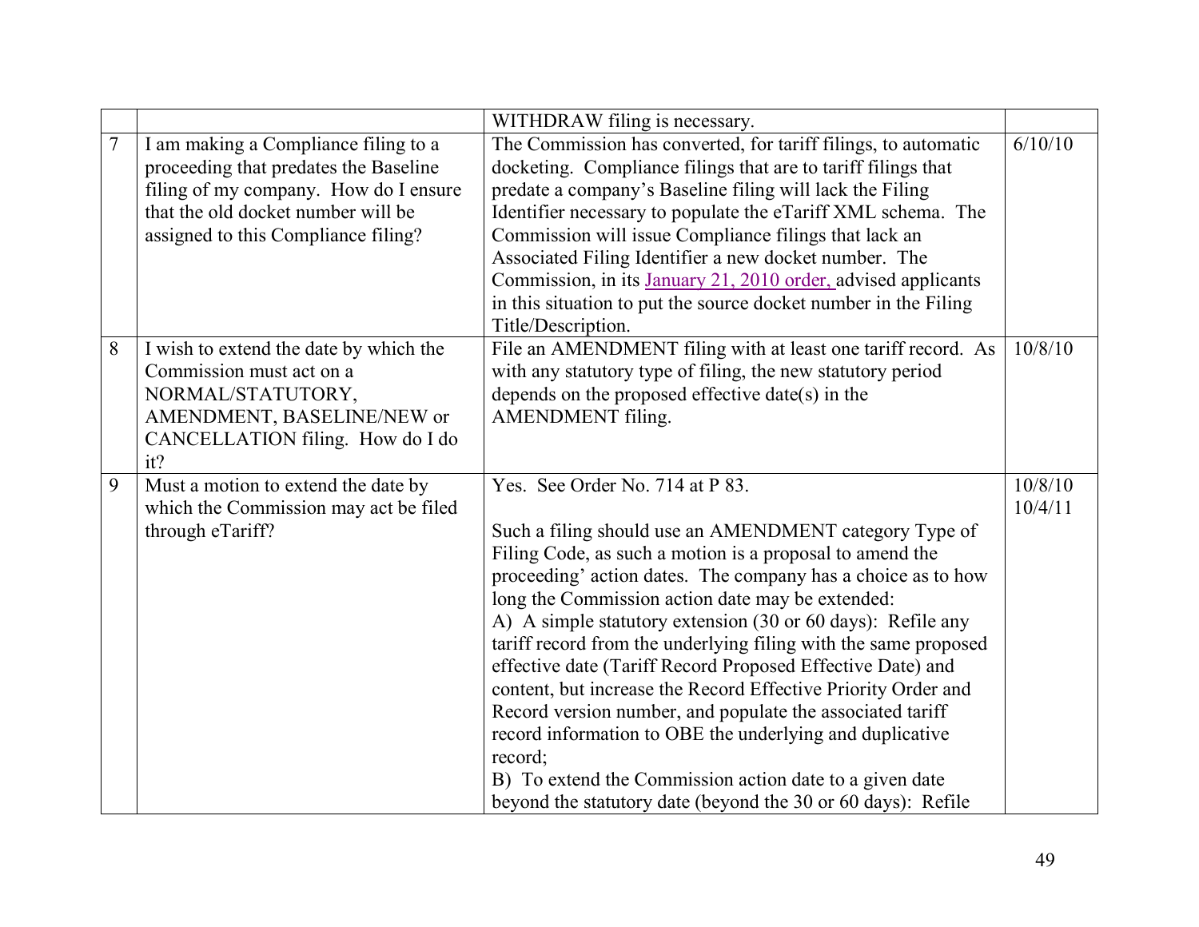| | | | |
|---|---|---|---|
| | | WITHDRAW filing is necessary. | |
| 7 | I am making a Compliance filing to a proceeding that predates the Baseline filing of my company. How do I ensure that the old docket number will be assigned to this Compliance filing? | The Commission has converted, for tariff filings, to automatic docketing. Compliance filings that are to tariff filings that predate a company's Baseline filing will lack the Filing Identifier necessary to populate the eTariff XML schema. The Commission will issue Compliance filings that lack an Associated Filing Identifier a new docket number. The Commission, in its January 21, 2010 order, advised applicants in this situation to put the source docket number in the Filing Title/Description. | 6/10/10 |
| 8 | I wish to extend the date by which the Commission must act on a NORMAL/STATUTORY, AMENDMENT, BASELINE/NEW or CANCELLATION filing. How do I do it? | File an AMENDMENT filing with at least one tariff record. As with any statutory type of filing, the new statutory period depends on the proposed effective date(s) in the AMENDMENT filing. | 10/8/10 |
| 9 | Must a motion to extend the date by which the Commission may act be filed through eTariff? | Yes. See Order No. 714 at P 83.<br><br>Such a filing should use an AMENDMENT category Type of Filing Code, as such a motion is a proposal to amend the proceeding' action dates. The company has a choice as to how long the Commission action date may be extended:<br>A) A simple statutory extension (30 or 60 days): Refile any tariff record from the underlying filing with the same proposed effective date (Tariff Record Proposed Effective Date) and content, but increase the Record Effective Priority Order and Record version number, and populate the associated tariff record information to OBE the underlying and duplicative record;<br>B) To extend the Commission action date to a given date beyond the statutory date (beyond the 30 or 60 days): Refile | 10/8/10<br>10/4/11 |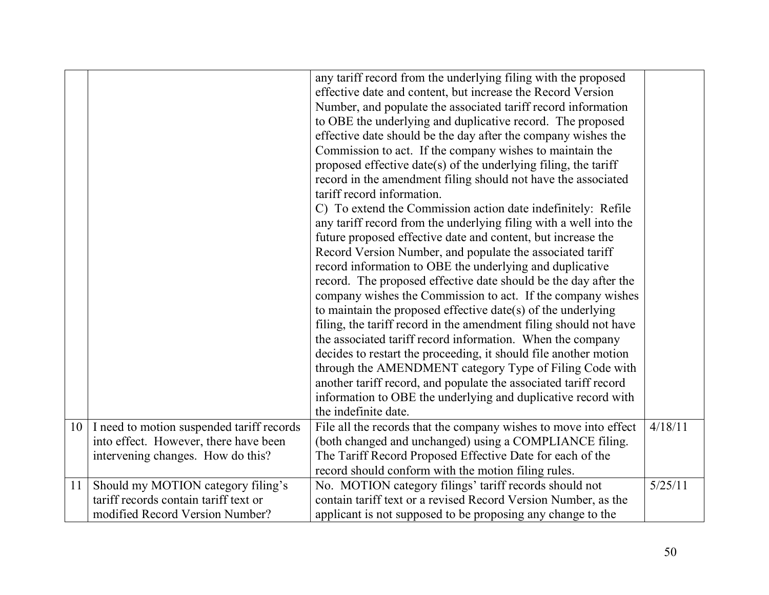| | | | |
|---|---|---|---|
| | | any tariff record from the underlying filing with the proposed effective date and content, but increase the Record Version Number, and populate the associated tariff record information to OBE the underlying and duplicative record. The proposed effective date should be the day after the company wishes the Commission to act. If the company wishes to maintain the proposed effective date(s) of the underlying filing, the tariff record in the amendment filing should not have the associated tariff record information.<br>C) To extend the Commission action date indefinitely: Refile any tariff record from the underlying filing with a well into the future proposed effective date and content, but increase the Record Version Number, and populate the associated tariff record information to OBE the underlying and duplicative record. The proposed effective date should be the day after the company wishes the Commission to act. If the company wishes to maintain the proposed effective date(s) of the underlying filing, the tariff record in the amendment filing should not have the associated tariff record information. When the company decides to restart the proceeding, it should file another motion through the AMENDMENT category Type of Filing Code with another tariff record, and populate the associated tariff record information to OBE the underlying and duplicative record with the indefinite date. | |
| 10 | I need to motion suspended tariff records into effect. However, there have been intervening changes. How do this? | File all the records that the company wishes to move into effect (both changed and unchanged) using a COMPLIANCE filing. The Tariff Record Proposed Effective Date for each of the record should conform with the motion filing rules. | 4/18/11 |
| 11 | Should my MOTION category filing's tariff records contain tariff text or modified Record Version Number? | No. MOTION category filings' tariff records should not contain tariff text or a revised Record Version Number, as the applicant is not supposed to be proposing any change to the | 5/25/11 |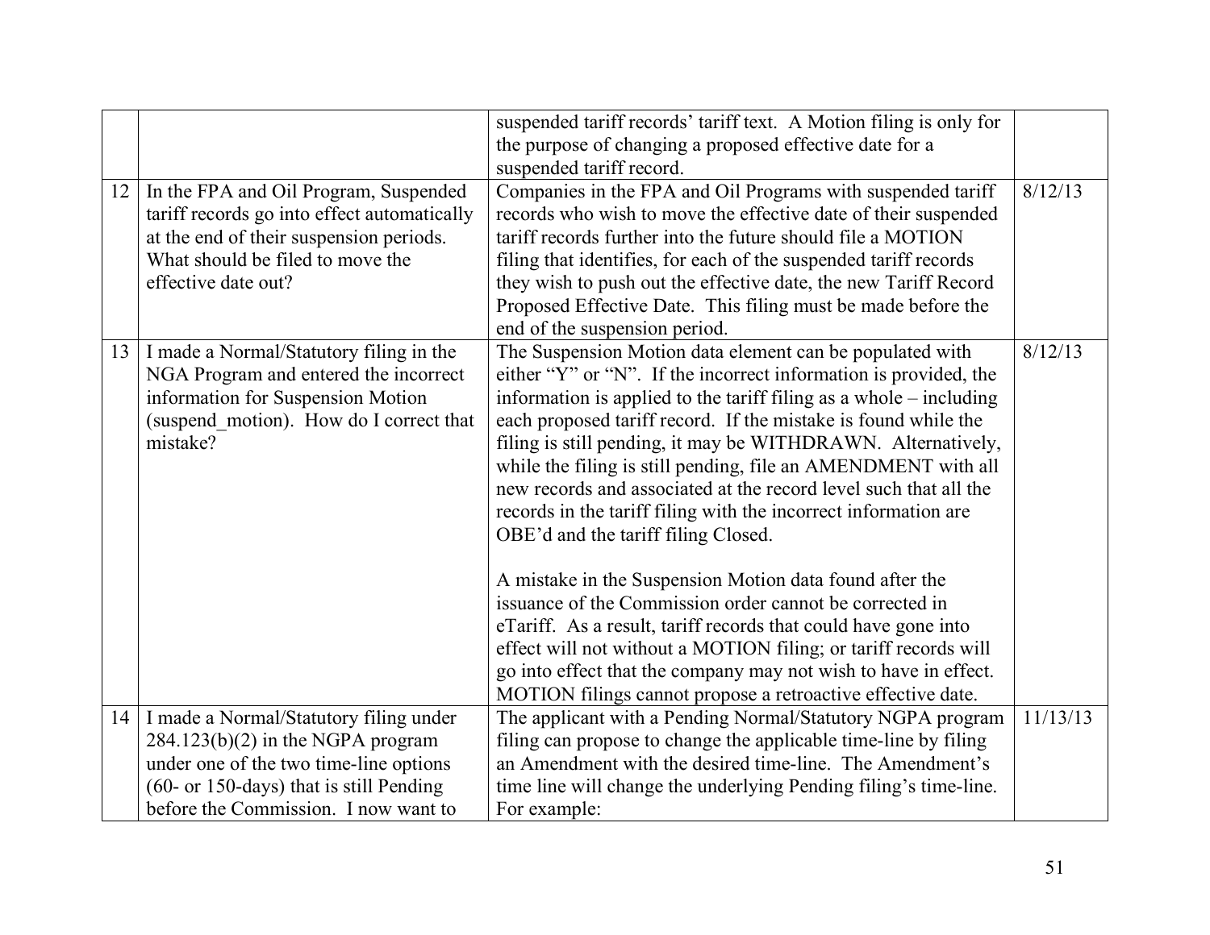| | | | |
|---|---|---|---|
| | | suspended tariff records' tariff text. A Motion filing is only for the purpose of changing a proposed effective date for a suspended tariff record. | |
| 12 | In the FPA and Oil Program, Suspended tariff records go into effect automatically at the end of their suspension periods. What should be filed to move the effective date out? | Companies in the FPA and Oil Programs with suspended tariff records who wish to move the effective date of their suspended tariff records further into the future should file a MOTION filing that identifies, for each of the suspended tariff records they wish to push out the effective date, the new Tariff Record Proposed Effective Date. This filing must be made before the end of the suspension period. | 8/12/13 |
| 13 | I made a Normal/Statutory filing in the NGA Program and entered the incorrect information for Suspension Motion (suspend_motion). How do I correct that mistake? | The Suspension Motion data element can be populated with either "Y" or "N". If the incorrect information is provided, the information is applied to the tariff filing as a whole – including each proposed tariff record. If the mistake is found while the filing is still pending, it may be WITHDRAWN. Alternatively, while the filing is still pending, file an AMENDMENT with all new records and associated at the record level such that all the records in the tariff filing with the incorrect information are OBE'd and the tariff filing Closed.<br><br>A mistake in the Suspension Motion data found after the issuance of the Commission order cannot be corrected in eTariff. As a result, tariff records that could have gone into effect will not without a MOTION filing; or tariff records will go into effect that the company may not wish to have in effect. MOTION filings cannot propose a retroactive effective date. | 8/12/13 |
| 14 | I made a Normal/Statutory filing under 284.123(b)(2) in the NGPA program under one of the two time-line options (60- or 150-days) that is still Pending before the Commission. I now want to | The applicant with a Pending Normal/Statutory NGPA program filing can propose to change the applicable time-line by filing an Amendment with the desired time-line. The Amendment's time line will change the underlying Pending filing's time-line. For example: | 11/13/13 |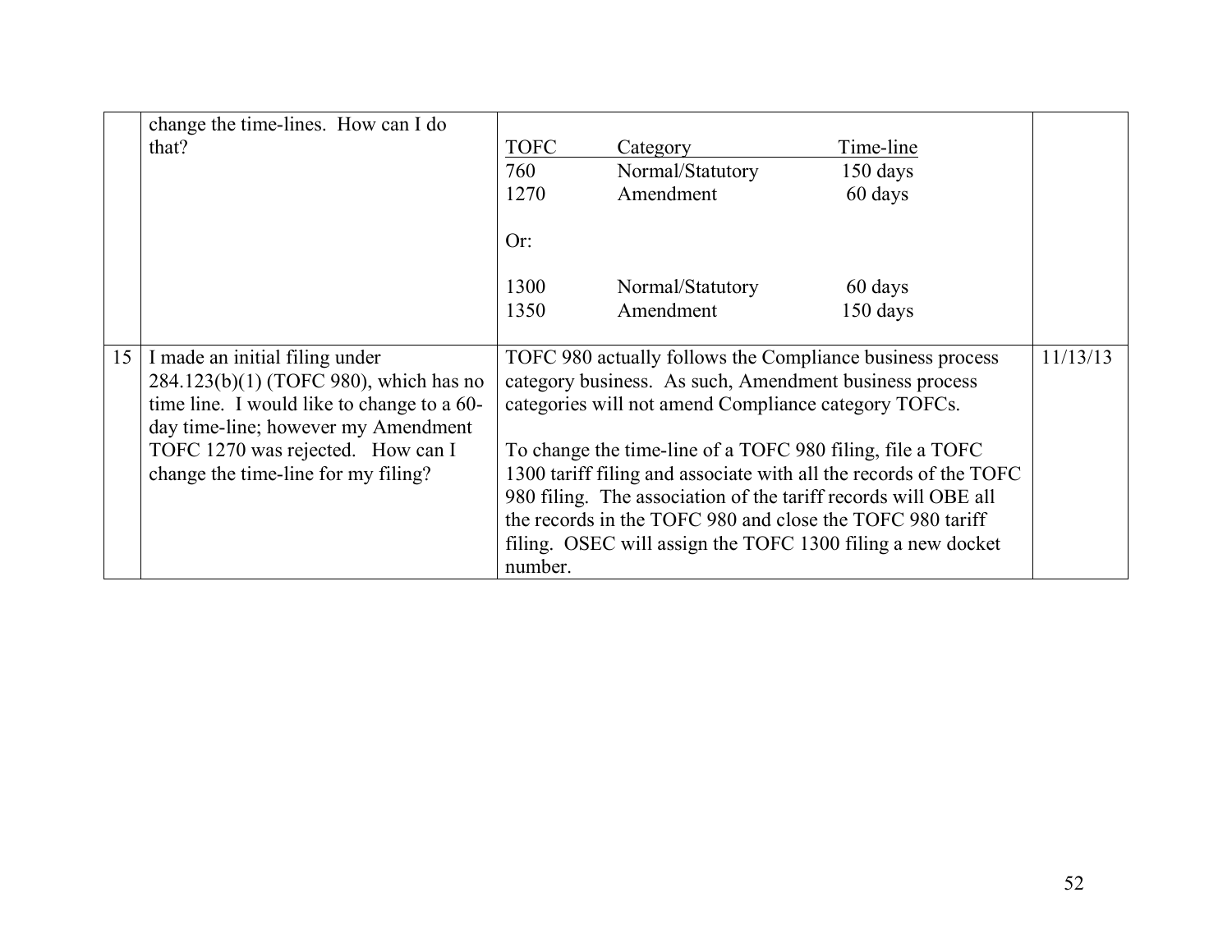| | | | |
|---|---|---|---|
| | change the time-lines. How can I do that? | TOFC / Category / Time-line<br>760 Normal/Statutory 150 days<br>1270 Amendment 60 days<br><br>Or:<br><br>1300 Normal/Statutory 60 days<br>1350 Amendment 150 days | |
| 15 | I made an initial filing under 284.123(b)(1) (TOFC 980), which has no time line. I would like to change to a 60-day time-line; however my Amendment TOFC 1270 was rejected. How can I change the time-line for my filing? | TOFC 980 actually follows the Compliance business process category business. As such, Amendment business process categories will not amend Compliance category TOFCs.<br><br>To change the time-line of a TOFC 980 filing, file a TOFC 1300 tariff filing and associate with all the records of the TOFC 980 filing. The association of the tariff records will OBE all the records in the TOFC 980 and close the TOFC 980 tariff filing. OSEC will assign the TOFC 1300 filing a new docket number. | 11/13/13 |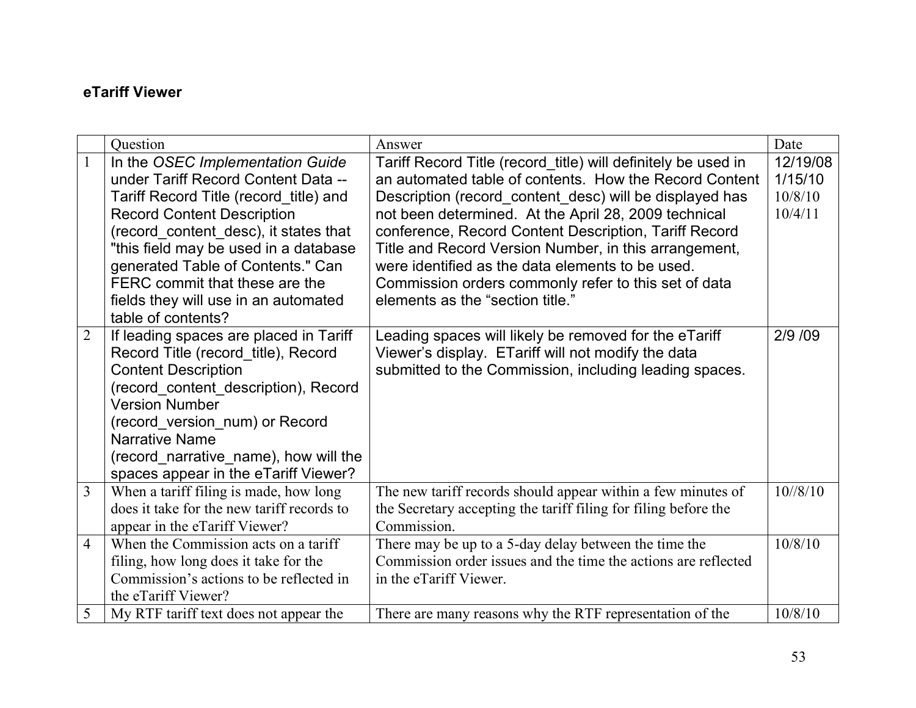**eTariff Viewer**

| | Question | Answer | Date |
|---|---|---|---|
| 1 | In the *OSEC Implementation Guide* under Tariff Record Content Data -- Tariff Record Title (record_title) and Record Content Description (record_content_desc), it states that "this field may be used in a database generated Table of Contents." Can FERC commit that these are the fields they will use in an automated table of contents? | Tariff Record Title (record_title) will definitely be used in an automated table of contents. How the Record Content Description (record_content_desc) will be displayed has not been determined. At the April 28, 2009 technical conference, Record Content Description, Tariff Record Title and Record Version Number, in this arrangement, were identified as the data elements to be used. Commission orders commonly refer to this set of data elements as the "section title." | 12/19/08<br>1/15/10<br>10/8/10<br>10/4/11 |
| 2 | If leading spaces are placed in Tariff Record Title (record_title), Record Content Description (record_content_description), Record Version Number (record_version_num) or Record Narrative Name (record_narrative_name), how will the spaces appear in the eTariff Viewer? | Leading spaces will likely be removed for the eTariff Viewer's display. ETariff will not modify the data submitted to the Commission, including leading spaces. | 2/9 /09 |
| 3 | When a tariff filing is made, how long does it take for the new tariff records to appear in the eTariff Viewer? | The new tariff records should appear within a few minutes of the Secretary accepting the tariff filing for filing before the Commission. | 10//8/10 |
| 4 | When the Commission acts on a tariff filing, how long does it take for the Commission's actions to be reflected in the eTariff Viewer? | There may be up to a 5-day delay between the time the Commission order issues and the time the actions are reflected in the eTariff Viewer. | 10/8/10 |
| 5 | My RTF tariff text does not appear the | There are many reasons why the RTF representation of the | 10/8/10 |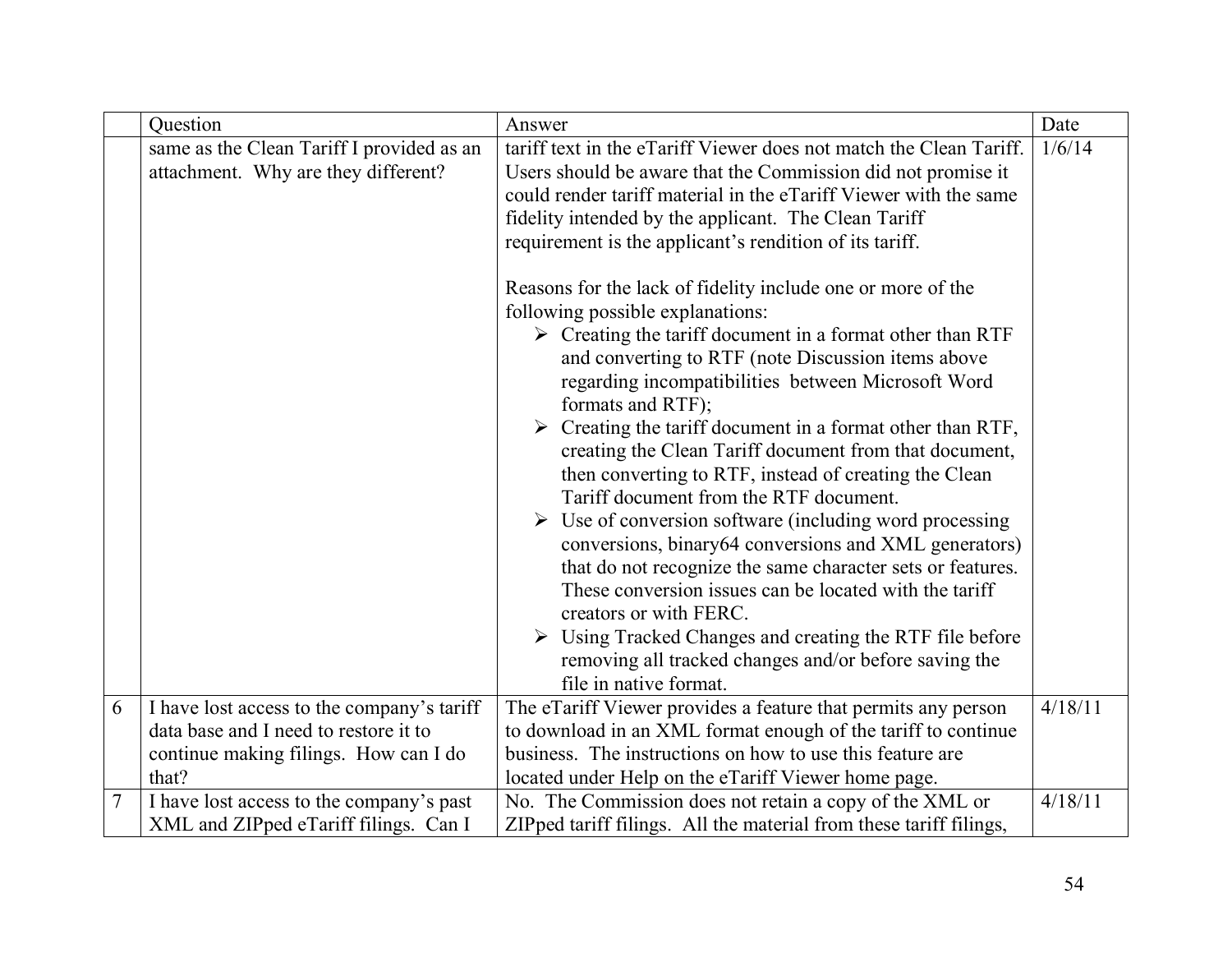|  | Question | Answer | Date |
|---|---|---|---|
|  | same as the Clean Tariff I provided as an attachment. Why are they different? | tariff text in the eTariff Viewer does not match the Clean Tariff. Users should be aware that the Commission did not promise it could render tariff material in the eTariff Viewer with the same fidelity intended by the applicant. The Clean Tariff requirement is the applicant's rendition of its tariff.<br><br>Reasons for the lack of fidelity include one or more of the following possible explanations:<br>➢ Creating the tariff document in a format other than RTF and converting to RTF (note Discussion items above regarding incompatibilities between Microsoft Word formats and RTF);<br>➢ Creating the tariff document in a format other than RTF, creating the Clean Tariff document from that document, then converting to RTF, instead of creating the Clean Tariff document from the RTF document.<br>➢ Use of conversion software (including word processing conversions, binary64 conversions and XML generators) that do not recognize the same character sets or features. These conversion issues can be located with the tariff creators or with FERC.<br>➢ Using Tracked Changes and creating the RTF file before removing all tracked changes and/or before saving the file in native format. | 1/6/14 |
| 6 | I have lost access to the company's tariff data base and I need to restore it to continue making filings. How can I do that? | The eTariff Viewer provides a feature that permits any person to download in an XML format enough of the tariff to continue business. The instructions on how to use this feature are located under Help on the eTariff Viewer home page. | 4/18/11 |
| 7 | I have lost access to the company's past XML and ZIPped eTariff filings. Can I | No. The Commission does not retain a copy of the XML or ZIPped tariff filings. All the material from these tariff filings, | 4/18/11 |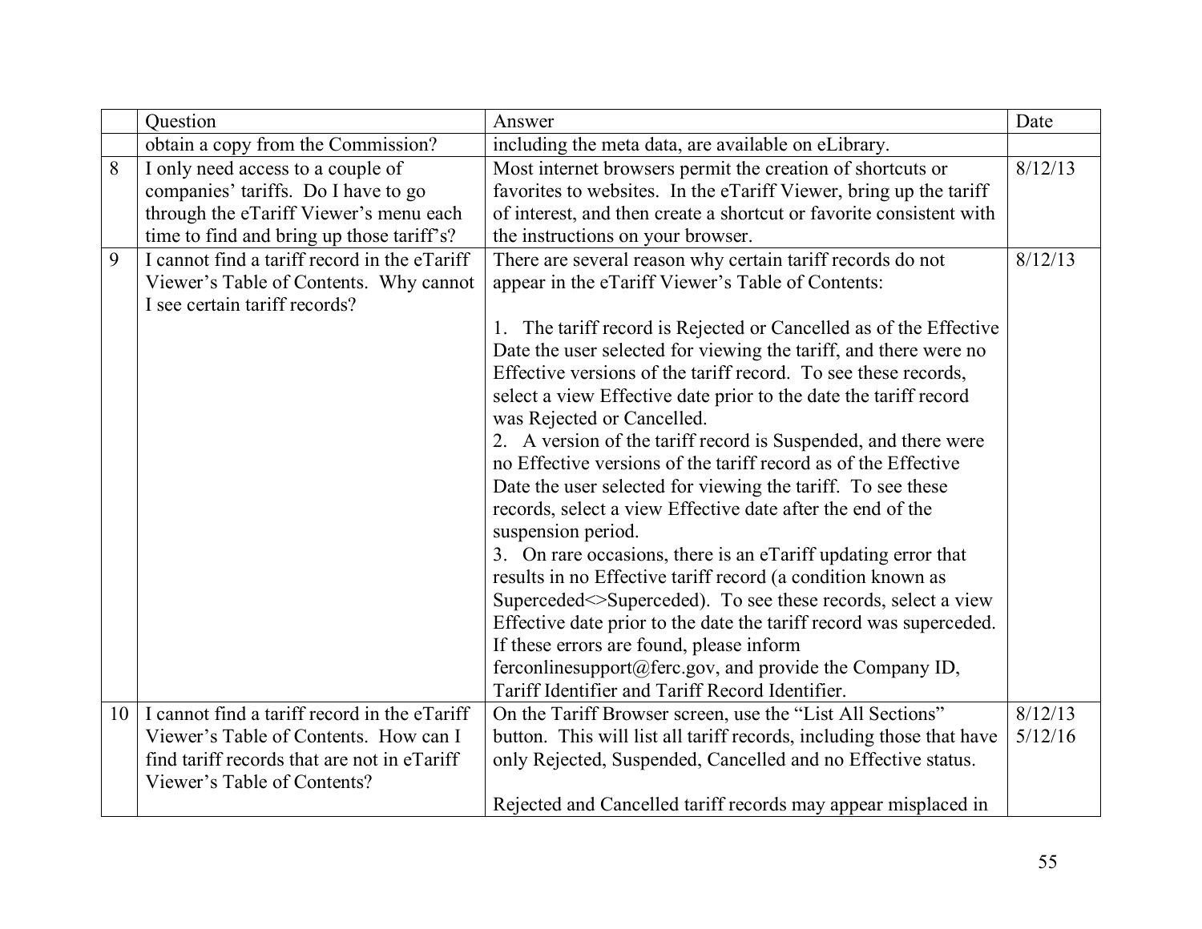|  | Question | Answer | Date |
|---|---|---|---|
|  | obtain a copy from the Commission? | including the meta data, are available on eLibrary. |  |
| 8 | I only need access to a couple of companies' tariffs. Do I have to go through the eTariff Viewer's menu each time to find and bring up those tariff's? | Most internet browsers permit the creation of shortcuts or favorites to websites. In the eTariff Viewer, bring up the tariff of interest, and then create a shortcut or favorite consistent with the instructions on your browser. | 8/12/13 |
| 9 | I cannot find a tariff record in the eTariff Viewer's Table of Contents. Why cannot I see certain tariff records? | There are several reason why certain tariff records do not appear in the eTariff Viewer's Table of Contents:<br><br>1. The tariff record is Rejected or Cancelled as of the Effective Date the user selected for viewing the tariff, and there were no Effective versions of the tariff record. To see these records, select a view Effective date prior to the date the tariff record was Rejected or Cancelled.<br>2. A version of the tariff record is Suspended, and there were no Effective versions of the tariff record as of the Effective Date the user selected for viewing the tariff. To see these records, select a view Effective date after the end of the suspension period.<br>3. On rare occasions, there is an eTariff updating error that results in no Effective tariff record (a condition known as Superceded<>Superceded). To see these records, select a view Effective date prior to the date the tariff record was superceded. If these errors are found, please inform ferconlinesupport@ferc.gov, and provide the Company ID, Tariff Identifier and Tariff Record Identifier. | 8/12/13 |
| 10 | I cannot find a tariff record in the eTariff Viewer's Table of Contents. How can I find tariff records that are not in eTariff Viewer's Table of Contents? | On the Tariff Browser screen, use the "List All Sections" button. This will list all tariff records, including those that have only Rejected, Suspended, Cancelled and no Effective status.<br><br>Rejected and Cancelled tariff records may appear misplaced in | 8/12/13<br>5/12/16 |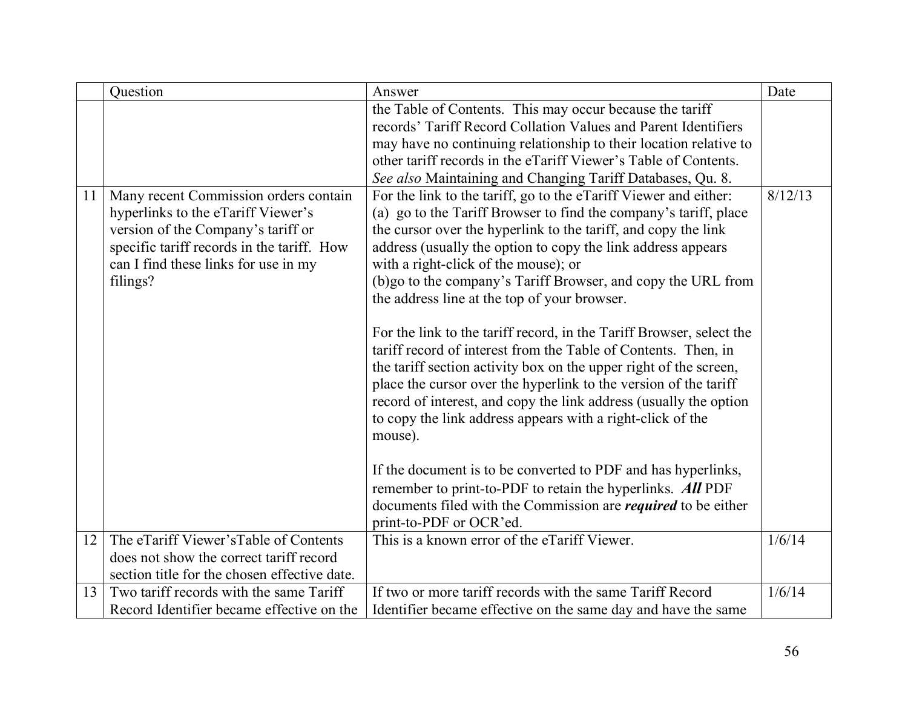| | Question | Answer | Date |
|---|---|---|---|
| | | the Table of Contents. This may occur because the tariff records' Tariff Record Collation Values and Parent Identifiers may have no continuing relationship to their location relative to other tariff records in the eTariff Viewer's Table of Contents. *See also* Maintaining and Changing Tariff Databases, Qu. 8. | |
| 11 | Many recent Commission orders contain hyperlinks to the eTariff Viewer's version of the Company's tariff or specific tariff records in the tariff. How can I find these links for use in my filings? | For the link to the tariff, go to the eTariff Viewer and either:<br>(a) go to the Tariff Browser to find the company's tariff, place the cursor over the hyperlink to the tariff, and copy the link address (usually the option to copy the link address appears with a right-click of the mouse); or<br>(b)go to the company's Tariff Browser, and copy the URL from the address line at the top of your browser.<br><br>For the link to the tariff record, in the Tariff Browser, select the tariff record of interest from the Table of Contents. Then, in the tariff section activity box on the upper right of the screen, place the cursor over the hyperlink to the version of the tariff record of interest, and copy the link address (usually the option to copy the link address appears with a right-click of the mouse).<br><br>If the document is to be converted to PDF and has hyperlinks, remember to print-to-PDF to retain the hyperlinks. ***All*** PDF documents filed with the Commission are ***required*** to be either print-to-PDF or OCR'ed. | 8/12/13 |
| 12 | The eTariff Viewer'sTable of Contents does not show the correct tariff record section title for the chosen effective date. | This is a known error of the eTariff Viewer. | 1/6/14 |
| 13 | Two tariff records with the same Tariff Record Identifier became effective on the | If two or more tariff records with the same Tariff Record Identifier became effective on the same day and have the same | 1/6/14 |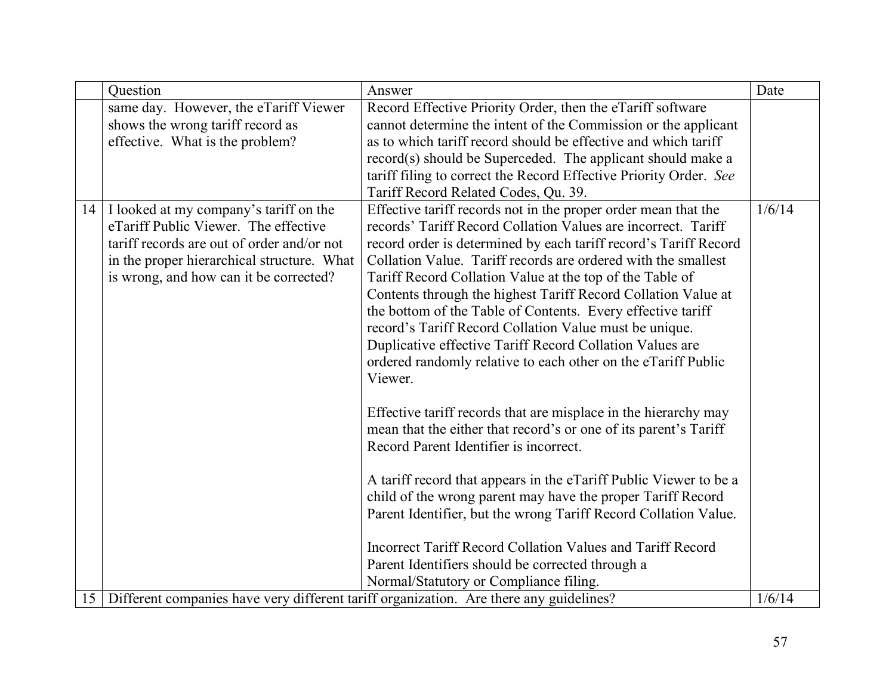| | Question | Answer | Date |
|---|---|---|---|
| | same day. However, the eTariff Viewer shows the wrong tariff record as effective. What is the problem? | Record Effective Priority Order, then the eTariff software cannot determine the intent of the Commission or the applicant as to which tariff record should be effective and which tariff record(s) should be Superceded. The applicant should make a tariff filing to correct the Record Effective Priority Order. *See* Tariff Record Related Codes, Qu. 39. | |
| 14 | I looked at my company's tariff on the eTariff Public Viewer. The effective tariff records are out of order and/or not in the proper hierarchical structure. What is wrong, and how can it be corrected? | Effective tariff records not in the proper order mean that the records' Tariff Record Collation Values are incorrect. Tariff record order is determined by each tariff record's Tariff Record Collation Value. Tariff records are ordered with the smallest Tariff Record Collation Value at the top of the Table of Contents through the highest Tariff Record Collation Value at the bottom of the Table of Contents. Every effective tariff record's Tariff Record Collation Value must be unique. Duplicative effective Tariff Record Collation Values are ordered randomly relative to each other on the eTariff Public Viewer.<br><br>Effective tariff records that are misplace in the hierarchy may mean that the either that record's or one of its parent's Tariff Record Parent Identifier is incorrect.<br><br>A tariff record that appears in the eTariff Public Viewer to be a child of the wrong parent may have the proper Tariff Record Parent Identifier, but the wrong Tariff Record Collation Value.<br><br>Incorrect Tariff Record Collation Values and Tariff Record Parent Identifiers should be corrected through a Normal/Statutory or Compliance filing. | 1/6/14 |
| 15 | Different companies have very different tariff organization. Are there any guidelines? | | 1/6/14 |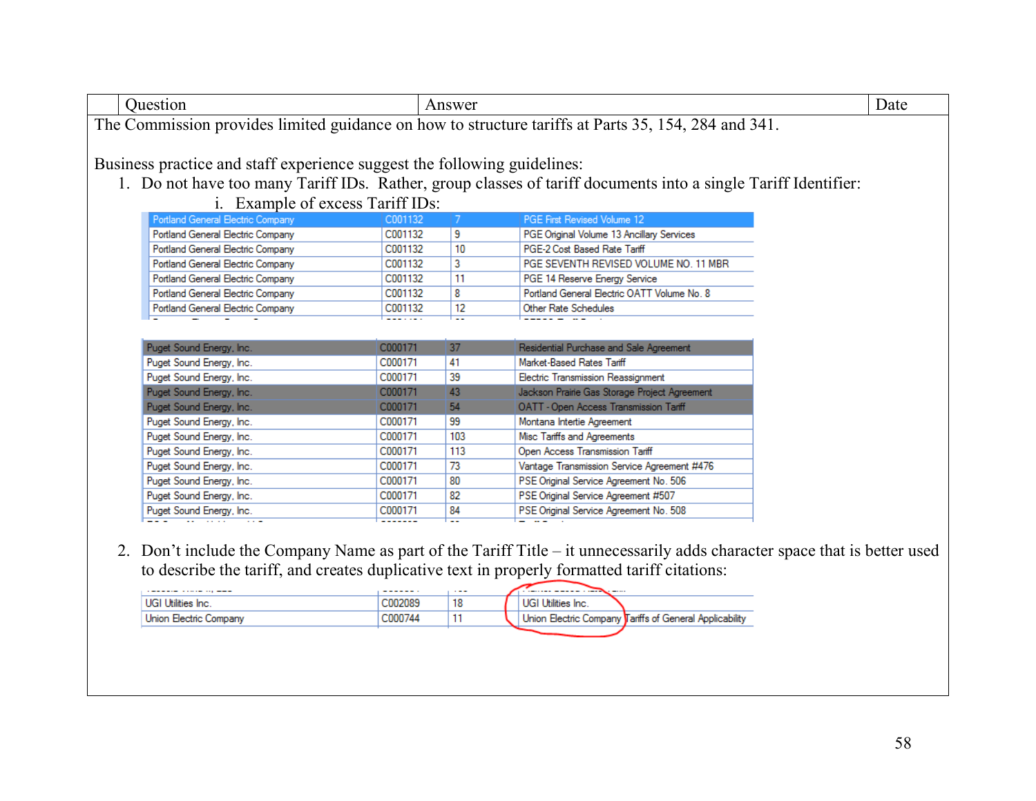| | Question | Answer | Date |
|---|---|---|---|

The Commission provides limited guidance on how to structure tariffs at Parts 35, 154, 284 and 341.

Business practice and staff experience suggest the following guidelines:

1. Do not have too many Tariff IDs. Rather, group classes of tariff documents into a single Tariff Identifier:
   i. Example of excess Tariff IDs:

| | | | |
|---|---|---|---|
| Portland General Electric Company | C001132 | 7 | PGE First Revised Volume 12 |
| Portland General Electric Company | C001132 | 9 | PGE Original Volume 13 Ancillary Services |
| Portland General Electric Company | C001132 | 10 | PGE-2 Cost Based Rate Tariff |
| Portland General Electric Company | C001132 | 3 | PGE SEVENTH REVISED VOLUME NO. 11 MBR |
| Portland General Electric Company | C001132 | 11 | PGE 14 Reserve Energy Service |
| Portland General Electric Company | C001132 | 8 | Portland General Electric OATT Volume No. 8 |
| Portland General Electric Company | C001132 | 12 | Other Rate Schedules |

| | | | |
|---|---|---|---|
| Puget Sound Energy, Inc. | C000171 | 37 | Residential Purchase and Sale Agreement |
| Puget Sound Energy, Inc. | C000171 | 41 | Market-Based Rates Tariff |
| Puget Sound Energy, Inc. | C000171 | 39 | Electric Transmission Reassignment |
| Puget Sound Energy, Inc. | C000171 | 43 | Jackson Prairie Gas Storage Project Agreement |
| Puget Sound Energy, Inc. | C000171 | 54 | OATT - Open Access Transmission Tariff |
| Puget Sound Energy, Inc. | C000171 | 99 | Montana Intertie Agreement |
| Puget Sound Energy, Inc. | C000171 | 103 | Misc Tariffs and Agreements |
| Puget Sound Energy, Inc. | C000171 | 113 | Open Access Transmission Tariff |
| Puget Sound Energy, Inc. | C000171 | 73 | Vantage Transmission Service Agreement #476 |
| Puget Sound Energy, Inc. | C000171 | 80 | PSE Original Service Agreement No. 506 |
| Puget Sound Energy, Inc. | C000171 | 82 | PSE Original Service Agreement #507 |
| Puget Sound Energy, Inc. | C000171 | 84 | PSE Original Service Agreement No. 508 |

2. Don't include the Company Name as part of the Tariff Title – it unnecessarily adds character space that is better used to describe the tariff, and creates duplicative text in properly formatted tariff citations:

| | | | |
|---|---|---|---|
| UGI Utilities Inc. | C002089 | 18 | UGI Utilities Inc. |
| Union Electric Company | C000744 | 11 | Union Electric Company Tariffs of General Applicability |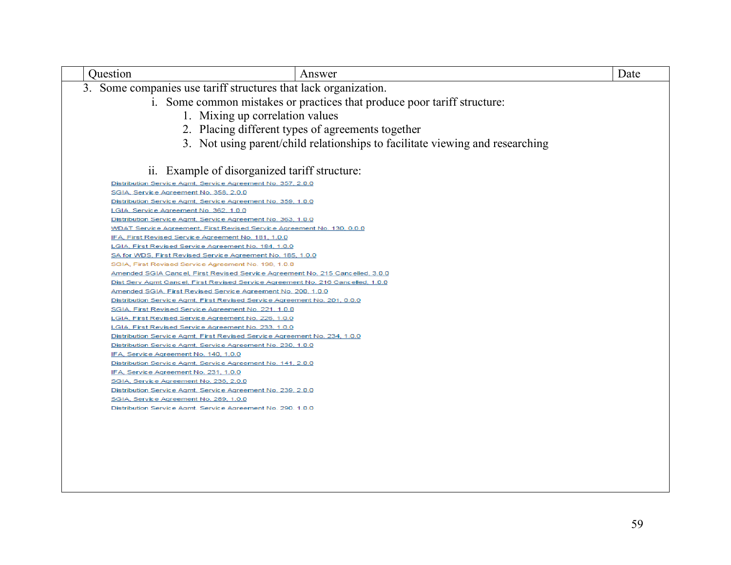|  | Question | Answer | Date |
|---|---|---|---|

3. Some companies use tariff structures that lack organization.
   i. Some common mistakes or practices that produce poor tariff structure:
      1. Mixing up correlation values
      2. Placing different types of agreements together
      3. Not using parent/child relationships to facilitate viewing and researching

   ii. Example of disorganized tariff structure:

Distribution Service Agmt, Service Agreement No. 357, 2.0.0
SGIA, Service Agreement No. 358, 2.0.0
Distribution Service Agmt, Service Agreement No. 359, 1.0.0
LGIA, Service Agreement No. 362, 1.0.0
Distribution Service Agmt, Service Agreement No. 363, 1.0.0
WDAT Service Agreement, First Revised Service Agreement No. 130, 0.0.0
IFA, First Revised Service Agreement No. 181, 1.0.0
LGIA, First Revised Service Agreement No. 184, 1.0.0
SA for WDS, First Revised Service Agreement No. 185, 1.0.0
SGIA, First Revised Service Agreement No. 198, 1.0.0
Amended SGIA Cancel, First Revised Service Agreement No. 215 Cancelled, 3.0.0
Dist Serv Agmt Cancel, First Revised Service Agreement No. 216 Cancelled, 1.0.0
Amended SGIA, First Revised Service Agreement No. 200, 1.0.0
Distribution Service Agmt, First Revised Service Agreement No. 201, 0.0.0
SGIA, First Revised Service Agreement No. 221, 1.0.0
LGIA, First Revised Service Agreement No. 226, 1.0.0
LGIA, First Revised Service Agreement No. 233, 1.0.0
Distribution Service Agmt, First Revised Service Agreement No. 234, 1.0.0
Distribution Service Agmt, Service Agreement No. 230, 1.0.0
IFA, Service Agreement No. 140, 1.0.0
Distribution Service Agmt, Service Agreement No. 141, 2.0.0
IFA, Service Agreement No. 231, 1.0.0
SGIA, Service Agreement No. 236, 2.0.0
Distribution Service Agmt, Service Agreement No. 239, 2.0.0
SGIA, Service Agreement No. 289, 1.0.0
Distribution Service Agmt, Service Agreement No. 290, 1.0.0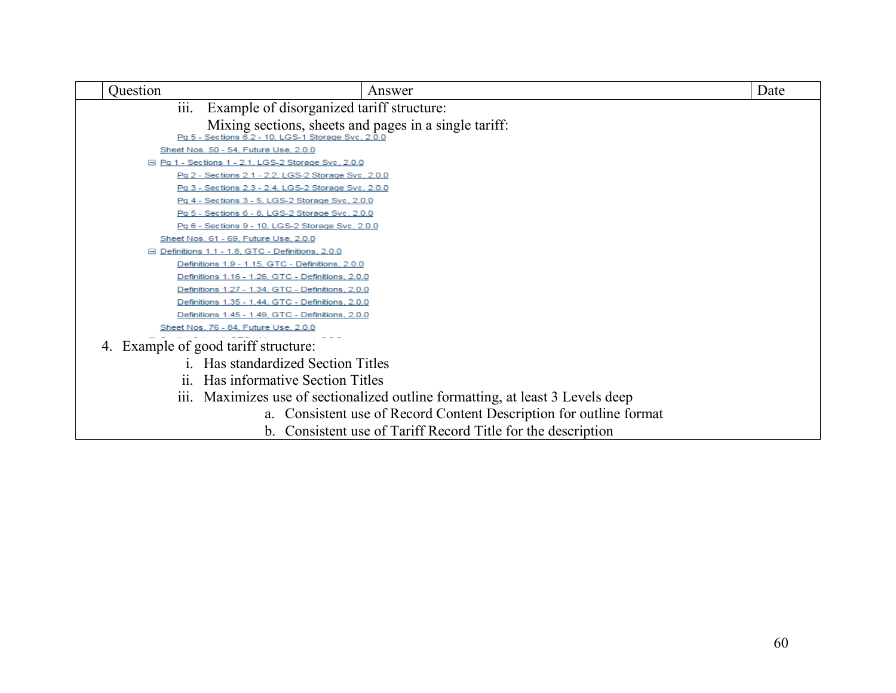| | Question | Answer | Date |
|---|---|---|---|

iii. Example of disorganized tariff structure:

Mixing sections, sheets and pages in a single tariff:

- Pg 5 - Sections 6.2 - 10, LGS-1 Storage Svc, 2.0.0
- Sheet Nos. 50 - 54, Future Use, 2.0.0
- ⊟ Pg 1 - Sections 1 - 2.1, LGS-2 Storage Svc, 2.0.0
  - Pg 2 - Sections 2.1 - 2.2, LGS-2 Storage Svc, 2.0.0
  - Pg 3 - Sections 2.3 - 2.4, LGS-2 Storage Svc, 2.0.0
  - Pg 4 - Sections 3 - 5, LGS-2 Storage Svc, 2.0.0
  - Pg 5 - Sections 6 - 8, LGS-2 Storage Svc, 2.0.0
  - Pg 6 - Sections 9 - 10, LGS-2 Storage Svc, 2.0.0
- Sheet Nos. 61 - 69, Future Use, 2.0.0
- ⊟ Definitions 1.1 - 1.8, GTC - Definitions, 2.0.0
  - Definitions 1.9 - 1.15, GTC - Definitions, 2.0.0
  - Definitions 1.16 - 1.26, GTC - Definitions, 2.0.0
  - Definitions 1.27 - 1.34, GTC - Definitions, 2.0.0
  - Definitions 1.35 - 1.44, GTC - Definitions, 2.0.0
  - Definitions 1.45 - 1.49, GTC - Definitions, 2.0.0
- Sheet Nos. 76 - 84, Future Use, 2.0.0

4. Example of good tariff structure:
   i. Has standardized Section Titles
   ii. Has informative Section Titles
   iii. Maximizes use of sectionalized outline formatting, at least 3 Levels deep
      a. Consistent use of Record Content Description for outline format
      b. Consistent use of Tariff Record Title for the description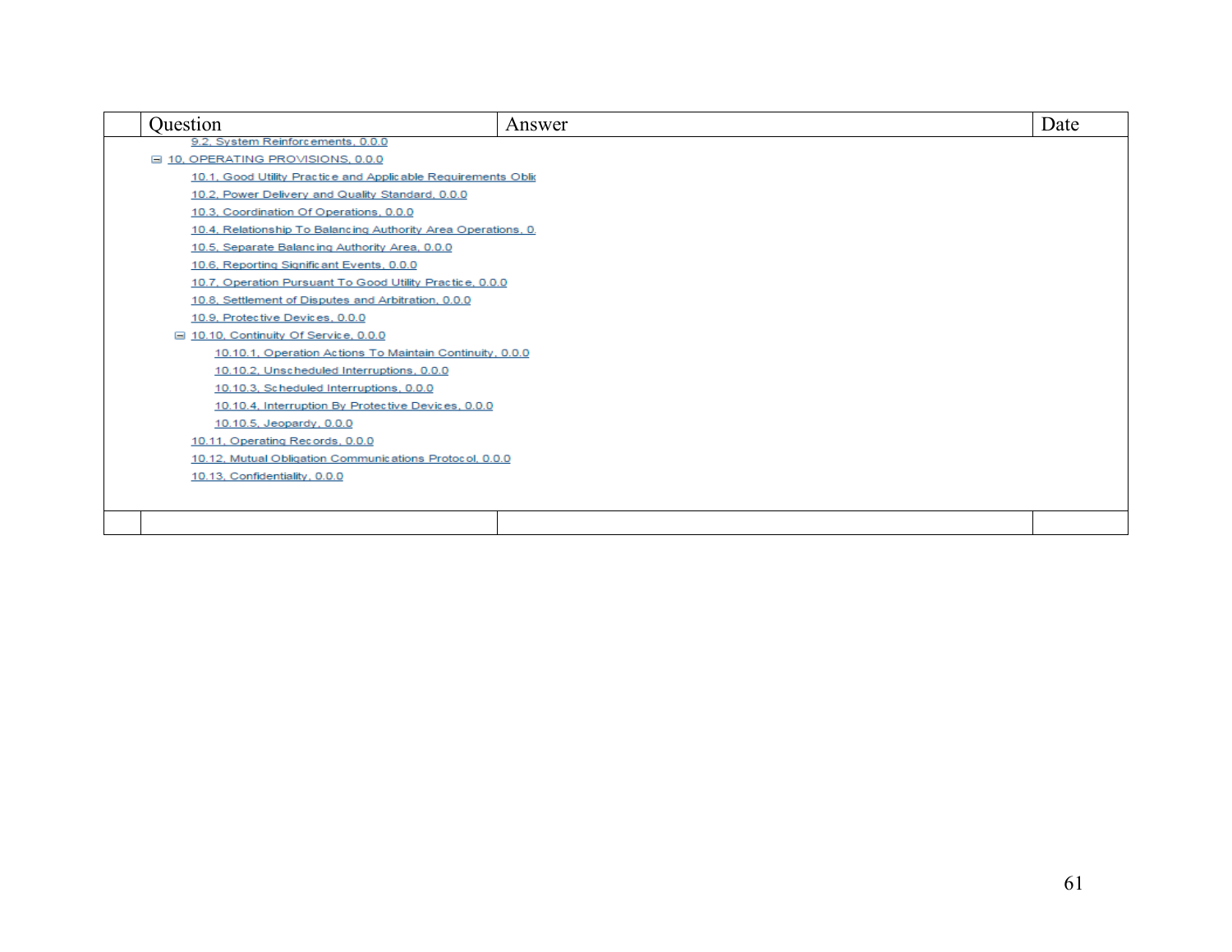| | Question | Answer | Date |
|---|---|---|---|
| | 9.2. System Reinforcements. 0.0.0<br>⊟ 10. OPERATING PROVISIONS. 0.0.0<br>10.1. Good Utility Practice and Applicable Requirements Oblig<br>10.2. Power Delivery and Quality Standard. 0.0.0<br>10.3. Coordination Of Operations. 0.0.0<br>10.4. Relationship To Balancing Authority Area Operations. 0.<br>10.5. Separate Balancing Authority Area. 0.0.0<br>10.6. Reporting Significant Events. 0.0.0<br>10.7. Operation Pursuant To Good Utility Practice. 0.0.0<br>10.8. Settlement of Disputes and Arbitration. 0.0.0<br>10.9. Protective Devices. 0.0.0<br>⊟ 10.10. Continuity Of Service. 0.0.0<br>10.10.1. Operation Actions To Maintain Continuity. 0.0.0<br>10.10.2. Unscheduled Interruptions. 0.0.0<br>10.10.3. Scheduled Interruptions. 0.0.0<br>10.10.4. Interruption By Protective Devices. 0.0.0<br>10.10.5. Jeopardy. 0.0.0<br>10.11. Operating Records. 0.0.0<br>10.12. Mutual Obligation Communications Protocol. 0.0.0<br>10.13. Confidentiality. 0.0.0 | | |
| | | | |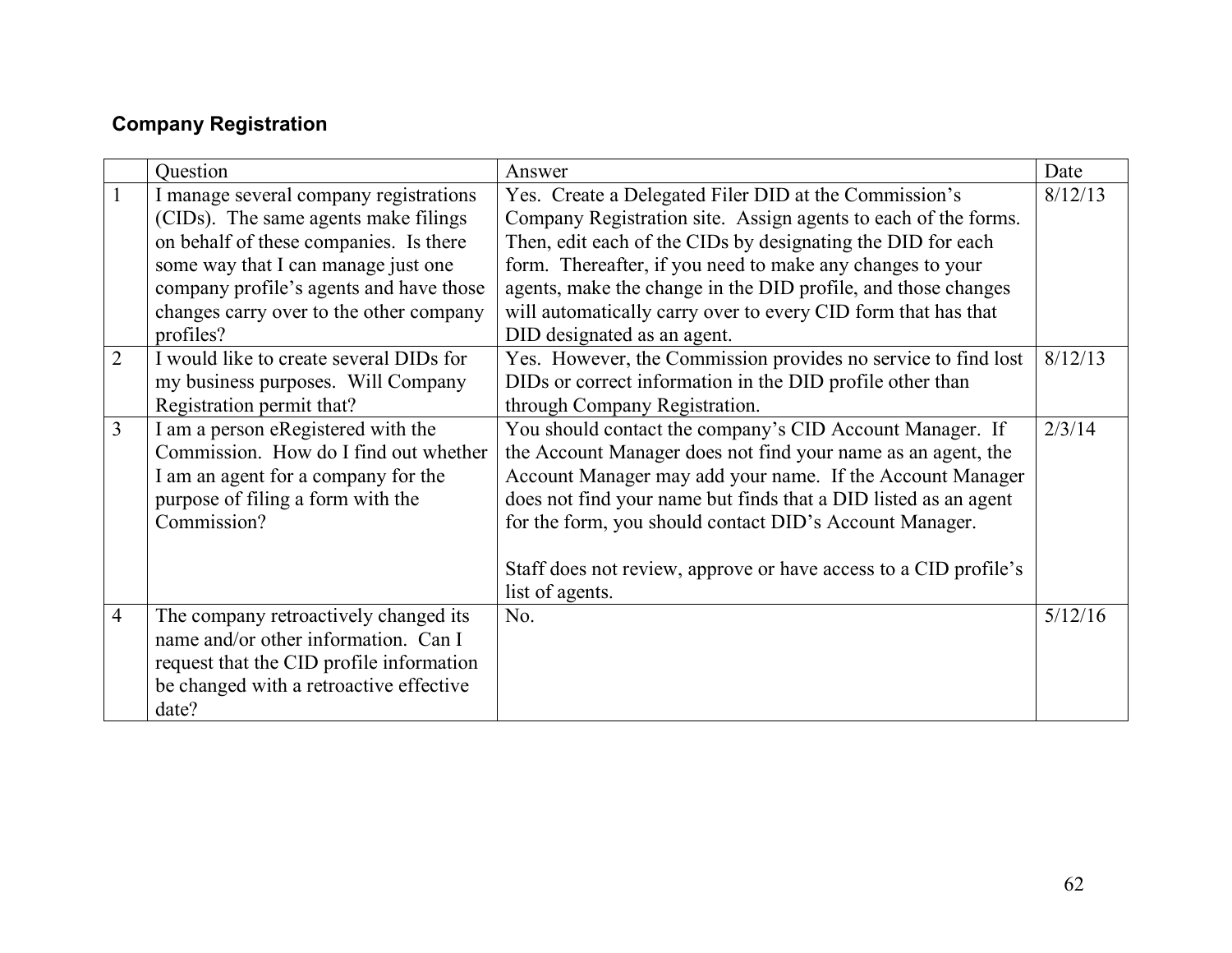## Company Registration

| | Question | Answer | Date |
|---|---|---|---|
| 1 | I manage several company registrations (CIDs). The same agents make filings on behalf of these companies. Is there some way that I can manage just one company profile's agents and have those changes carry over to the other company profiles? | Yes. Create a Delegated Filer DID at the Commission's Company Registration site. Assign agents to each of the forms. Then, edit each of the CIDs by designating the DID for each form. Thereafter, if you need to make any changes to your agents, make the change in the DID profile, and those changes will automatically carry over to every CID form that has that DID designated as an agent. | 8/12/13 |
| 2 | I would like to create several DIDs for my business purposes. Will Company Registration permit that? | Yes. However, the Commission provides no service to find lost DIDs or correct information in the DID profile other than through Company Registration. | 8/12/13 |
| 3 | I am a person eRegistered with the Commission. How do I find out whether I am an agent for a company for the purpose of filing a form with the Commission? | You should contact the company's CID Account Manager. If the Account Manager does not find your name as an agent, the Account Manager may add your name. If the Account Manager does not find your name but finds that a DID listed as an agent for the form, you should contact DID's Account Manager.<br><br>Staff does not review, approve or have access to a CID profile's list of agents. | 2/3/14 |
| 4 | The company retroactively changed its name and/or other information. Can I request that the CID profile information be changed with a retroactive effective date? | No. | 5/12/16 |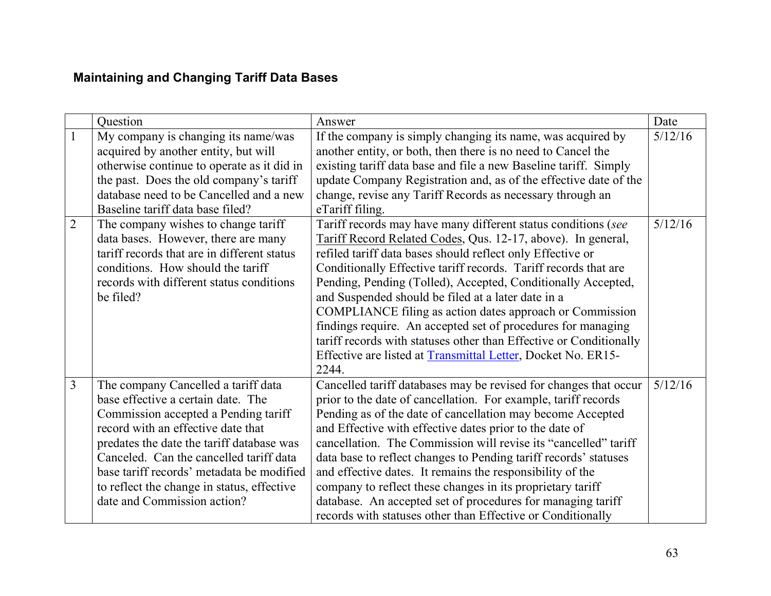**Maintaining and Changing Tariff Data Bases**

| | Question | Answer | Date |
|---|---|---|---|
| 1 | My company is changing its name/was acquired by another entity, but will otherwise continue to operate as it did in the past. Does the old company's tariff database need to be Cancelled and a new Baseline tariff data base filed? | If the company is simply changing its name, was acquired by another entity, or both, then there is no need to Cancel the existing tariff data base and file a new Baseline tariff. Simply update Company Registration and, as of the effective date of the change, revise any Tariff Records as necessary through an eTariff filing. | 5/12/16 |
| 2 | The company wishes to change tariff data bases. However, there are many tariff records that are in different status conditions. How should the tariff records with different status conditions be filed? | Tariff records may have many different status conditions (*see* Tariff Record Related Codes, Qus. 12-17, above). In general, refiled tariff data bases should reflect only Effective or Conditionally Effective tariff records. Tariff records that are Pending, Pending (Tolled), Accepted, Conditionally Accepted, and Suspended should be filed at a later date in a COMPLIANCE filing as action dates approach or Commission findings require. An accepted set of procedures for managing tariff records with statuses other than Effective or Conditionally Effective are listed at [Transmittal Letter](), Docket No. ER15-2244. | 5/12/16 |
| 3 | The company Cancelled a tariff data base effective a certain date. The Commission accepted a Pending tariff record with an effective date that predates the date the tariff database was Canceled. Can the cancelled tariff data base tariff records' metadata be modified to reflect the change in status, effective date and Commission action? | Cancelled tariff databases may be revised for changes that occur prior to the date of cancellation. For example, tariff records Pending as of the date of cancellation may become Accepted and Effective with effective dates prior to the date of cancellation. The Commission will revise its "cancelled" tariff data base to reflect changes to Pending tariff records' statuses and effective dates. It remains the responsibility of the company to reflect these changes in its proprietary tariff database. An accepted set of procedures for managing tariff records with statuses other than Effective or Conditionally | 5/12/16 |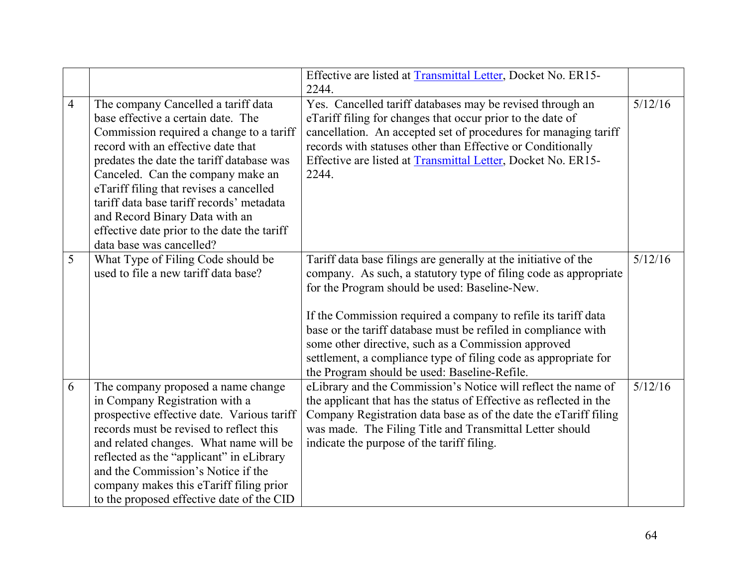| | | | |
|---|---|---|---|
| | | Effective are listed at [Transmittal Letter](Transmittal Letter), Docket No. ER15-2244. | |
| 4 | The company Cancelled a tariff data base effective a certain date. The Commission required a change to a tariff record with an effective date that predates the date the tariff database was Canceled. Can the company make an eTariff filing that revises a cancelled tariff data base tariff records' metadata and Record Binary Data with an effective date prior to the date the tariff data base was cancelled? | Yes. Cancelled tariff databases may be revised through an eTariff filing for changes that occur prior to the date of cancellation. An accepted set of procedures for managing tariff records with statuses other than Effective or Conditionally Effective are listed at [Transmittal Letter](Transmittal Letter), Docket No. ER15-2244. | 5/12/16 |
| 5 | What Type of Filing Code should be used to file a new tariff data base? | Tariff data base filings are generally at the initiative of the company. As such, a statutory type of filing code as appropriate for the Program should be used: Baseline-New.<br><br>If the Commission required a company to refile its tariff data base or the tariff database must be refiled in compliance with some other directive, such as a Commission approved settlement, a compliance type of filing code as appropriate for the Program should be used: Baseline-Refile. | 5/12/16 |
| 6 | The company proposed a name change in Company Registration with a prospective effective date. Various tariff records must be revised to reflect this and related changes. What name will be reflected as the "applicant" in eLibrary and the Commission's Notice if the company makes this eTariff filing prior to the proposed effective date of the CID | eLibrary and the Commission's Notice will reflect the name of the applicant that has the status of Effective as reflected in the Company Registration data base as of the date the eTariff filing was made. The Filing Title and Transmittal Letter should indicate the purpose of the tariff filing. | 5/12/16 |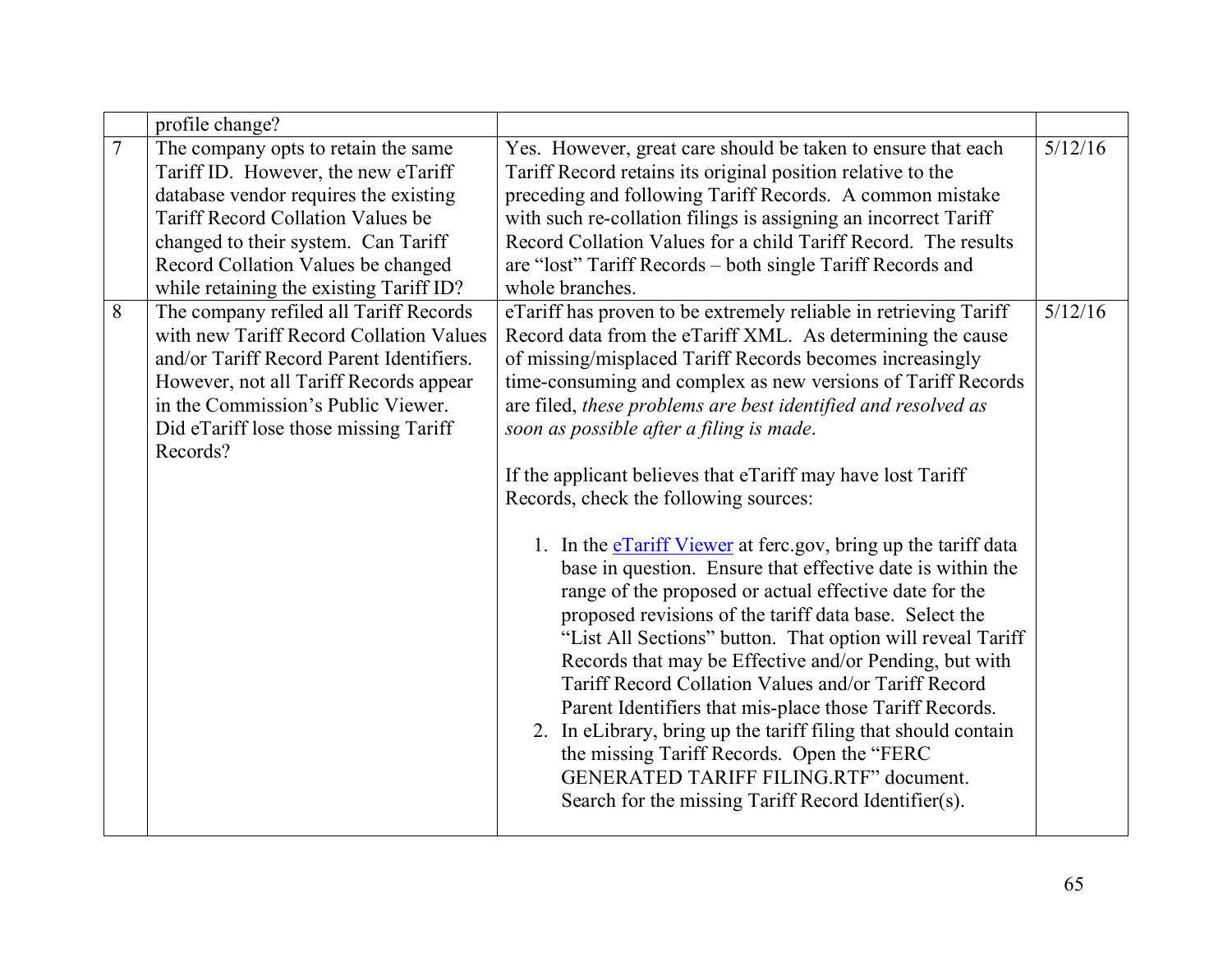| | | | |
|---|---|---|---|
| | profile change? | | |
| 7 | The company opts to retain the same Tariff ID. However, the new eTariff database vendor requires the existing Tariff Record Collation Values be changed to their system. Can Tariff Record Collation Values be changed while retaining the existing Tariff ID? | Yes. However, great care should be taken to ensure that each Tariff Record retains its original position relative to the preceding and following Tariff Records. A common mistake with such re-collation filings is assigning an incorrect Tariff Record Collation Values for a child Tariff Record. The results are "lost" Tariff Records – both single Tariff Records and whole branches. | 5/12/16 |
| 8 | The company refiled all Tariff Records with new Tariff Record Collation Values and/or Tariff Record Parent Identifiers. However, not all Tariff Records appear in the Commission's Public Viewer. Did eTariff lose those missing Tariff Records? | eTariff has proven to be extremely reliable in retrieving Tariff Record data from the eTariff XML. As determining the cause of missing/misplaced Tariff Records becomes increasingly time-consuming and complex as new versions of Tariff Records are filed, *these problems are best identified and resolved as soon as possible after a filing is made*.<br><br>If the applicant believes that eTariff may have lost Tariff Records, check the following sources:<br><br>1. In the [eTariff Viewer]() at ferc.gov, bring up the tariff data base in question. Ensure that effective date is within the range of the proposed or actual effective date for the proposed revisions of the tariff data base. Select the "List All Sections" button. That option will reveal Tariff Records that may be Effective and/or Pending, but with Tariff Record Collation Values and/or Tariff Record Parent Identifiers that mis-place those Tariff Records.<br>2. In eLibrary, bring up the tariff filing that should contain the missing Tariff Records. Open the "FERC GENERATED TARIFF FILING.RTF" document. Search for the missing Tariff Record Identifier(s). | 5/12/16 |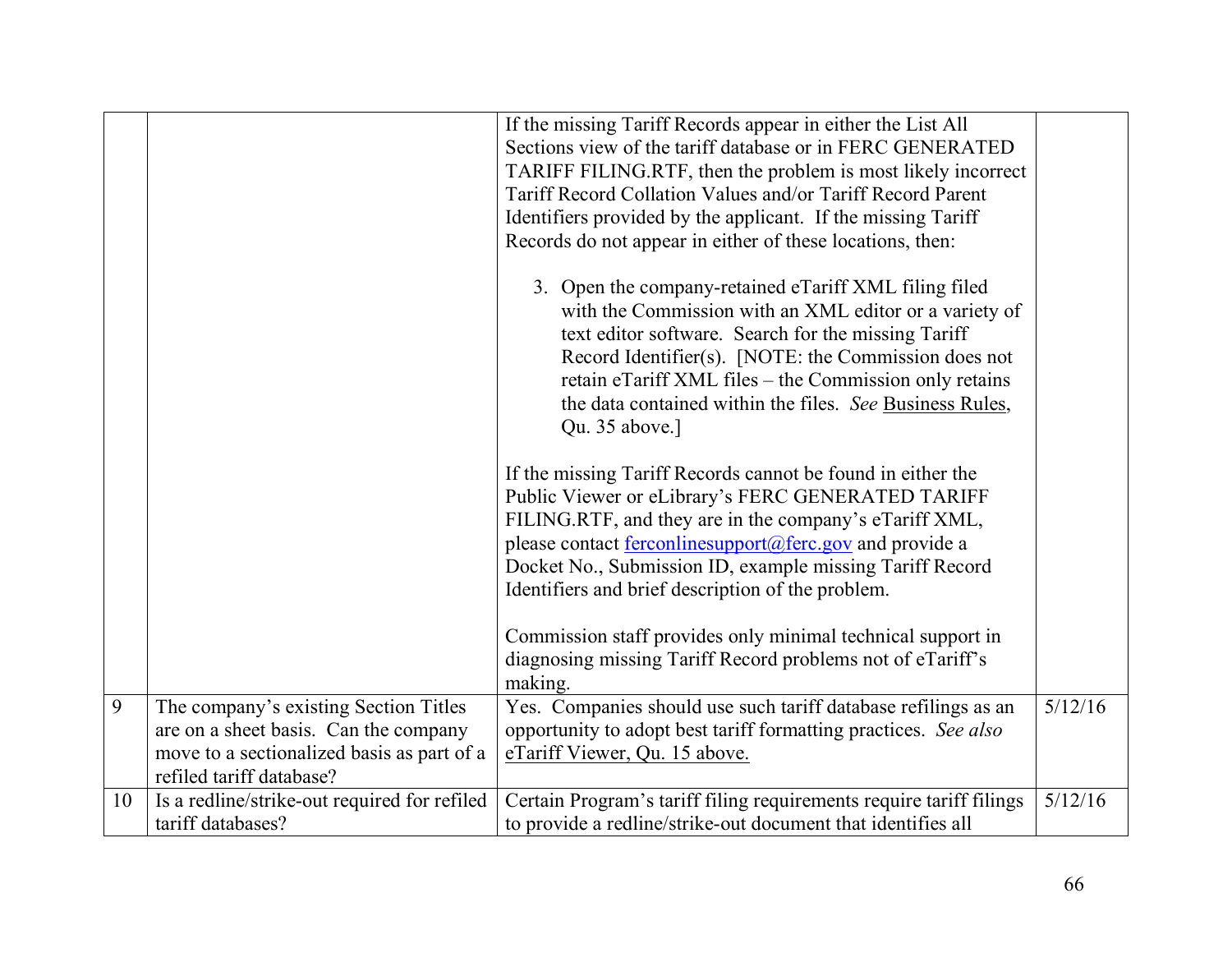| | | | |
|---|---|---|---|
| | | If the missing Tariff Records appear in either the List All Sections view of the tariff database or in FERC GENERATED TARIFF FILING.RTF, then the problem is most likely incorrect Tariff Record Collation Values and/or Tariff Record Parent Identifiers provided by the applicant. If the missing Tariff Records do not appear in either of these locations, then: <br><br> 3. Open the company-retained eTariff XML filing filed with the Commission with an XML editor or a variety of text editor software. Search for the missing Tariff Record Identifier(s). [NOTE: the Commission does not retain eTariff XML files – the Commission only retains the data contained within the files. *See* Business Rules, Qu. 35 above.] <br><br> If the missing Tariff Records cannot be found in either the Public Viewer or eLibrary's FERC GENERATED TARIFF FILING.RTF, and they are in the company's eTariff XML, please contact ferconlinesupport@ferc.gov and provide a Docket No., Submission ID, example missing Tariff Record Identifiers and brief description of the problem. <br><br> Commission staff provides only minimal technical support in diagnosing missing Tariff Record problems not of eTariff's making. | |
| 9 | The company's existing Section Titles are on a sheet basis. Can the company move to a sectionalized basis as part of a refiled tariff database? | Yes. Companies should use such tariff database refilings as an opportunity to adopt best tariff formatting practices. *See also* eTariff Viewer, Qu. 15 above. | 5/12/16 |
| 10 | Is a redline/strike-out required for refiled tariff databases? | Certain Program's tariff filing requirements require tariff filings to provide a redline/strike-out document that identifies all | 5/12/16 |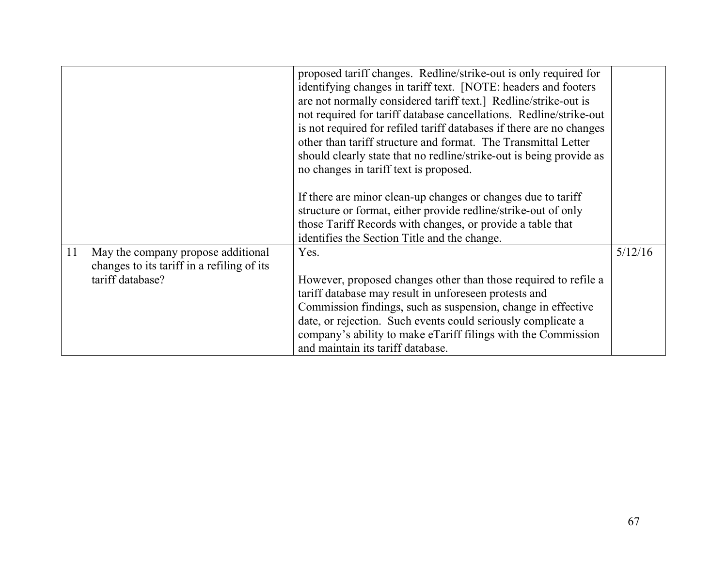| | | | |
|---|---|---|---|
| | | proposed tariff changes. Redline/strike-out is only required for identifying changes in tariff text. [NOTE: headers and footers are not normally considered tariff text.] Redline/strike-out is not required for tariff database cancellations. Redline/strike-out is not required for refiled tariff databases if there are no changes other than tariff structure and format. The Transmittal Letter should clearly state that no redline/strike-out is being provide as no changes in tariff text is proposed.<br><br>If there are minor clean-up changes or changes due to tariff structure or format, either provide redline/strike-out of only those Tariff Records with changes, or provide a table that identifies the Section Title and the change. | |
| 11 | May the company propose additional changes to its tariff in a refiling of its tariff database? | Yes.<br><br>However, proposed changes other than those required to refile a tariff database may result in unforeseen protests and Commission findings, such as suspension, change in effective date, or rejection. Such events could seriously complicate a company's ability to make eTariff filings with the Commission and maintain its tariff database. | 5/12/16 |